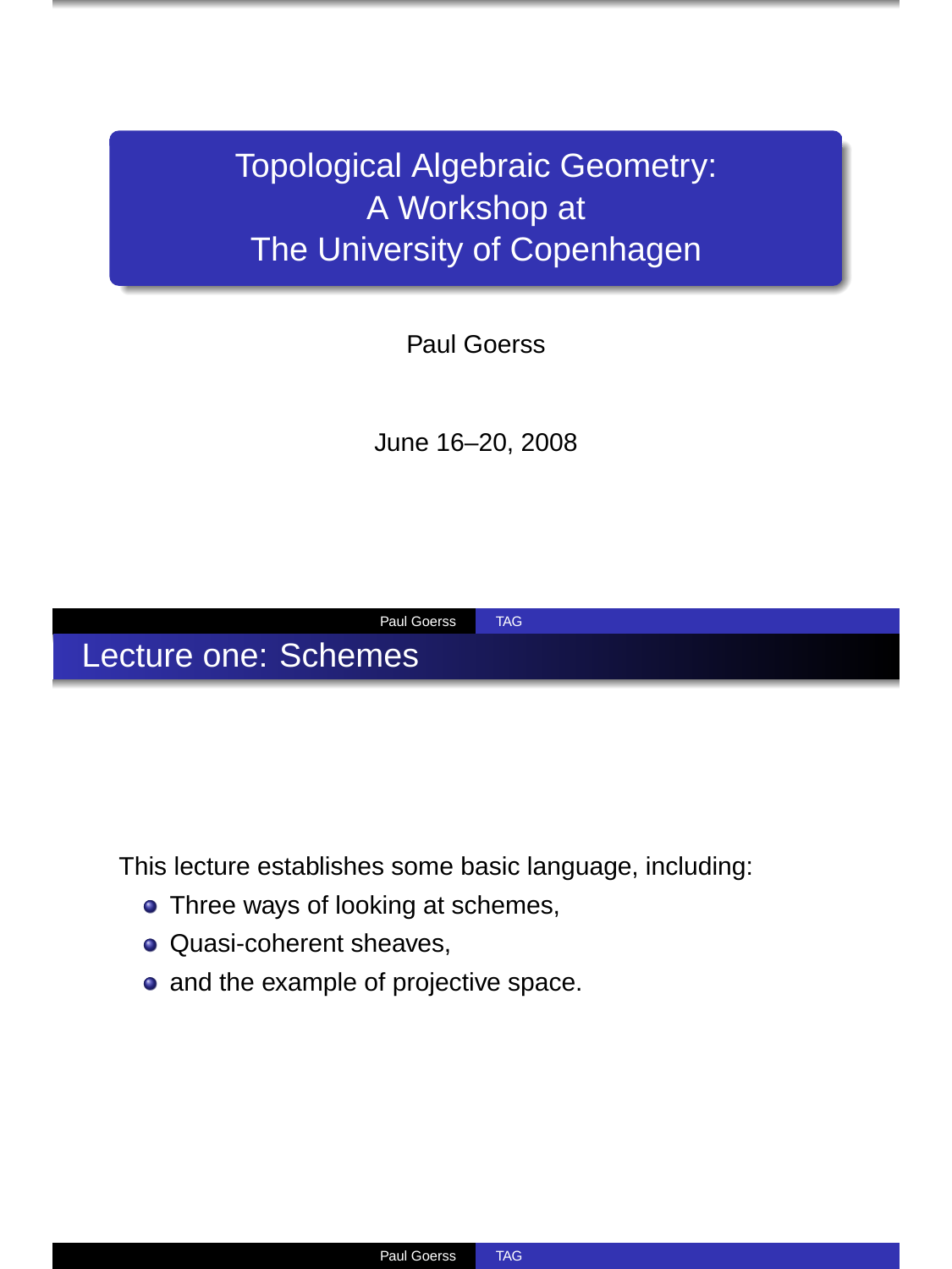# Topological Algebraic Geometry: A Workshop at The University of Copenhagen

Paul Goerss

June 16–20, 2008

## Lecture one: Schemes

This lecture establishes some basic language, including:

- Three ways of looking at schemes,
- Quasi-coherent sheaves,
- and the example of projective space.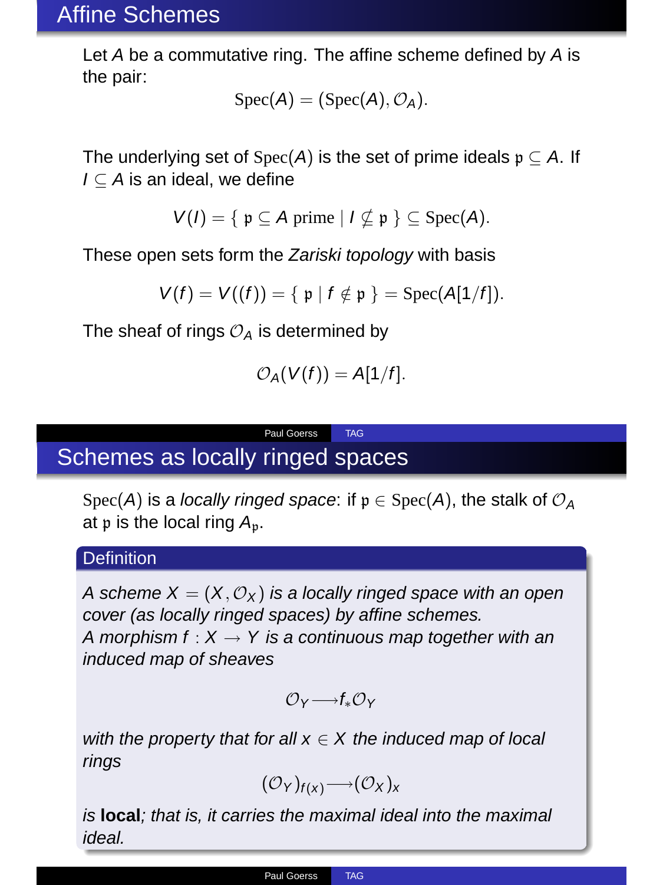# Affine Schemes

Let $A$ be a commutative ring. The affine scheme defined by $A$ is the pair:

$$\mathrm{Spec}(A) = (\mathrm{Spec}(A), \mathcal{O}_A).$$

The underlying set of $\mathrm{Spec}(A)$ is the set of prime ideals $\mathfrak{p} \subseteq A$. If $I \subseteq A$ is an ideal, we define

$$V(I) = \{\, \mathfrak{p} \subseteq A \text{ prime} \mid I \not\subseteq \mathfrak{p} \,\} \subseteq \mathrm{Spec}(A).$$

These open sets form the *Zariski topology* with basis

$$V(f) = V((f)) = \{\, \mathfrak{p} \mid f \notin \mathfrak{p} \,\} = \mathrm{Spec}(A[1/f]).$$

The sheaf of rings $\mathcal{O}_A$ is determined by

$$\mathcal{O}_A(V(f)) = A[1/f].$$

# Schemes as locally ringed spaces

$\mathrm{Spec}(A)$ is a *locally ringed space*: if $\mathfrak{p} \in \mathrm{Spec}(A)$, the stalk of $\mathcal{O}_A$ at $\mathfrak{p}$ is the local ring $A_{\mathfrak{p}}$.

**Definition**

*A scheme $X = (X, \mathcal{O}_X)$ is a locally ringed space with an open cover (as locally ringed spaces) by affine schemes.*
*A morphism $f : X \to Y$ is a continuous map together with an induced map of sheaves*

$$\mathcal{O}_Y \longrightarrow f_*\mathcal{O}_Y$$

*with the property that for all $x \in X$ the induced map of local rings*

$$(\mathcal{O}_Y)_{f(x)} \longrightarrow (\mathcal{O}_X)_x$$

*is* **local***; that is, it carries the maximal ideal into the maximal ideal.*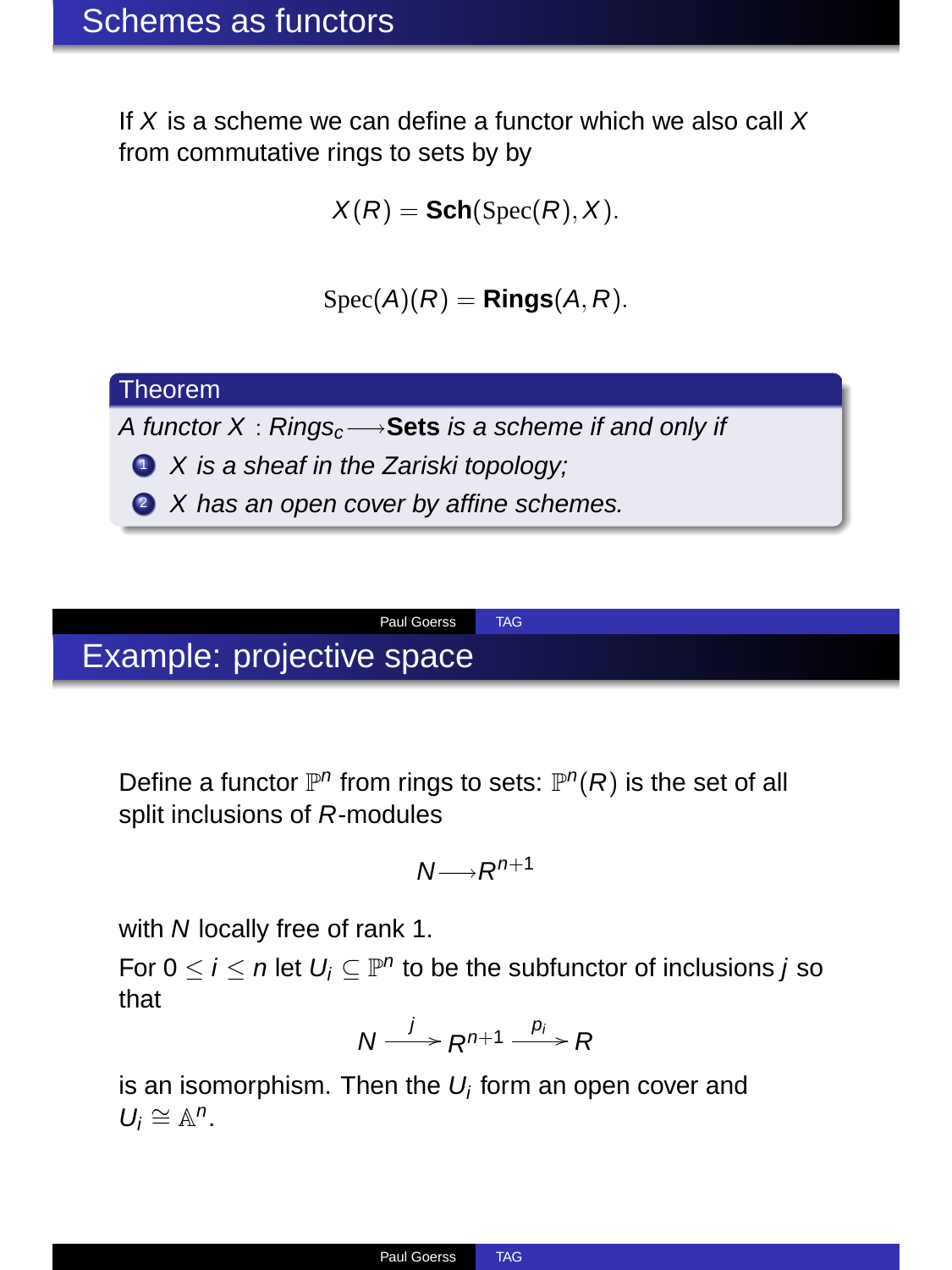## Schemes as functors

If $X$ is a scheme we can define a functor which we also call $X$ from commutative rings to sets by by

$$X(R) = \mathbf{Sch}(\mathrm{Spec}(R), X).$$

$$\mathrm{Spec}(A)(R) = \mathbf{Rings}(A, R).$$

**Theorem**

*A functor $X : Rings_c \longrightarrow \mathbf{Sets}$ is a scheme if and only if*

1. *$X$ is a sheaf in the Zariski topology;*
2. *$X$ has an open cover by affine schemes.*

## Example: projective space

Define a functor $\mathbb{P}^n$ from rings to sets: $\mathbb{P}^n(R)$ is the set of all split inclusions of $R$-modules

$$N \longrightarrow R^{n+1}$$

with $N$ locally free of rank 1.

For $0 \leq i \leq n$ let $U_i \subseteq \mathbb{P}^n$ to be the subfunctor of inclusions $j$ so that

$$N \xrightarrow{j} R^{n+1} \xrightarrow{p_i} R$$

is an isomorphism. Then the $U_i$ form an open cover and $U_i \cong \mathbb{A}^n$.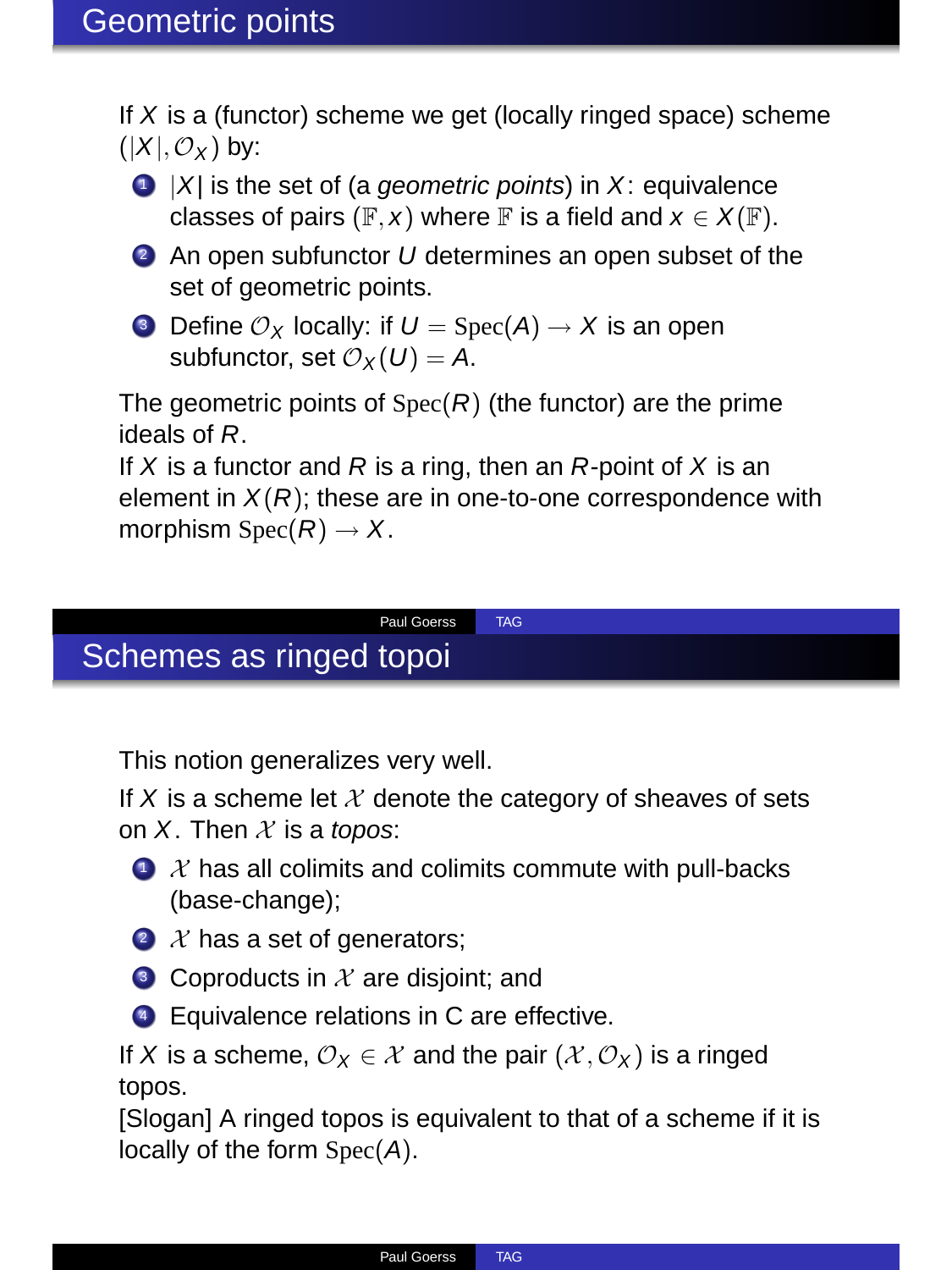## Geometric points

If $X$ is a (functor) scheme we get (locally ringed space) scheme $(|X|, \mathcal{O}_X)$ by:

1. $|X|$ is the set of (a *geometric points*) in $X$: equivalence classes of pairs $(\mathbb{F}, x)$ where $\mathbb{F}$ is a field and $x \in X(\mathbb{F})$.
2. An open subfunctor $U$ determines an open subset of the set of geometric points.
3. Define $\mathcal{O}_X$ locally: if $U = \mathrm{Spec}(A) \to X$ is an open subfunctor, set $\mathcal{O}_X(U) = A$.

The geometric points of $\mathrm{Spec}(R)$ (the functor) are the prime ideals of $R$.

If $X$ is a functor and $R$ is a ring, then an $R$-point of $X$ is an element in $X(R)$; these are in one-to-one correspondence with morphism $\mathrm{Spec}(R) \to X$.

## Schemes as ringed topoi

This notion generalizes very well.

If $X$ is a scheme let $\mathcal{X}$ denote the category of sheaves of sets on $X$. Then $\mathcal{X}$ is a *topos*:

1. $\mathcal{X}$ has all colimits and colimits commute with pull-backs (base-change);
2. $\mathcal{X}$ has a set of generators;
3. Coproducts in $\mathcal{X}$ are disjoint; and
4. Equivalence relations in C are effective.

If $X$ is a scheme, $\mathcal{O}_X \in \mathcal{X}$ and the pair $(\mathcal{X}, \mathcal{O}_X)$ is a ringed topos.

[Slogan] A ringed topos is equivalent to that of a scheme if it is locally of the form $\mathrm{Spec}(A)$.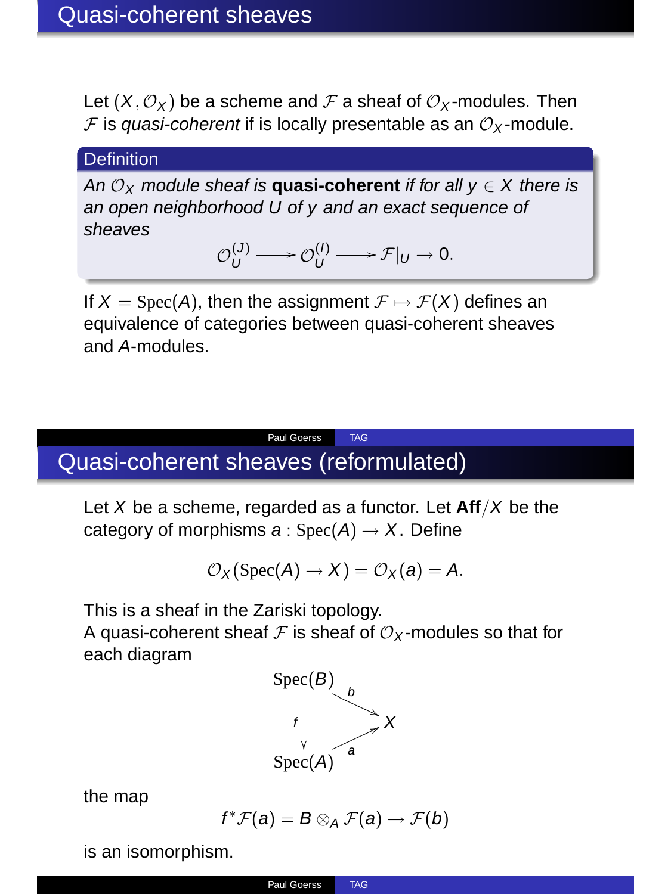# Quasi-coherent sheaves

Let $(X, \mathcal{O}_X)$ be a scheme and $\mathcal{F}$ a sheaf of $\mathcal{O}_X$-modules. Then $\mathcal{F}$ is *quasi-coherent* if is locally presentable as an $\mathcal{O}_X$-module.

**Definition**

*An $\mathcal{O}_X$ module sheaf is* **quasi-coherent** *if for all $y \in X$ there is an open neighborhood $U$ of $y$ and an exact sequence of sheaves*

$$\mathcal{O}_U^{(J)} \longrightarrow \mathcal{O}_U^{(I)} \longrightarrow \mathcal{F}|_U \to 0.$$

If $X = \mathrm{Spec}(A)$, then the assignment $\mathcal{F} \mapsto \mathcal{F}(X)$ defines an equivalence of categories between quasi-coherent sheaves and $A$-modules.

# Quasi-coherent sheaves (reformulated)

Let $X$ be a scheme, regarded as a functor. Let $\mathbf{Aff}/X$ be the category of morphisms $a : \mathrm{Spec}(A) \to X$. Define

$$\mathcal{O}_X(\mathrm{Spec}(A) \to X) = \mathcal{O}_X(a) = A.$$

This is a sheaf in the Zariski topology.

A quasi-coherent sheaf $\mathcal{F}$ is sheaf of $\mathcal{O}_X$-modules so that for each diagram

$$\begin{array}{ccc} \mathrm{Spec}(B) & & \\ & \searrow^{b} & \\ \downarrow f & & X \\ & \nearrow_{a} & \\ \mathrm{Spec}(A) & & \end{array}$$

the map

$$f^*\mathcal{F}(a) = B \otimes_A \mathcal{F}(a) \to \mathcal{F}(b)$$

is an isomorphism.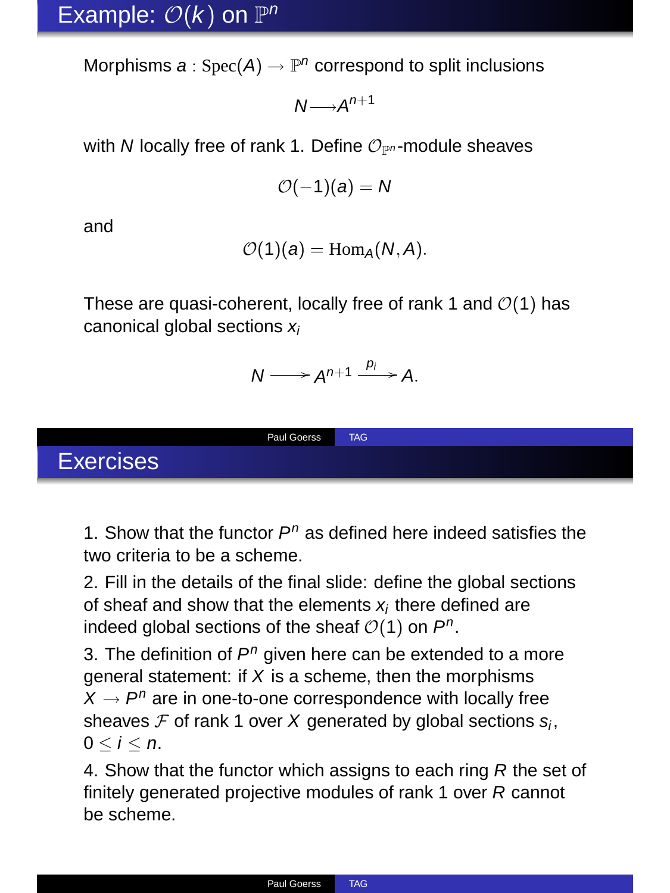## Example: $\mathcal{O}(k)$ on $\mathbb{P}^n$

Morphisms $a : \mathrm{Spec}(A) \to \mathbb{P}^n$ correspond to split inclusions

$$N \longrightarrow A^{n+1}$$

with $N$ locally free of rank 1. Define $\mathcal{O}_{\mathbb{P}^n}$-module sheaves

$$\mathcal{O}(-1)(a) = N$$

and

$$\mathcal{O}(1)(a) = \mathrm{Hom}_A(N, A).$$

These are quasi-coherent, locally free of rank 1 and $\mathcal{O}(1)$ has canonical global sections $x_i$

$$N \longrightarrow A^{n+1} \xrightarrow{p_i} A.$$

## Exercises

1. Show that the functor $P^n$ as defined here indeed satisfies the two criteria to be a scheme.

2. Fill in the details of the final slide: define the global sections of sheaf and show that the elements $x_i$ there defined are indeed global sections of the sheaf $\mathcal{O}(1)$ on $P^n$.

3. The definition of $P^n$ given here can be extended to a more general statement: if $X$ is a scheme, then the morphisms $X \to P^n$ are in one-to-one correspondence with locally free sheaves $\mathcal{F}$ of rank 1 over $X$ generated by global sections $s_i$, $0 \leq i \leq n$.

4. Show that the functor which assigns to each ring $R$ the set of finitely generated projective modules of rank 1 over $R$ cannot be scheme.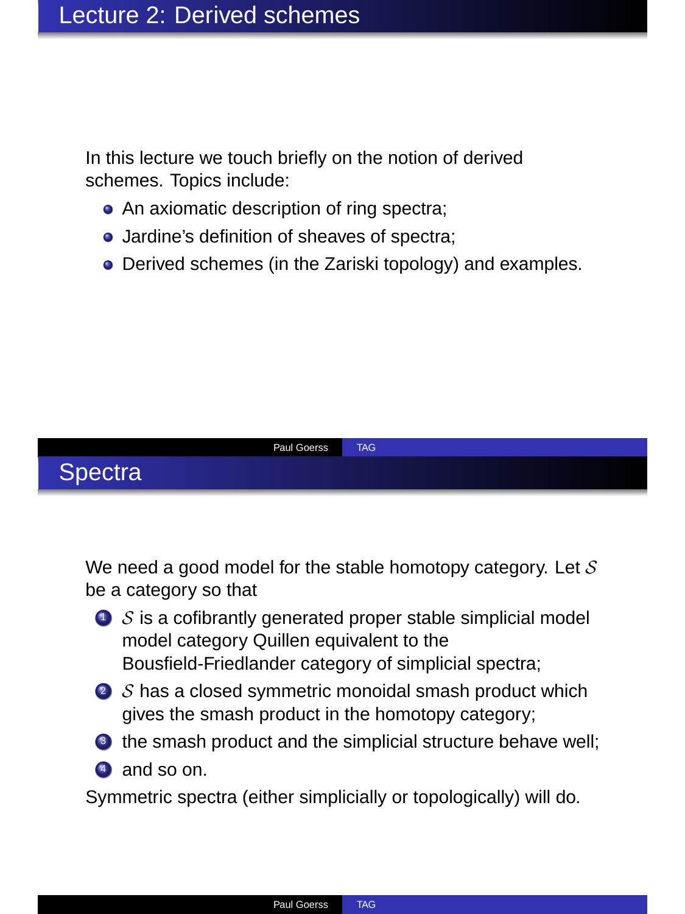## Lecture 2: Derived schemes

In this lecture we touch briefly on the notion of derived schemes. Topics include:

- An axiomatic description of ring spectra;
- Jardine's definition of sheaves of spectra;
- Derived schemes (in the Zariski topology) and examples.

## Spectra

We need a good model for the stable homotopy category. Let $\mathcal{S}$ be a category so that

1. $\mathcal{S}$ is a cofibrantly generated proper stable simplicial model model category Quillen equivalent to the Bousfield-Friedlander category of simplicial spectra;
2. $\mathcal{S}$ has a closed symmetric monoidal smash product which gives the smash product in the homotopy category;
3. the smash product and the simplicial structure behave well;
4. and so on.

Symmetric spectra (either simplicially or topologically) will do.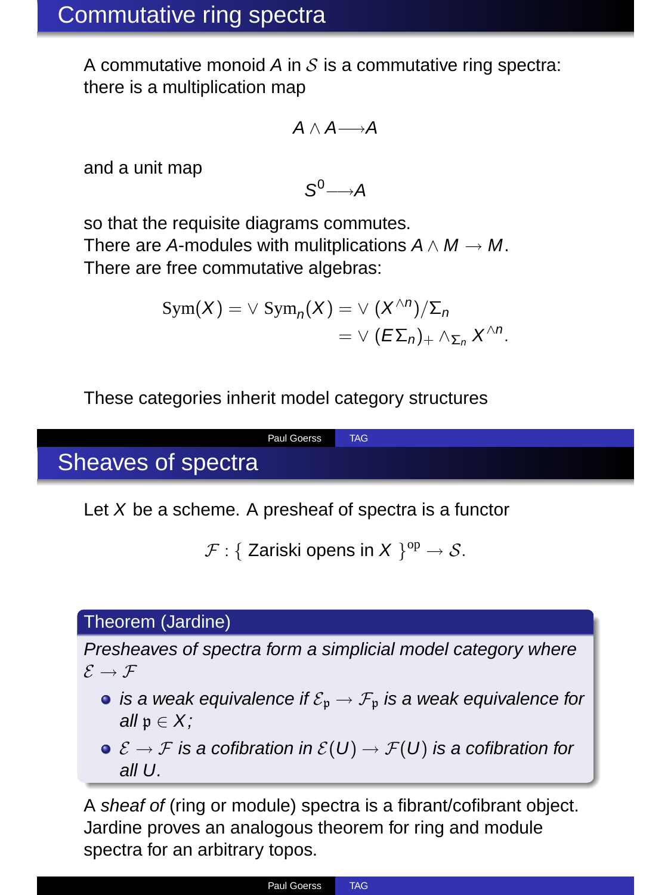## Commutative ring spectra

A commutative monoid $A$ in $\mathcal{S}$ is a commutative ring spectra: there is a multiplication map

$$A \wedge A \longrightarrow A$$

and a unit map

$$S^0 \longrightarrow A$$

so that the requisite diagrams commutes.
There are $A$-modules with mulitplications $A \wedge M \to M$.
There are free commutative algebras:

$$\begin{aligned} \mathrm{Sym}(X) = \vee\, \mathrm{Sym}_n(X) &= \vee\, (X^{\wedge n})/\Sigma_n \\ &= \vee\, (E\Sigma_n)_+ \wedge_{\Sigma_n} X^{\wedge n}. \end{aligned}$$

These categories inherit model category structures

## Sheaves of spectra

Let $X$ be a scheme. A presheaf of spectra is a functor

$$\mathcal{F} : \{ \text{ Zariski opens in } X \ \}^{\mathrm{op}} \to \mathcal{S}.$$

**Theorem (Jardine)**

*Presheaves of spectra form a simplicial model category where $\mathcal{E} \to \mathcal{F}$*

- *is a weak equivalence if $\mathcal{E}_{\mathfrak{p}} \to \mathcal{F}_{\mathfrak{p}}$ is a weak equivalence for all $\mathfrak{p} \in X$;*
- *$\mathcal{E} \to \mathcal{F}$ is a cofibration in $\mathcal{E}(U) \to \mathcal{F}(U)$ is a cofibration for all $U$.*

A *sheaf of* (ring or module) spectra is a fibrant/cofibrant object. Jardine proves an analogous theorem for ring and module spectra for an arbitrary topos.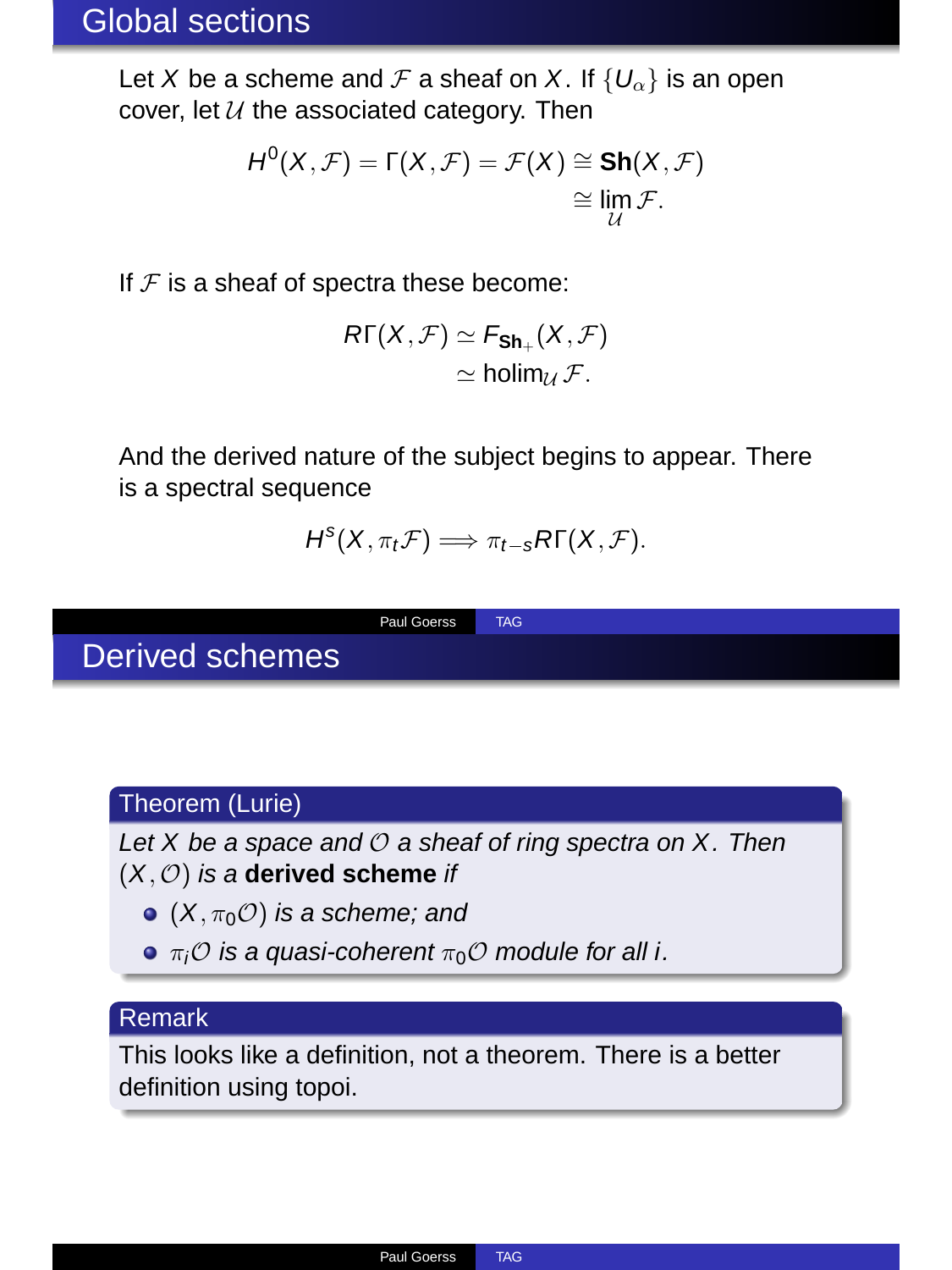## Global sections

Let $X$ be a scheme and $\mathcal{F}$ a sheaf on $X$. If $\{U_\alpha\}$ is an open cover, let $\mathcal{U}$ the associated category. Then

$$\begin{aligned} H^0(X,\mathcal{F}) = \Gamma(X,\mathcal{F}) = \mathcal{F}(X) &\cong \mathbf{Sh}(X,\mathcal{F}) \\ &\cong \lim_{\mathcal{U}} \mathcal{F}. \end{aligned}$$

If $\mathcal{F}$ is a sheaf of spectra these become:

$$\begin{aligned} R\Gamma(X,\mathcal{F}) &\simeq F_{\mathbf{Sh}_+}(X,\mathcal{F}) \\ &\simeq \operatorname{holim}_{\mathcal{U}} \mathcal{F}. \end{aligned}$$

And the derived nature of the subject begins to appear. There is a spectral sequence

$$H^s(X,\pi_t\mathcal{F}) \Longrightarrow \pi_{t-s}R\Gamma(X,\mathcal{F}).$$

## Derived schemes

**Theorem (Lurie)**

*Let $X$ be a space and $\mathcal{O}$ a sheaf of ring spectra on $X$. Then $(X,\mathcal{O})$ is a* **derived scheme** *if*

- *$(X,\pi_0\mathcal{O})$ is a scheme; and*
- *$\pi_i\mathcal{O}$ is a quasi-coherent $\pi_0\mathcal{O}$ module for all $i$.*

**Remark**

This looks like a definition, not a theorem. There is a better definition using topoi.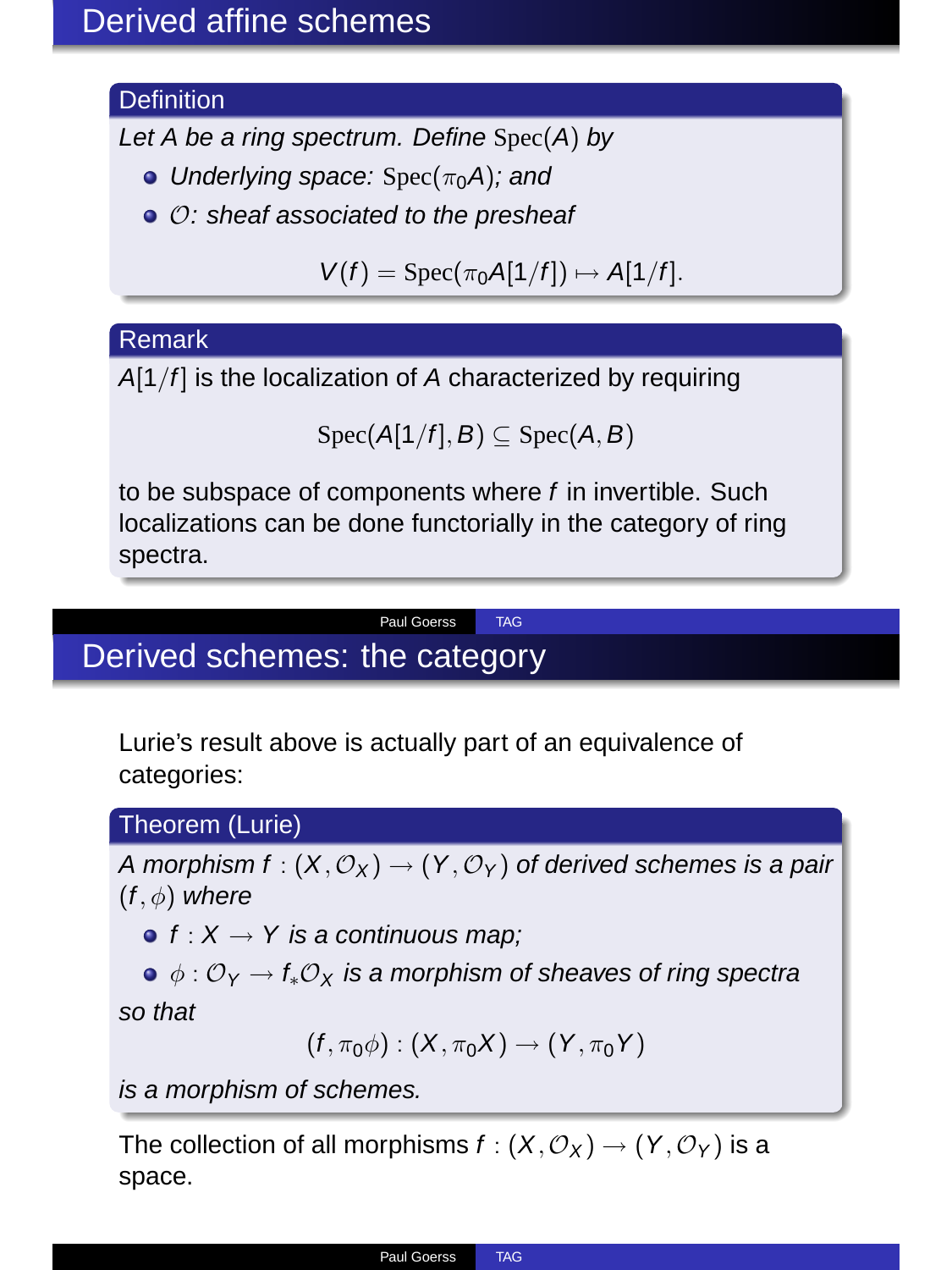# Derived affine schemes

**Definition**

*Let $A$ be a ring spectrum. Define $\mathrm{Spec}(A)$ by*

- *Underlying space: $\mathrm{Spec}(\pi_0 A)$; and*
- *$\mathcal{O}$: sheaf associated to the presheaf*

$$V(f) = \mathrm{Spec}(\pi_0 A[1/f]) \mapsto A[1/f].$$

**Remark**

$A[1/f]$ is the localization of $A$ characterized by requiring

$$\mathrm{Spec}(A[1/f], B) \subseteq \mathrm{Spec}(A, B)$$

to be subspace of components where $f$ in invertible. Such localizations can be done functorially in the category of ring spectra.

# Derived schemes: the category

Lurie's result above is actually part of an equivalence of categories:

**Theorem (Lurie)**

*A morphism $f : (X, \mathcal{O}_X) \to (Y, \mathcal{O}_Y)$ of derived schemes is a pair $(f, \phi)$ where*

- *$f : X \to Y$ is a continuous map;*
- *$\phi : \mathcal{O}_Y \to f_* \mathcal{O}_X$ is a morphism of sheaves of ring spectra*

*so that*

$$(f, \pi_0 \phi) : (X, \pi_0 X) \to (Y, \pi_0 Y)$$

*is a morphism of schemes.*

The collection of all morphisms $f : (X, \mathcal{O}_X) \to (Y, \mathcal{O}_Y)$ is a space.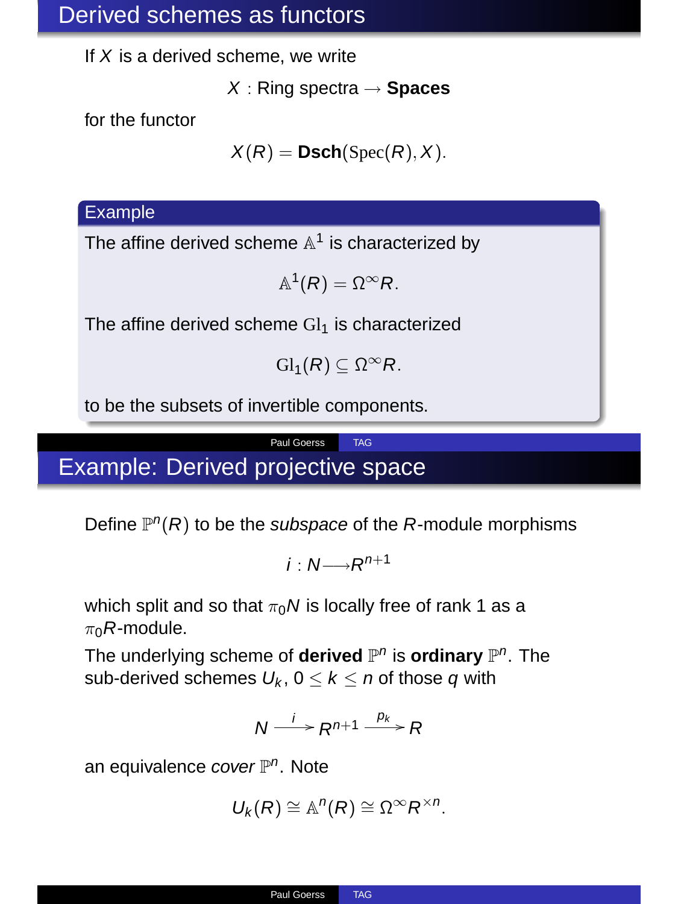# Derived schemes as functors

If $X$ is a derived scheme, we write

$$X : \text{Ring spectra} \to \textbf{Spaces}$$

for the functor

$$X(R) = \textbf{Dsch}(\mathrm{Spec}(R), X).$$

**Example**

The affine derived scheme $\mathbb{A}^1$ is characterized by

$$\mathbb{A}^1(R) = \Omega^\infty R.$$

The affine derived scheme $\mathrm{Gl}_1$ is characterized

$$\mathrm{Gl}_1(R) \subseteq \Omega^\infty R.$$

to be the subsets of invertible components.

# Example: Derived projective space

Define $\mathbb{P}^n(R)$ to be the *subspace* of the $R$-module morphisms

$$i : N \longrightarrow R^{n+1}$$

which split and so that $\pi_0 N$ is locally free of rank 1 as a $\pi_0 R$-module.

The underlying scheme of **derived** $\mathbb{P}^n$ is **ordinary** $\mathbb{P}^n$. The sub-derived schemes $U_k$, $0 \leq k \leq n$ of those $q$ with

$$N \xrightarrow{\ i\ } R^{n+1} \xrightarrow{\ p_k\ } R$$

an equivalence *cover* $\mathbb{P}^n$. Note

$$U_k(R) \cong \mathbb{A}^n(R) \cong \Omega^\infty R^{\times n}.$$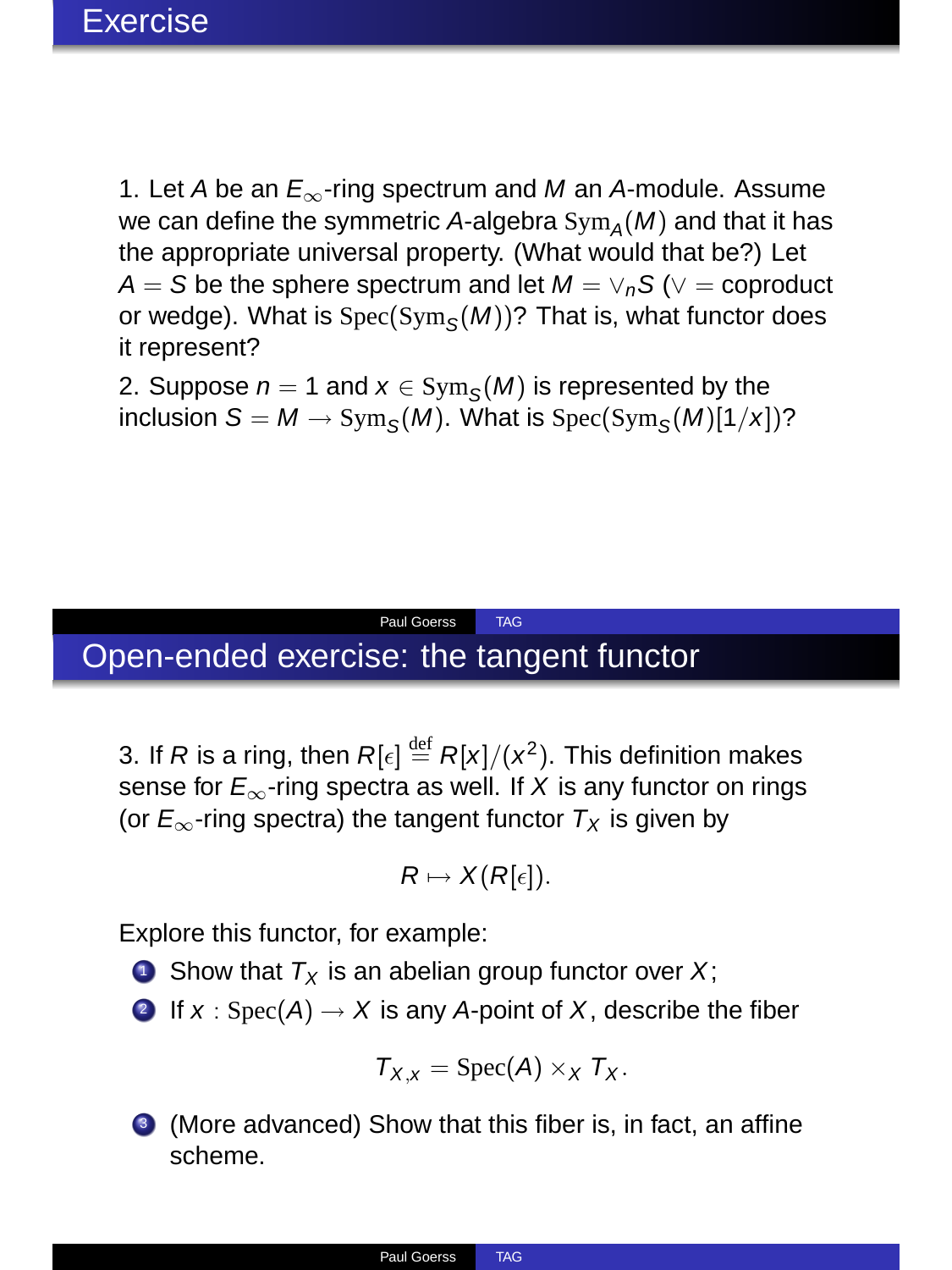## Exercise

1. Let $A$ be an $E_\infty$-ring spectrum and $M$ an $A$-module. Assume we can define the symmetric $A$-algebra $\mathrm{Sym}_A(M)$ and that it has the appropriate universal property. (What would that be?) Let $A = S$ be the sphere spectrum and let $M = \vee_n S$ ($\vee =$ coproduct or wedge). What is $\mathrm{Spec}(\mathrm{Sym}_S(M))$? That is, what functor does it represent?

2. Suppose $n = 1$ and $x \in \mathrm{Sym}_S(M)$ is represented by the inclusion $S = M \to \mathrm{Sym}_S(M)$. What is $\mathrm{Spec}(\mathrm{Sym}_S(M)[1/x])$?

## Open-ended exercise: the tangent functor

3. If $R$ is a ring, then $R[\epsilon] \overset{\text{def}}{=} R[x]/(x^2)$. This definition makes sense for $E_\infty$-ring spectra as well. If $X$ is any functor on rings (or $E_\infty$-ring spectra) the tangent functor $T_X$ is given by

$$R \mapsto X(R[\epsilon]).$$

Explore this functor, for example:

1. Show that $T_X$ is an abelian group functor over $X$;
2. If $x : \mathrm{Spec}(A) \to X$ is any $A$-point of $X$, describe the fiber
$$T_{X,x} = \mathrm{Spec}(A) \times_X T_X.$$
3. (More advanced) Show that this fiber is, in fact, an affine scheme.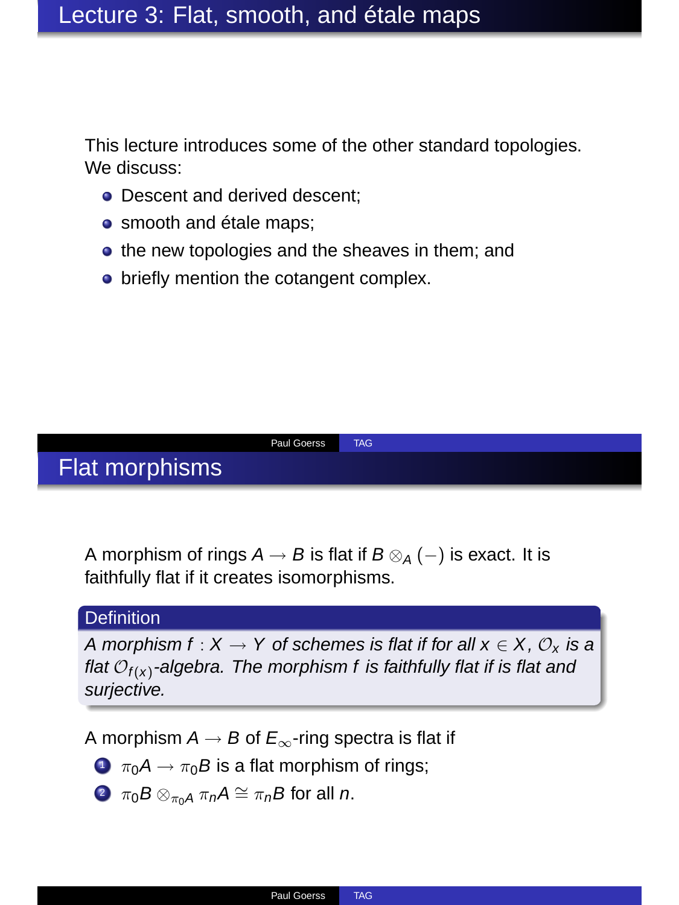# Lecture 3: Flat, smooth, and étale maps

This lecture introduces some of the other standard topologies. We discuss:

- Descent and derived descent;
- smooth and étale maps;
- the new topologies and the sheaves in them; and
- briefly mention the cotangent complex.

# Flat morphisms

A morphism of rings $A \to B$ is flat if $B \otimes_A (-)$ is exact. It is faithfully flat if it creates isomorphisms.

**Definition**

*A morphism $f : X \to Y$ of schemes is flat if for all $x \in X$, $\mathcal{O}_x$ is a flat $\mathcal{O}_{f(x)}$-algebra. The morphism $f$ is faithfully flat if is flat and surjective.*

A morphism $A \to B$ of $E_\infty$-ring spectra is flat if

1. $\pi_0 A \to \pi_0 B$ is a flat morphism of rings;
2. $\pi_0 B \otimes_{\pi_0 A} \pi_n A \cong \pi_n B$ for all $n$.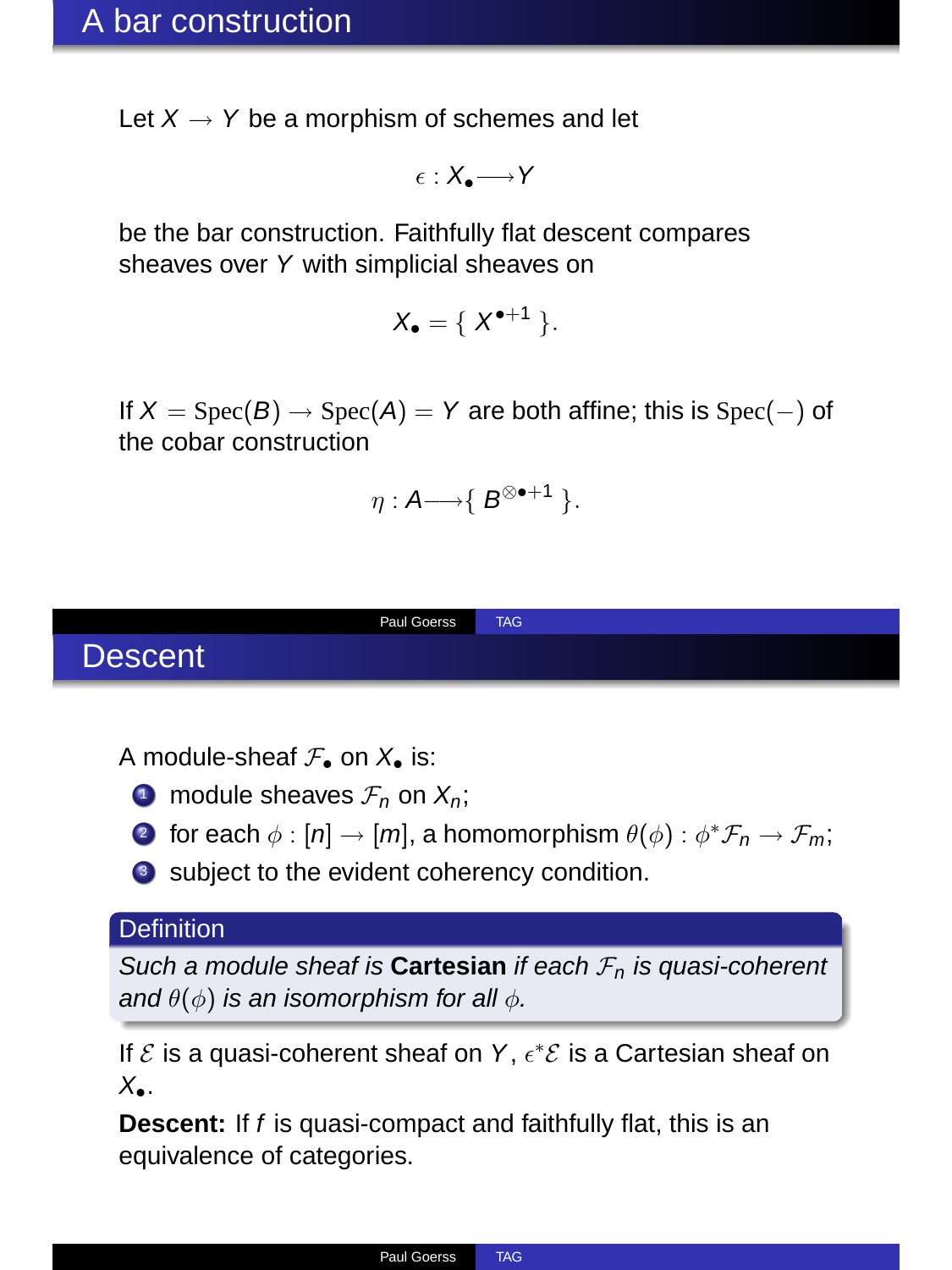# A bar construction

Let $X \to Y$ be a morphism of schemes and let

$$\epsilon : X_\bullet \longrightarrow Y$$

be the bar construction. Faithfully flat descent compares sheaves over $Y$ with simplicial sheaves on

$$X_\bullet = \{ X^{\bullet+1} \}.$$

If $X = \mathrm{Spec}(B) \to \mathrm{Spec}(A) = Y$ are both affine; this is $\mathrm{Spec}(-)$ of the cobar construction

$$\eta : A \longrightarrow \{ B^{\otimes \bullet+1} \}.$$

# Descent

A module-sheaf $\mathcal{F}_\bullet$ on $X_\bullet$ is:

1. module sheaves $\mathcal{F}_n$ on $X_n$;
2. for each $\phi : [n] \to [m]$, a homomorphism $\theta(\phi) : \phi^* \mathcal{F}_n \to \mathcal{F}_m$;
3. subject to the evident coherency condition.

**Definition**

*Such a module sheaf is* **Cartesian** *if each $\mathcal{F}_n$ is quasi-coherent and $\theta(\phi)$ is an isomorphism for all $\phi$.*

If $\mathcal{E}$ is a quasi-coherent sheaf on $Y$, $\epsilon^* \mathcal{E}$ is a Cartesian sheaf on $X_\bullet$.

**Descent:** If $f$ is quasi-compact and faithfully flat, this is an equivalence of categories.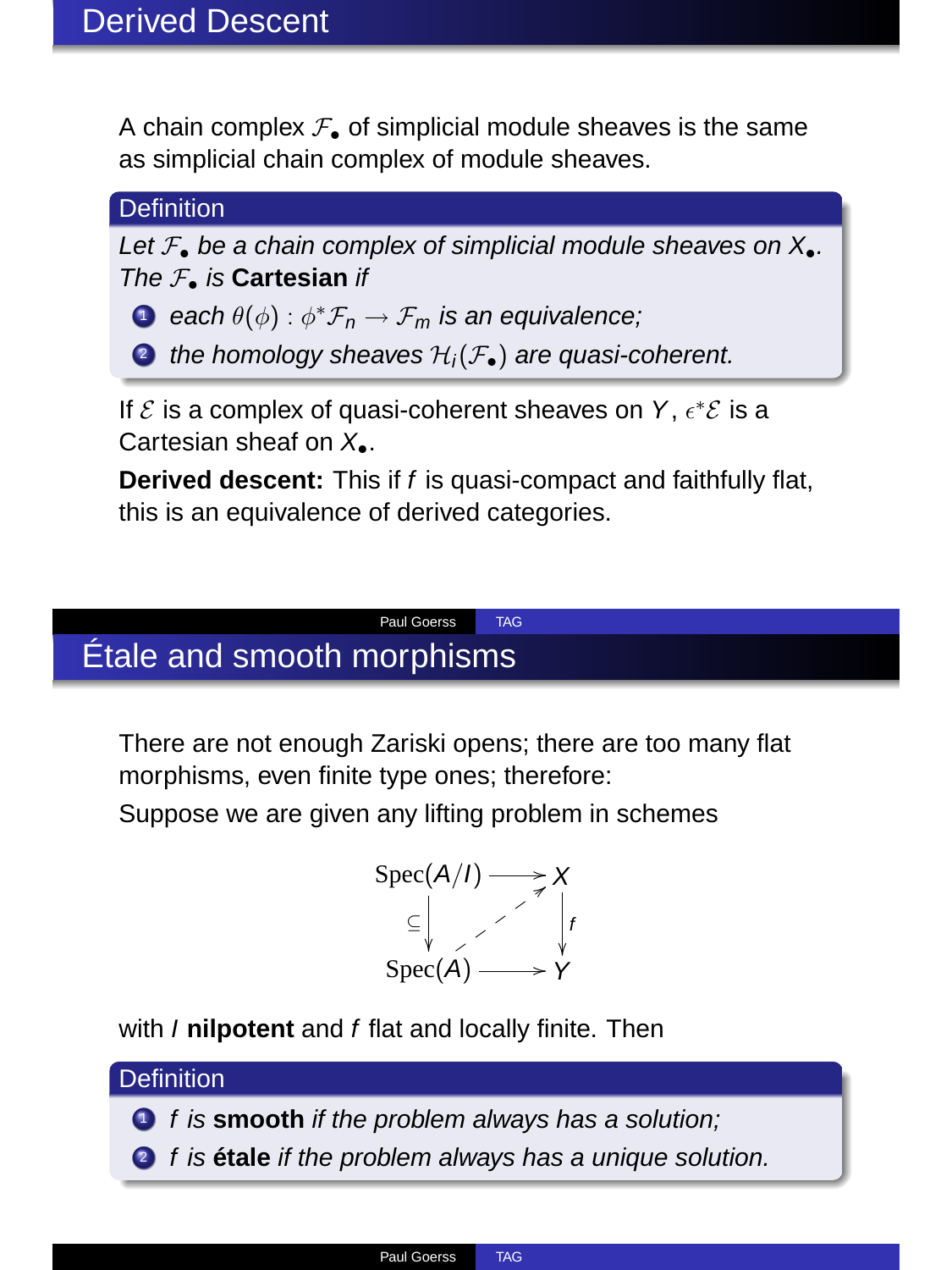# Derived Descent

A chain complex $\mathcal{F}_\bullet$ of simplicial module sheaves is the same as simplicial chain complex of module sheaves.

**Definition**

*Let $\mathcal{F}_\bullet$ be a chain complex of simplicial module sheaves on $X_\bullet$. The $\mathcal{F}_\bullet$ is* **Cartesian** *if*

1. *each $\theta(\phi) : \phi^*\mathcal{F}_n \to \mathcal{F}_m$ is an equivalence;*
2. *the homology sheaves $\mathcal{H}_i(\mathcal{F}_\bullet)$ are quasi-coherent.*

If $\mathcal{E}$ is a complex of quasi-coherent sheaves on $Y$, $\epsilon^*\mathcal{E}$ is a Cartesian sheaf on $X_\bullet$.

**Derived descent:** This if $f$ is quasi-compact and faithfully flat, this is an equivalence of derived categories.

# Étale and smooth morphisms

There are not enough Zariski opens; there are too many flat morphisms, even finite type ones; therefore:

Suppose we are given any lifting problem in schemes

$$\begin{array}{ccc} \mathrm{Spec}(A/I) & \longrightarrow & X \\ \subseteq \downarrow & \nearrow & \downarrow f \\ \mathrm{Spec}(A) & \longrightarrow & Y \end{array}$$

with $I$ **nilpotent** and $f$ flat and locally finite. Then

**Definition**

1. *$f$ is* **smooth** *if the problem always has a solution;*
2. *$f$ is* **étale** *if the problem always has a unique solution.*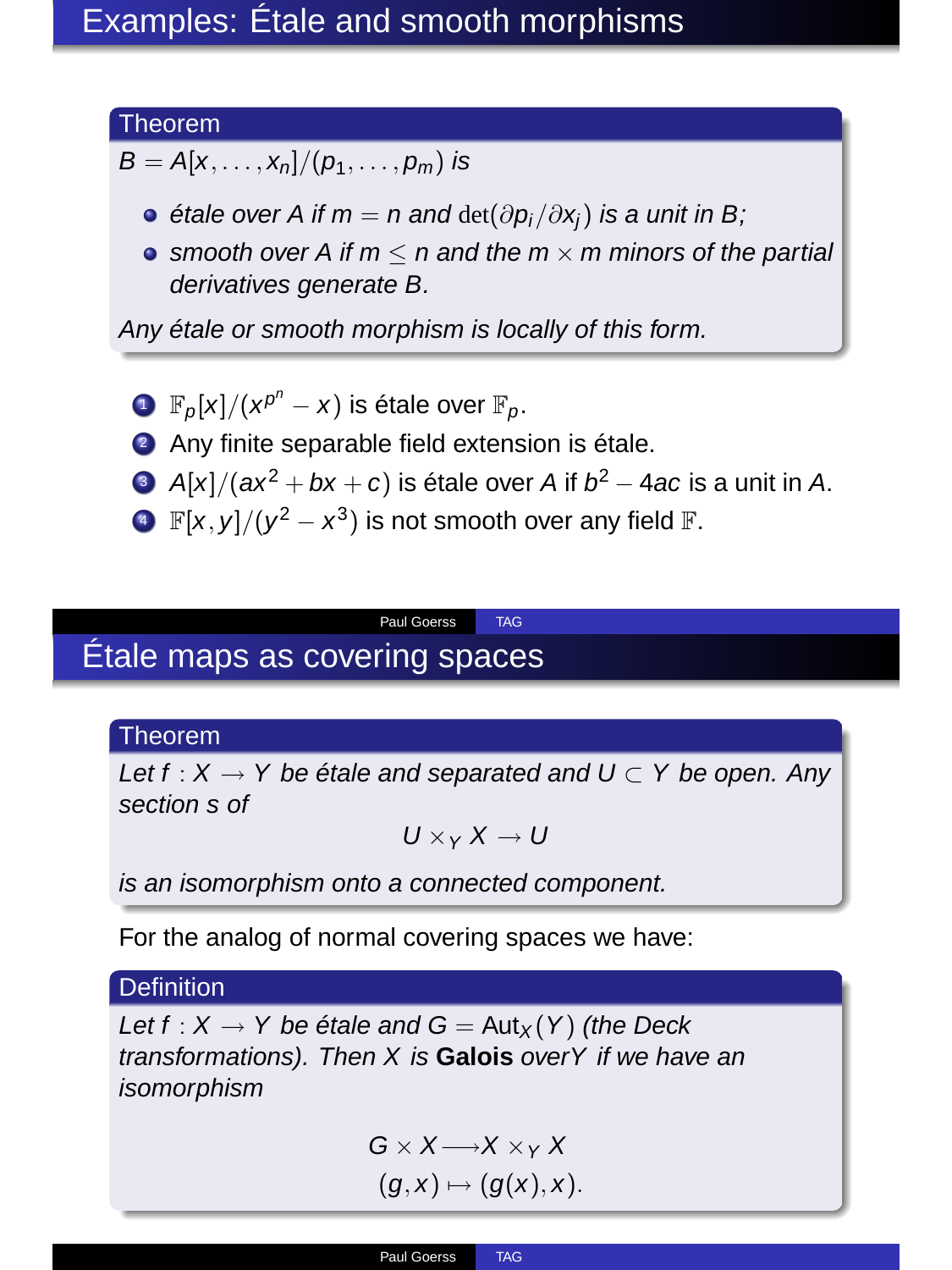## Examples: Étale and smooth morphisms

**Theorem**

*$B = A[x, \dots, x_n]/(p_1, \dots, p_m)$ is*

- *étale over $A$ if $m = n$ and $\det(\partial p_i/\partial x_j)$ is a unit in $B$;*
- *smooth over $A$ if $m \leq n$ and the $m \times m$ minors of the partial derivatives generate $B$.*

*Any étale or smooth morphism is locally of this form.*

1. $\mathbb{F}_p[x]/(x^{p^n} - x)$ is étale over $\mathbb{F}_p$.
2. Any finite separable field extension is étale.
3. $A[x]/(ax^2 + bx + c)$ is étale over $A$ if $b^2 - 4ac$ is a unit in $A$.
4. $\mathbb{F}[x, y]/(y^2 - x^3)$ is not smooth over any field $\mathbb{F}$.

## Étale maps as covering spaces

**Theorem**

*Let $f : X \to Y$ be étale and separated and $U \subset Y$ be open. Any section $s$ of*

$$U \times_Y X \to U$$

*is an isomorphism onto a connected component.*

For the analog of normal covering spaces we have:

**Definition**

*Let $f : X \to Y$ be étale and $G = \mathrm{Aut}_X(Y)$ (the Deck transformations). Then $X$ is* **Galois** *over$Y$ if we have an isomorphism*

$$G \times X \longrightarrow X \times_Y X$$
$$(g, x) \mapsto (g(x), x).$$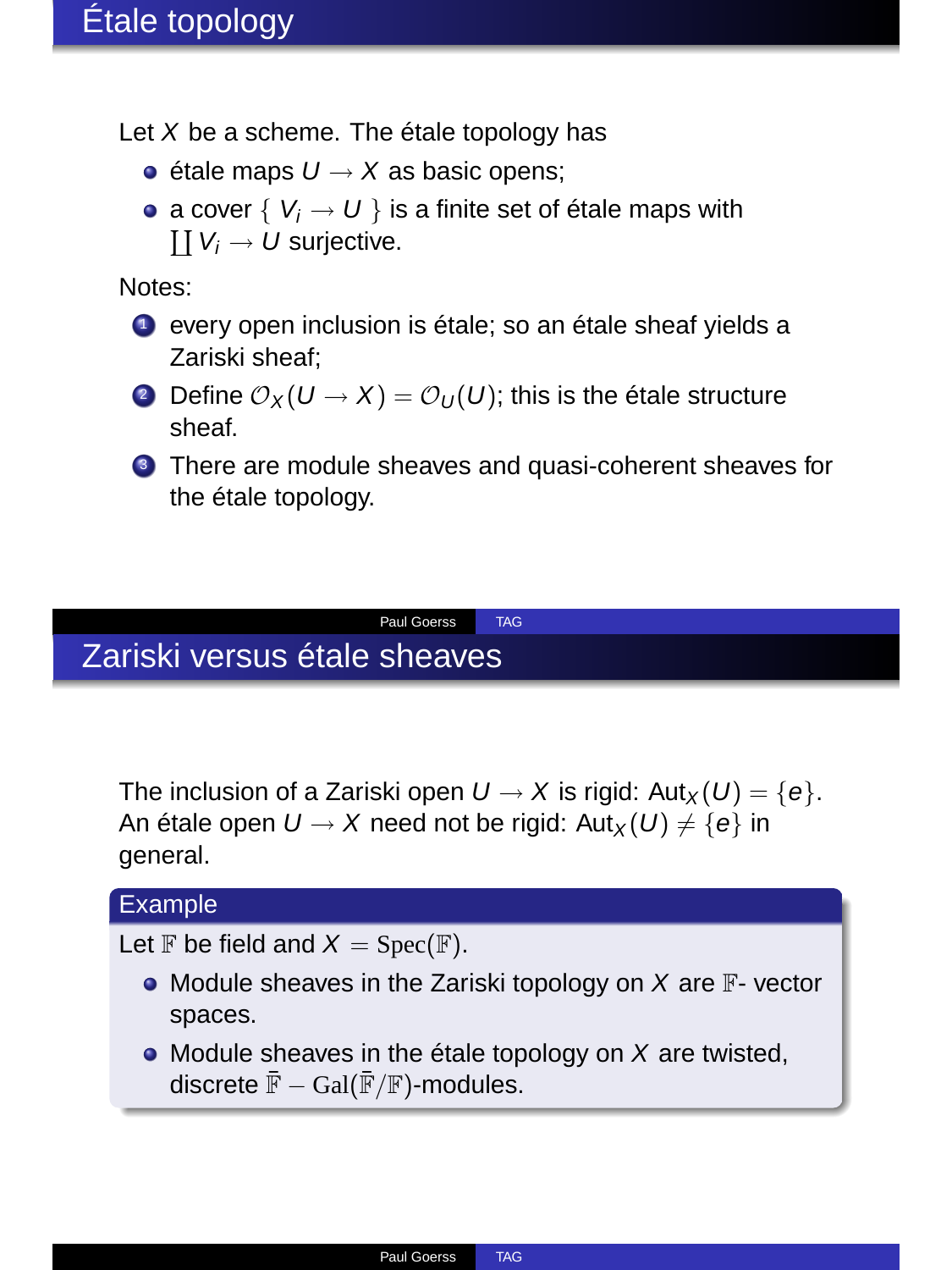## Étale topology

Let $X$ be a scheme. The étale topology has

- étale maps $U \to X$ as basic opens;
- a cover $\{ V_i \to U \}$ is a finite set of étale maps with $\coprod V_i \to U$ surjective.

Notes:

1. every open inclusion is étale; so an étale sheaf yields a Zariski sheaf;
2. Define $\mathcal{O}_X(U \to X) = \mathcal{O}_U(U)$; this is the étale structure sheaf.
3. There are module sheaves and quasi-coherent sheaves for the étale topology.

## Zariski versus étale sheaves

The inclusion of a Zariski open $U \to X$ is rigid: $\mathrm{Aut}_X(U) = \{e\}$. An étale open $U \to X$ need not be rigid: $\mathrm{Aut}_X(U) \neq \{e\}$ in general.

**Example**

Let $\mathbb{F}$ be field and $X = \mathrm{Spec}(\mathbb{F})$.

- Module sheaves in the Zariski topology on $X$ are $\mathbb{F}$- vector spaces.
- Module sheaves in the étale topology on $X$ are twisted, discrete $\bar{\mathbb{F}} - \mathrm{Gal}(\bar{\mathbb{F}}/\mathbb{F})$-modules.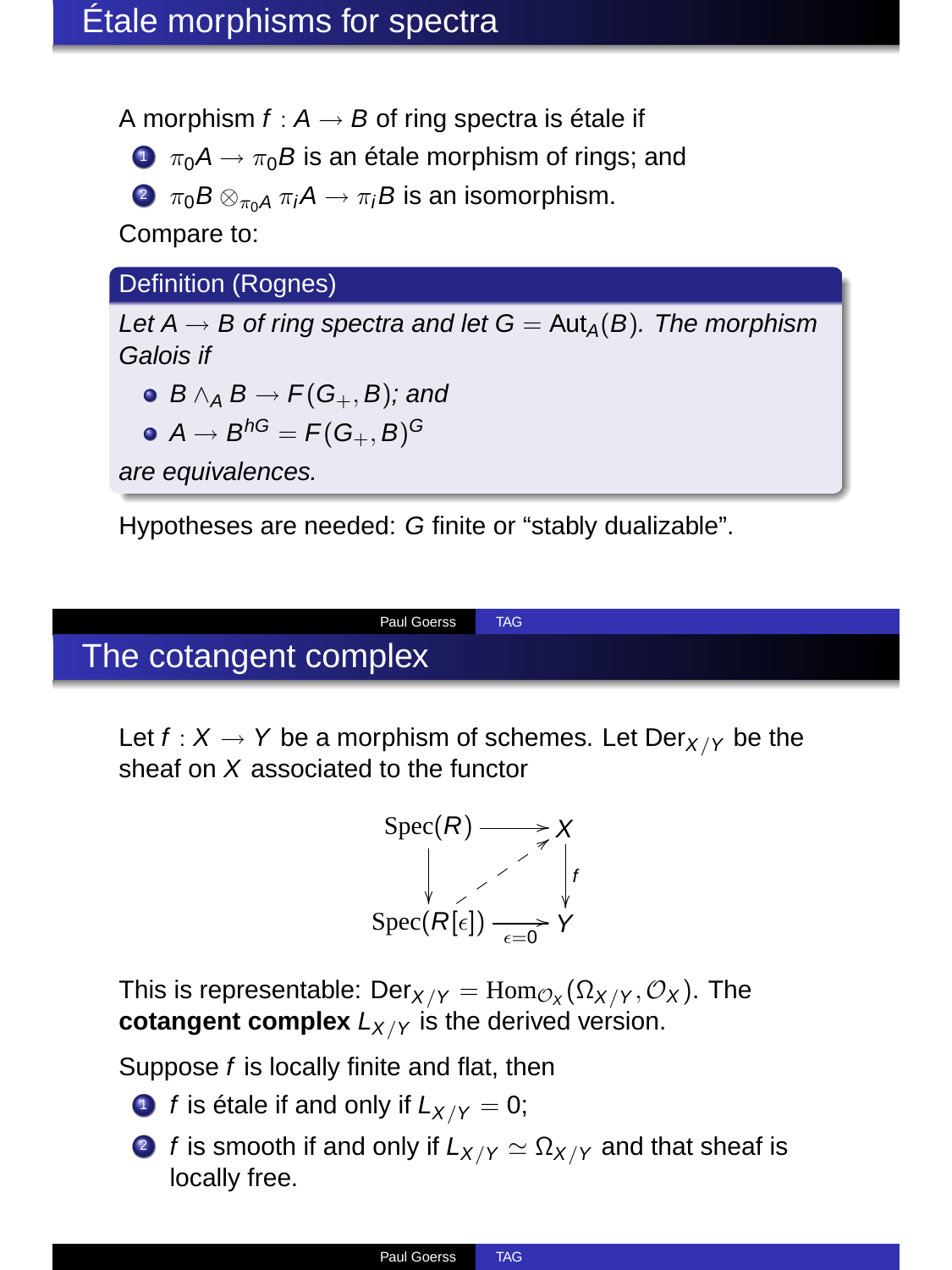## Étale morphisms for spectra

A morphism $f : A \to B$ of ring spectra is étale if

1. $\pi_0 A \to \pi_0 B$ is an étale morphism of rings; and
2. $\pi_0 B \otimes_{\pi_0 A} \pi_i A \to \pi_i B$ is an isomorphism.

Compare to:

**Definition (Rognes)**

*Let $A \to B$ of ring spectra and let $G = \mathrm{Aut}_A(B)$. The morphism Galois if*

- $B \wedge_A B \to F(G_+, B)$; *and*
- $A \to B^{hG} = F(G_+, B)^G$

*are equivalences.*

Hypotheses are needed: $G$ finite or "stably dualizable".

## The cotangent complex

Let $f : X \to Y$ be a morphism of schemes. Let $\mathrm{Der}_{X/Y}$ be the sheaf on $X$ associated to the functor

$$\begin{array}{ccc} \mathrm{Spec}(R) & \longrightarrow & X \\ \downarrow & \nearrow & \downarrow f \\ \mathrm{Spec}(R[\epsilon]) & \xrightarrow[\epsilon=0]{} & Y \end{array}$$

This is representable: $\mathrm{Der}_{X/Y} = \mathrm{Hom}_{\mathcal{O}_X}(\Omega_{X/Y}, \mathcal{O}_X)$. The **cotangent complex** $L_{X/Y}$ is the derived version.

Suppose $f$ is locally finite and flat, then

1. $f$ is étale if and only if $L_{X/Y} = 0$;
2. $f$ is smooth if and only if $L_{X/Y} \simeq \Omega_{X/Y}$ and that sheaf is locally free.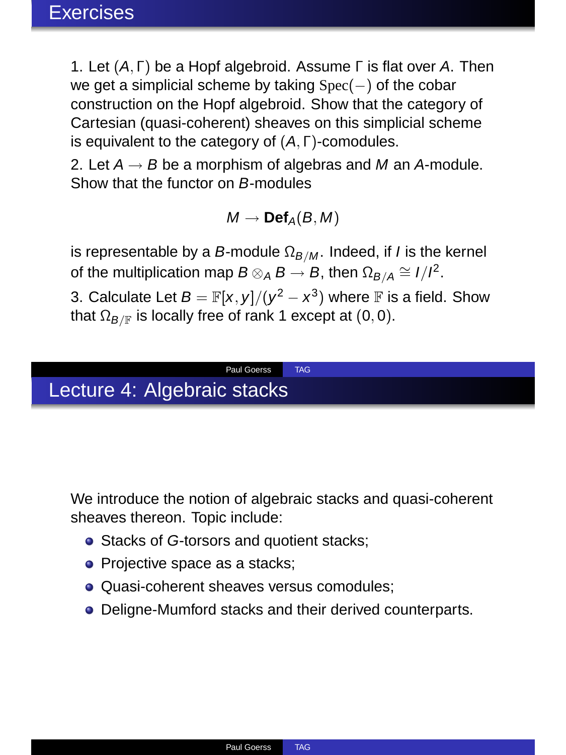## Exercises

1. Let $(A, \Gamma)$ be a Hopf algebroid. Assume $\Gamma$ is flat over $A$. Then we get a simplicial scheme by taking $\mathrm{Spec}(-)$ of the cobar construction on the Hopf algebroid. Show that the category of Cartesian (quasi-coherent) sheaves on this simplicial scheme is equivalent to the category of $(A, \Gamma)$-comodules.

2. Let $A \to B$ be a morphism of algebras and $M$ an $A$-module. Show that the functor on $B$-modules

$$M \to \mathbf{Def}_A(B, M)$$

is representable by a $B$-module $\Omega_{B/M}$. Indeed, if $I$ is the kernel of the multiplication map $B \otimes_A B \to B$, then $\Omega_{B/A} \cong I/I^2$.

3. Calculate Let $B = \mathbb{F}[x, y]/(y^2 - x^3)$ where $\mathbb{F}$ is a field. Show that $\Omega_{B/\mathbb{F}}$ is locally free of rank 1 except at $(0, 0)$.

## Lecture 4: Algebraic stacks

We introduce the notion of algebraic stacks and quasi-coherent sheaves thereon. Topic include:

- Stacks of $G$-torsors and quotient stacks;
- Projective space as a stacks;
- Quasi-coherent sheaves versus comodules;
- Deligne-Mumford stacks and their derived counterparts.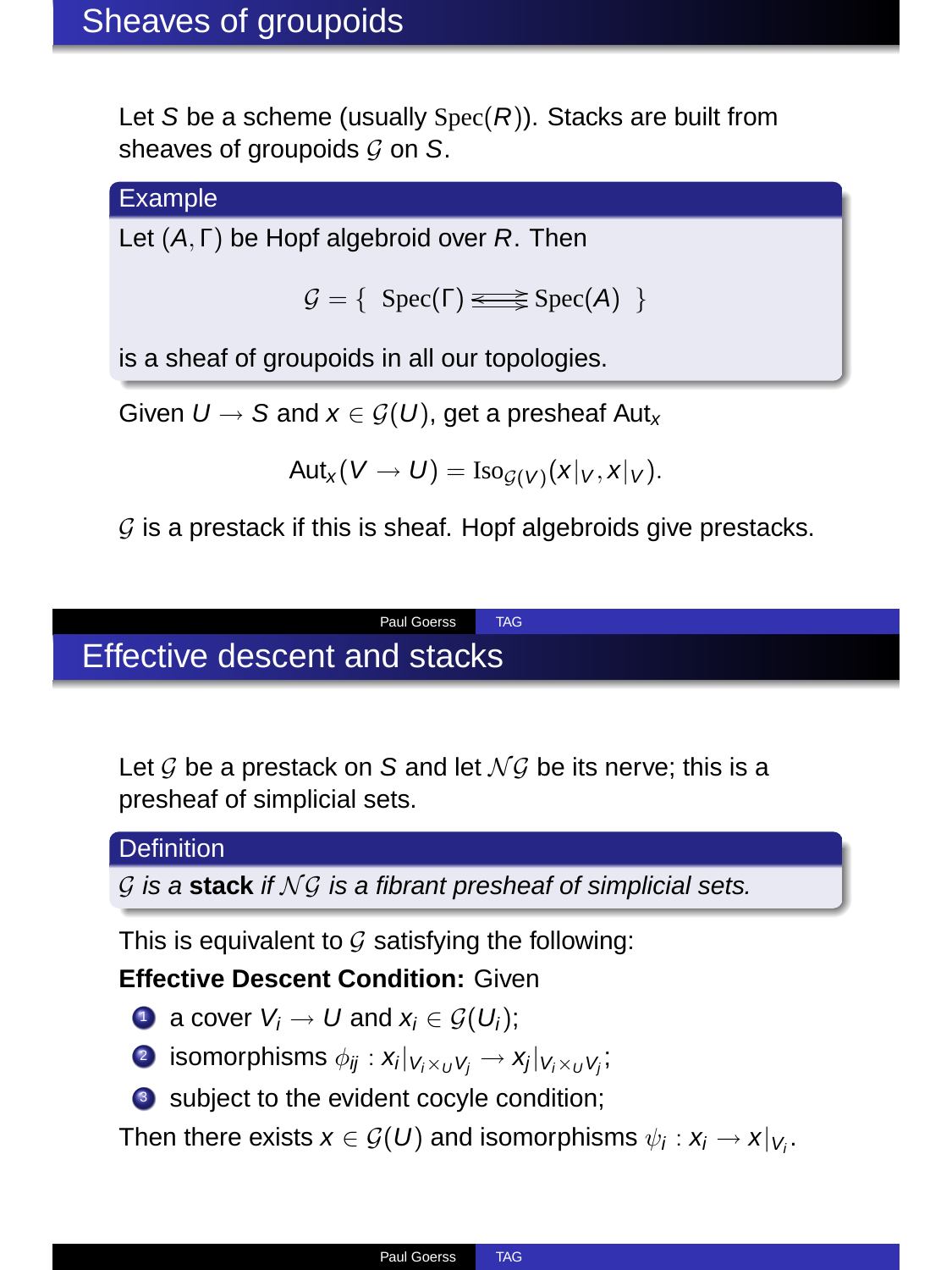# Sheaves of groupoids

Let $S$ be a scheme (usually $\mathrm{Spec}(R)$). Stacks are built from sheaves of groupoids $\mathcal{G}$ on $S$.

**Example**

Let $(A, \Gamma)$ be Hopf algebroid over $R$. Then

$$\mathcal{G} = \{ \ \mathrm{Spec}(\Gamma) \rightrightarrows \mathrm{Spec}(A) \ \}$$

is a sheaf of groupoids in all our topologies.

Given $U \to S$ and $x \in \mathcal{G}(U)$, get a presheaf $\mathrm{Aut}_x$

$$\mathrm{Aut}_x(V \to U) = \mathrm{Iso}_{\mathcal{G}(V)}(x|_V, x|_V).$$

$\mathcal{G}$ is a prestack if this is sheaf. Hopf algebroids give prestacks.

# Effective descent and stacks

Let $\mathcal{G}$ be a prestack on $S$ and let $\mathcal{NG}$ be its nerve; this is a presheaf of simplicial sets.

**Definition**

*$\mathcal{G}$ is a* **stack** *if $\mathcal{NG}$ is a fibrant presheaf of simplicial sets.*

This is equivalent to $\mathcal{G}$ satisfying the following:

**Effective Descent Condition:** Given

1. a cover $V_i \to U$ and $x_i \in \mathcal{G}(U_i)$;
2. isomorphisms $\phi_{ij} : x_i|_{V_i \times_U V_j} \to x_j|_{V_i \times_U V_j}$;
3. subject to the evident cocyle condition;

Then there exists $x \in \mathcal{G}(U)$ and isomorphisms $\psi_i : x_i \to x|_{V_i}$.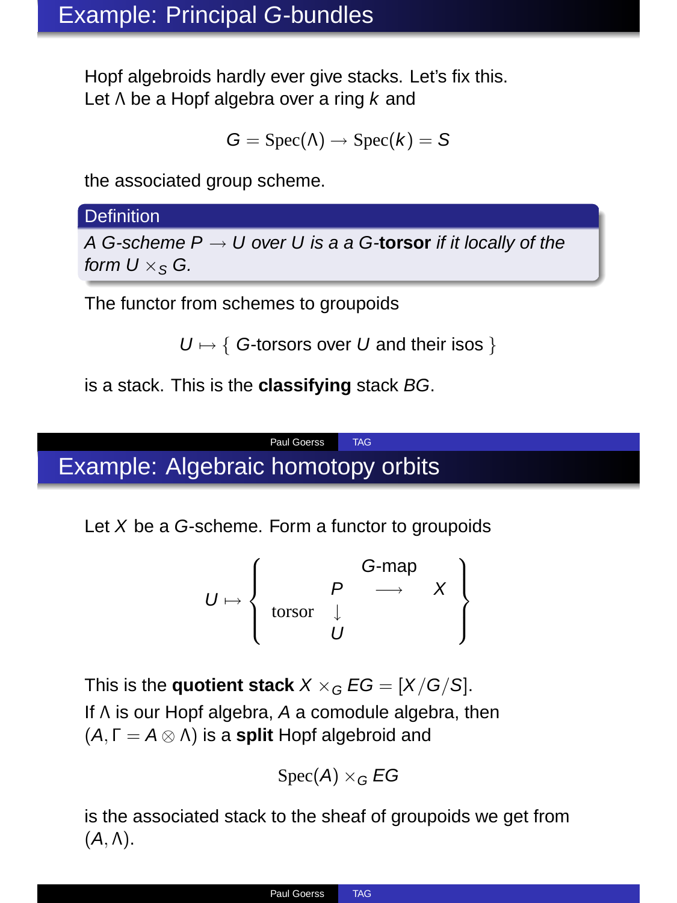# Example: Principal $G$-bundles

Hopf algebroids hardly ever give stacks. Let's fix this.
Let $\Lambda$ be a Hopf algebra over a ring $k$ and

$$G = \mathrm{Spec}(\Lambda) \to \mathrm{Spec}(k) = S$$

the associated group scheme.

**Definition**

*A $G$-scheme $P \to U$ over $U$ is a a $G$-**torsor** if it locally of the form $U \times_S G$.*

The functor from schemes to groupoids

$$U \mapsto \{\ G\text{-torsors over } U \text{ and their isos}\ \}$$

is a stack. This is the **classifying** stack $BG$.

# Example: Algebraic homotopy orbits

Let $X$ be a $G$-scheme. Form a functor to groupoids

$$U \mapsto \left\{ \begin{array}{ccc} & & G\text{-map} \\ & P & \longrightarrow & X \\ \text{torsor} & \downarrow & & \\ & U & & \end{array} \right\}$$

This is the **quotient stack** $X \times_G EG = [X/G/S]$.
If $\Lambda$ is our Hopf algebra, $A$ a comodule algebra, then $(A, \Gamma = A \otimes \Lambda)$ is a **split** Hopf algebroid and

$$\mathrm{Spec}(A) \times_G EG$$

is the associated stack to the sheaf of groupoids we get from $(A, \Lambda)$.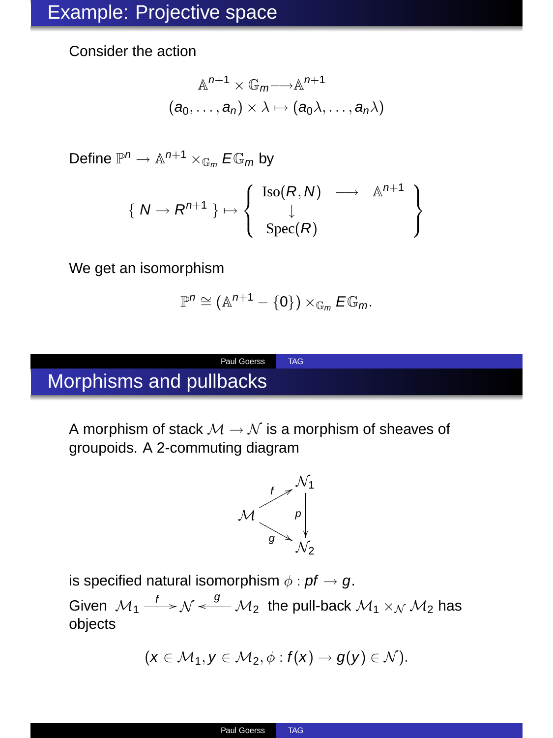## Example: Projective space

Consider the action

$$\mathbb{A}^{n+1} \times \mathbb{G}_m \longrightarrow \mathbb{A}^{n+1}$$
$$(a_0, \ldots, a_n) \times \lambda \mapsto (a_0\lambda, \ldots, a_n\lambda)$$

Define $\mathbb{P}^n \to \mathbb{A}^{n+1} \times_{\mathbb{G}_m} E\mathbb{G}_m$ by

$$\{ N \to R^{n+1} \} \mapsto \left\{ \begin{array}{ccc} \mathrm{Iso}(R, N) & \longrightarrow & \mathbb{A}^{n+1} \\ \downarrow & & \\ \mathrm{Spec}(R) & & \end{array} \right\}$$

We get an isomorphism

$$\mathbb{P}^n \cong (\mathbb{A}^{n+1} - \{0\}) \times_{\mathbb{G}_m} E\mathbb{G}_m.$$

## Morphisms and pullbacks

A morphism of stack $\mathcal{M} \to \mathcal{N}$ is a morphism of sheaves of groupoids. A 2-commuting diagram

$$\begin{array}{ccc} & & \mathcal{N}_1 \\ & \overset{f}{\nearrow} & \\ \mathcal{M} & & \downarrow p \\ & \underset{g}{\searrow} & \\ & & \mathcal{N}_2 \end{array}$$

is specified natural isomorphism $\phi : pf \to g$.

Given $\mathcal{M}_1 \xrightarrow{f} \mathcal{N} \xleftarrow{g} \mathcal{M}_2$ the pull-back $\mathcal{M}_1 \times_{\mathcal{N}} \mathcal{M}_2$ has objects

$$(x \in \mathcal{M}_1, y \in \mathcal{M}_2, \phi : f(x) \to g(y) \in \mathcal{N}).$$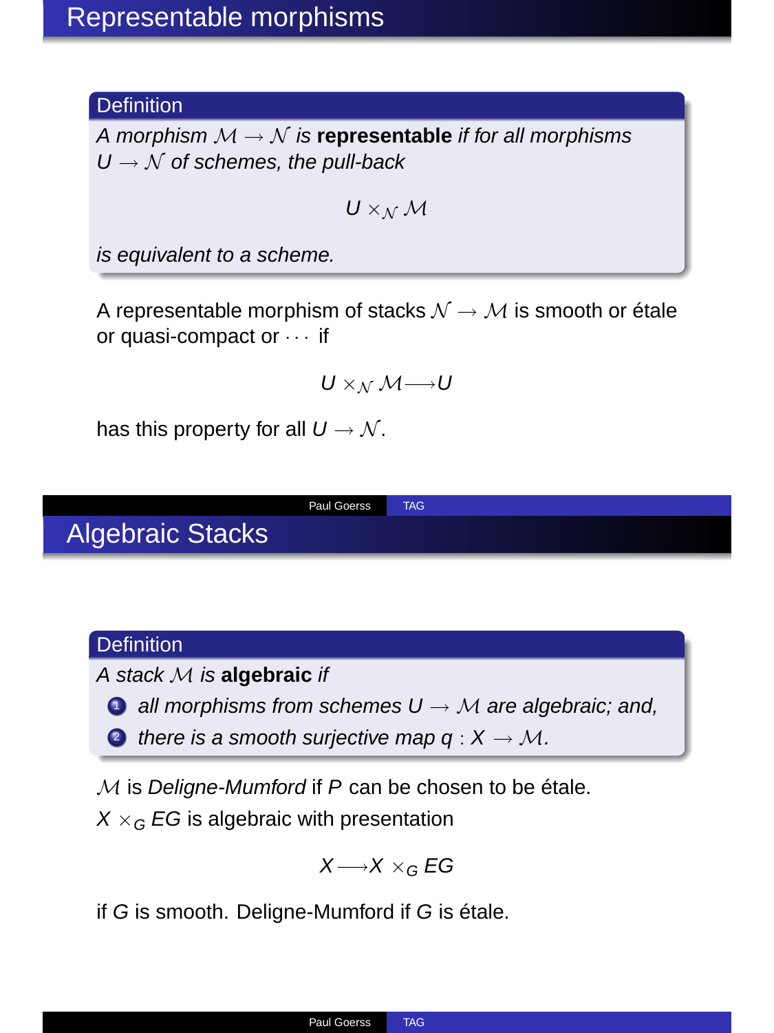# Representable morphisms

**Definition**

*A morphism $\mathcal{M} \to \mathcal{N}$ is* **representable** *if for all morphisms $U \to \mathcal{N}$ of schemes, the pull-back*

$$U \times_{\mathcal{N}} \mathcal{M}$$

*is equivalent to a scheme.*

A representable morphism of stacks $\mathcal{N} \to \mathcal{M}$ is smooth or étale or quasi-compact or $\cdots$ if

$$U \times_{\mathcal{N}} \mathcal{M} \longrightarrow U$$

has this property for all $U \to \mathcal{N}$.

# Algebraic Stacks

**Definition**

*A stack $\mathcal{M}$ is* **algebraic** *if*

1. *all morphisms from schemes $U \to \mathcal{M}$ are algebraic; and,*
2. *there is a smooth surjective map $q : X \to \mathcal{M}$.*

$\mathcal{M}$ is *Deligne-Mumford* if $P$ can be chosen to be étale.

$X \times_G EG$ is algebraic with presentation

$$X \longrightarrow X \times_G EG$$

if $G$ is smooth. Deligne-Mumford if $G$ is étale.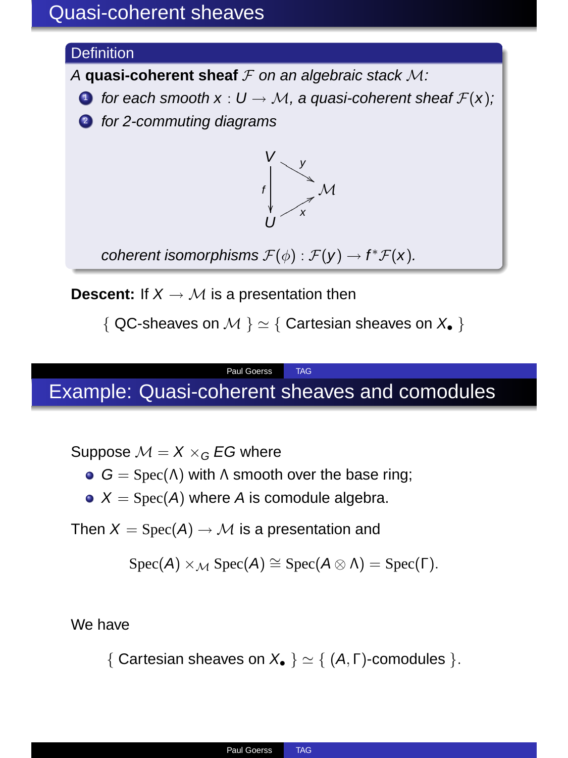# Quasi-coherent sheaves

**Definition**

*A **quasi-coherent sheaf** $\mathcal{F}$ on an algebraic stack $\mathcal{M}$:*

1. *for each smooth $x : U \to \mathcal{M}$, a quasi-coherent sheaf $\mathcal{F}(x)$;*
2. *for 2-commuting diagrams*

$$
\begin{array}{ccc}
V & & \\
{\scriptstyle f}\downarrow & \searrow^{y} & \\
 & & \mathcal{M} \\
U & \nearrow_{x} &
\end{array}
$$

*coherent isomorphisms $\mathcal{F}(\phi) : \mathcal{F}(y) \to f^*\mathcal{F}(x)$.*

**Descent:** If $X \to \mathcal{M}$ is a presentation then

$$\{\text{ QC-sheaves on } \mathcal{M} \} \simeq \{ \text{ Cartesian sheaves on } X_\bullet \}$$

# Example: Quasi-coherent sheaves and comodules

Suppose $\mathcal{M} = X \times_G EG$ where

- $G = \mathrm{Spec}(\Lambda)$ with $\Lambda$ smooth over the base ring;
- $X = \mathrm{Spec}(A)$ where $A$ is comodule algebra.

Then $X = \mathrm{Spec}(A) \to \mathcal{M}$ is a presentation and

$$\mathrm{Spec}(A) \times_{\mathcal{M}} \mathrm{Spec}(A) \cong \mathrm{Spec}(A \otimes \Lambda) = \mathrm{Spec}(\Gamma).$$

We have

$$\{\text{ Cartesian sheaves on } X_\bullet \} \simeq \{ (A, \Gamma)\text{-comodules} \}.$$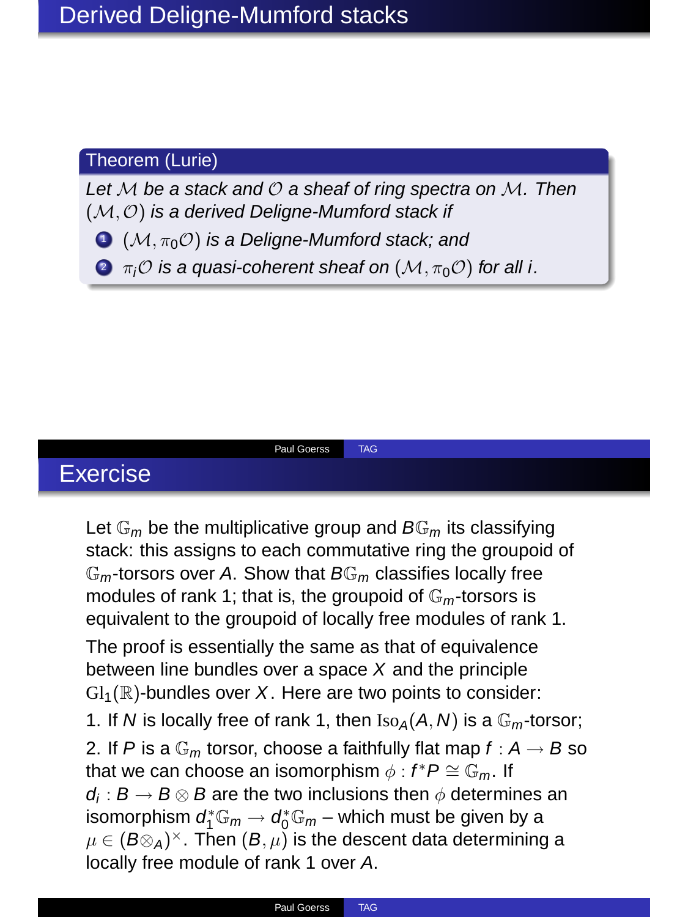# Derived Deligne-Mumford stacks

**Theorem (Lurie)**

*Let $\mathcal{M}$ be a stack and $\mathcal{O}$ a sheaf of ring spectra on $\mathcal{M}$. Then $(\mathcal{M}, \mathcal{O})$ is a derived Deligne-Mumford stack if*

1. *$(\mathcal{M}, \pi_0\mathcal{O})$ is a Deligne-Mumford stack; and*
2. *$\pi_i\mathcal{O}$ is a quasi-coherent sheaf on $(\mathcal{M}, \pi_0\mathcal{O})$ for all $i$.*

# Exercise

Let $\mathbb{G}_m$ be the multiplicative group and $B\mathbb{G}_m$ its classifying stack: this assigns to each commutative ring the groupoid of $\mathbb{G}_m$-torsors over $A$. Show that $B\mathbb{G}_m$ classifies locally free modules of rank 1; that is, the groupoid of $\mathbb{G}_m$-torsors is equivalent to the groupoid of locally free modules of rank 1.

The proof is essentially the same as that of equivalence between line bundles over a space $X$ and the principle $\mathrm{Gl}_1(\mathbb{R})$-bundles over $X$. Here are two points to consider:

1. If $N$ is locally free of rank 1, then $\mathrm{Iso}_A(A, N)$ is a $\mathbb{G}_m$-torsor;

2. If $P$ is a $\mathbb{G}_m$ torsor, choose a faithfully flat map $f : A \to B$ so that we can choose an isomorphism $\phi : f^*P \cong \mathbb{G}_m$. If $d_i : B \to B \otimes B$ are the two inclusions then $\phi$ determines an isomorphism $d_1^*\mathbb{G}_m \to d_0^*\mathbb{G}_m$ – which must be given by a $\mu \in (B \otimes_A)^\times$. Then $(B, \mu)$ is the descent data determining a locally free module of rank 1 over $A$.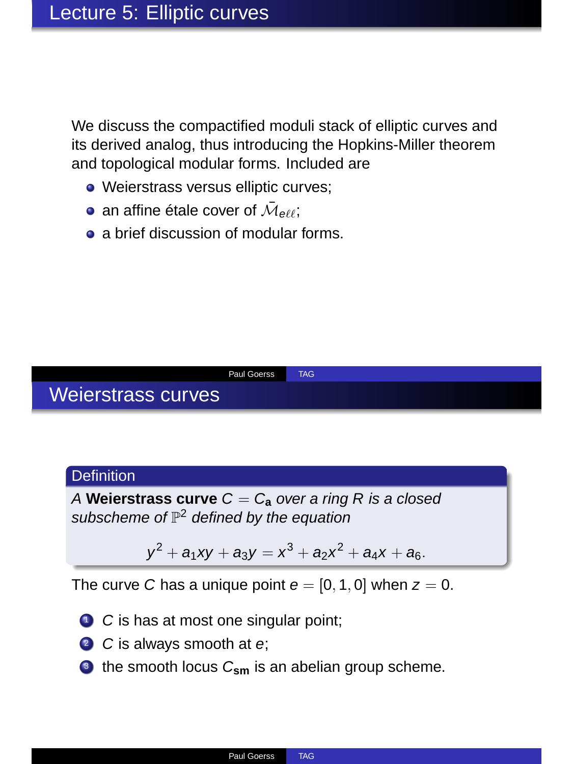# Lecture 5: Elliptic curves

We discuss the compactified moduli stack of elliptic curves and its derived analog, thus introducing the Hopkins-Miller theorem and topological modular forms. Included are

- Weierstrass versus elliptic curves;
- an affine étale cover of $\bar{\mathcal{M}}_{e\ell\ell}$;
- a brief discussion of modular forms.

# Weierstrass curves

**Definition**

*A* **Weierstrass curve** $C = C_{\mathbf{a}}$ *over a ring* $R$ *is a closed subscheme of* $\mathbb{P}^2$ *defined by the equation*

$$y^2 + a_1 xy + a_3 y = x^3 + a_2 x^2 + a_4 x + a_6.$$

The curve $C$ has a unique point $e = [0, 1, 0]$ when $z = 0$.

1. $C$ is has at most one singular point;
2. $C$ is always smooth at $e$;
3. the smooth locus $C_{\mathbf{sm}}$ is an abelian group scheme.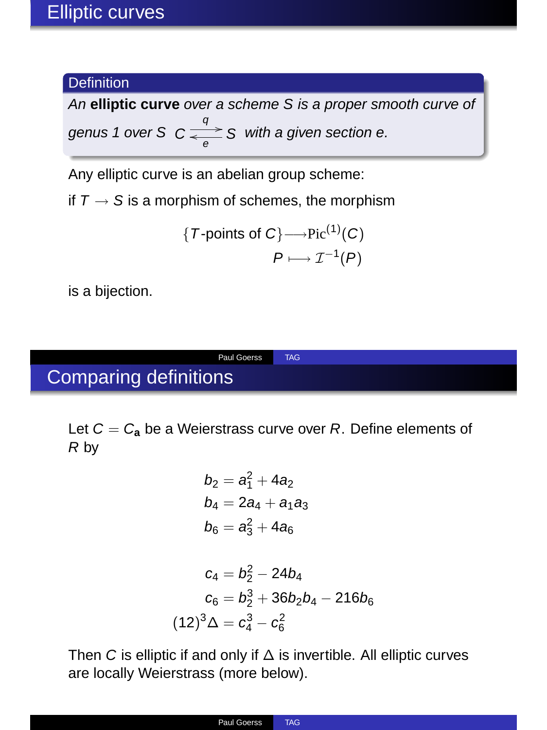## Elliptic curves

**Definition**

*An* **elliptic curve** *over a scheme $S$ is a proper smooth curve of genus 1 over $S$* $C \underset{e}{\overset{q}{\rightleftarrows}} S$ *with a given section $e$.*

Any elliptic curve is an abelian group scheme:

if $T \to S$ is a morphism of schemes, the morphism

$$\{T\text{-points of } C\} \longrightarrow \mathrm{Pic}^{(1)}(C)$$
$$P \longmapsto \mathcal{I}^{-1}(P)$$

is a bijection.

## Comparing definitions

Let $C = C_{\mathbf{a}}$ be a Weierstrass curve over $R$. Define elements of $R$ by

$$b_2 = a_1^2 + 4a_2$$
$$b_4 = 2a_4 + a_1 a_3$$
$$b_6 = a_3^2 + 4a_6$$

$$c_4 = b_2^2 - 24b_4$$
$$c_6 = b_2^3 + 36b_2b_4 - 216b_6$$
$$(12)^3\Delta = c_4^3 - c_6^2$$

Then $C$ is elliptic if and only if $\Delta$ is invertible. All elliptic curves are locally Weierstrass (more below).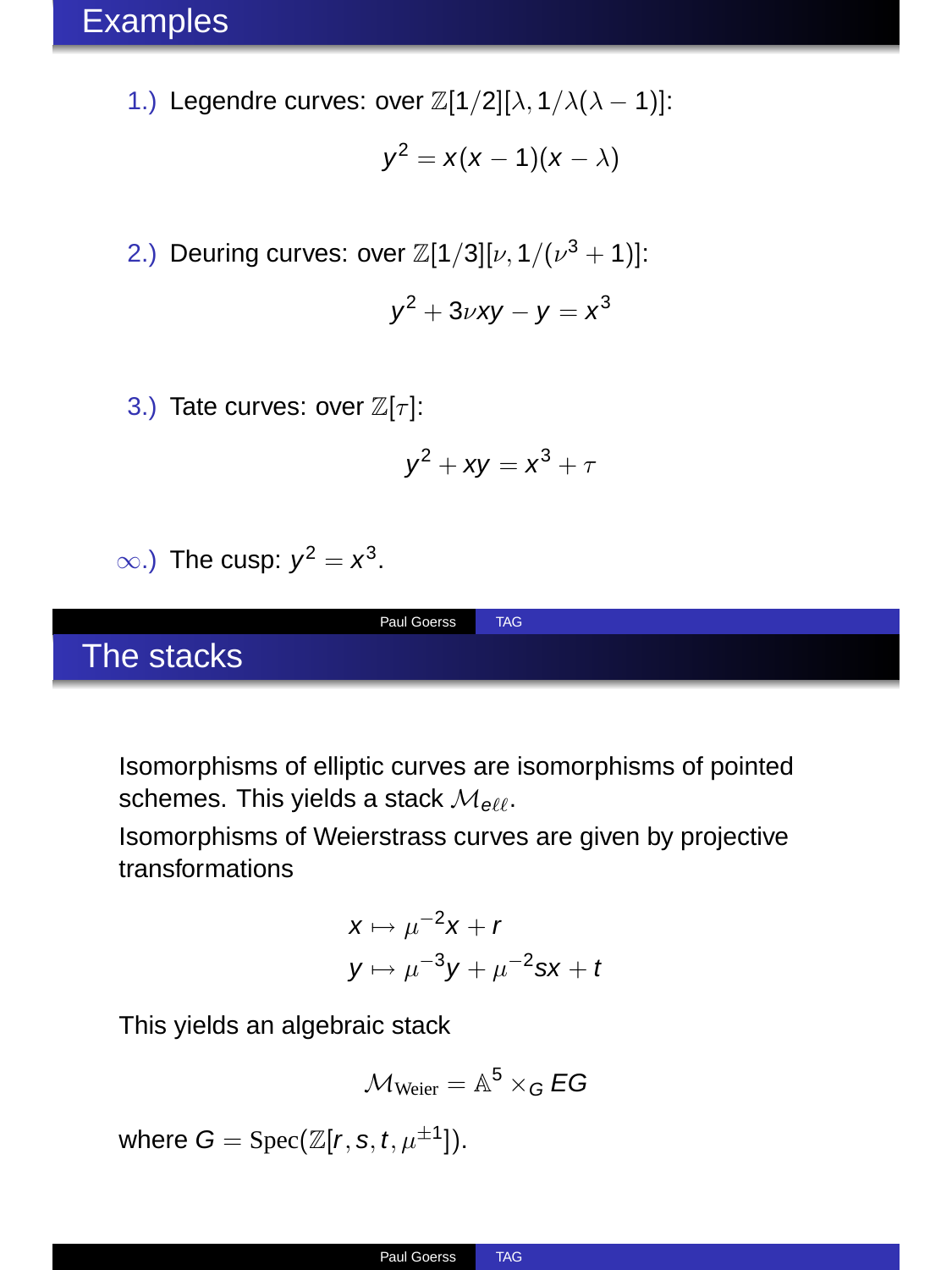## Examples

1.) Legendre curves: over $\mathbb{Z}[1/2][\lambda, 1/\lambda(\lambda-1)]$:

$$y^2 = x(x-1)(x-\lambda)$$

2.) Deuring curves: over $\mathbb{Z}[1/3][\nu, 1/(\nu^3+1)]$:

$$y^2 + 3\nu xy - y = x^3$$

3.) Tate curves: over $\mathbb{Z}[\tau]$:

$$y^2 + xy = x^3 + \tau$$

$\infty$.) The cusp: $y^2 = x^3$.

## The stacks

Isomorphisms of elliptic curves are isomorphisms of pointed schemes. This yields a stack $\mathcal{M}_{e\ell\ell}$.

Isomorphisms of Weierstrass curves are given by projective transformations

$$\begin{aligned} x &\mapsto \mu^{-2}x + r \\ y &\mapsto \mu^{-3}y + \mu^{-2}sx + t \end{aligned}$$

This yields an algebraic stack

$$\mathcal{M}_{\text{Weier}} = \mathbb{A}^5 \times_G EG$$

where $G = \text{Spec}(\mathbb{Z}[r, s, t, \mu^{\pm 1}])$.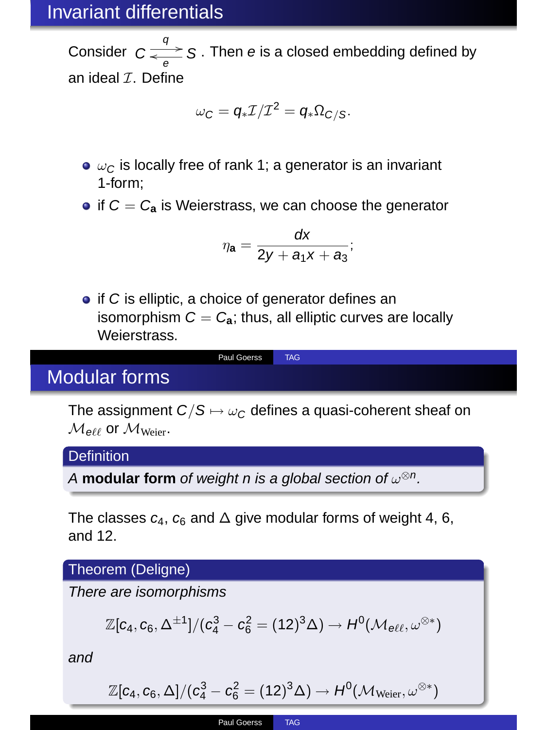# Invariant differentials

Consider $C \underset{e}{\overset{q}{\rightleftarrows}} S$. Then $e$ is a closed embedding defined by an ideal $\mathcal{I}$. Define

$$\omega_C = q_*\mathcal{I}/\mathcal{I}^2 = q_*\Omega_{C/S}.$$

- $\omega_C$ is locally free of rank 1; a generator is an invariant 1-form;
- if $C = C_{\mathbf{a}}$ is Weierstrass, we can choose the generator

$$\eta_{\mathbf{a}} = \frac{dx}{2y + a_1 x + a_3};$$

- if $C$ is elliptic, a choice of generator defines an isomorphism $C = C_{\mathbf{a}}$; thus, all elliptic curves are locally Weierstrass.

# Modular forms

The assignment $C/S \mapsto \omega_C$ defines a quasi-coherent sheaf on $\mathcal{M}_{e\ell\ell}$ or $\mathcal{M}_{\mathrm{Weier}}$.

**Definition**

*A **modular form** of weight $n$ is a global section of $\omega^{\otimes n}$.*

The classes $c_4$, $c_6$ and $\Delta$ give modular forms of weight 4, 6, and 12.

**Theorem (Deligne)**

*There are isomorphisms*

$$\mathbb{Z}[c_4, c_6, \Delta^{\pm 1}]/(c_4^3 - c_6^2 = (12)^3\Delta) \to H^0(\mathcal{M}_{e\ell\ell}, \omega^{\otimes *})$$

*and*

$$\mathbb{Z}[c_4, c_6, \Delta]/(c_4^3 - c_6^2 = (12)^3\Delta) \to H^0(\mathcal{M}_{\mathrm{Weier}}, \omega^{\otimes *})$$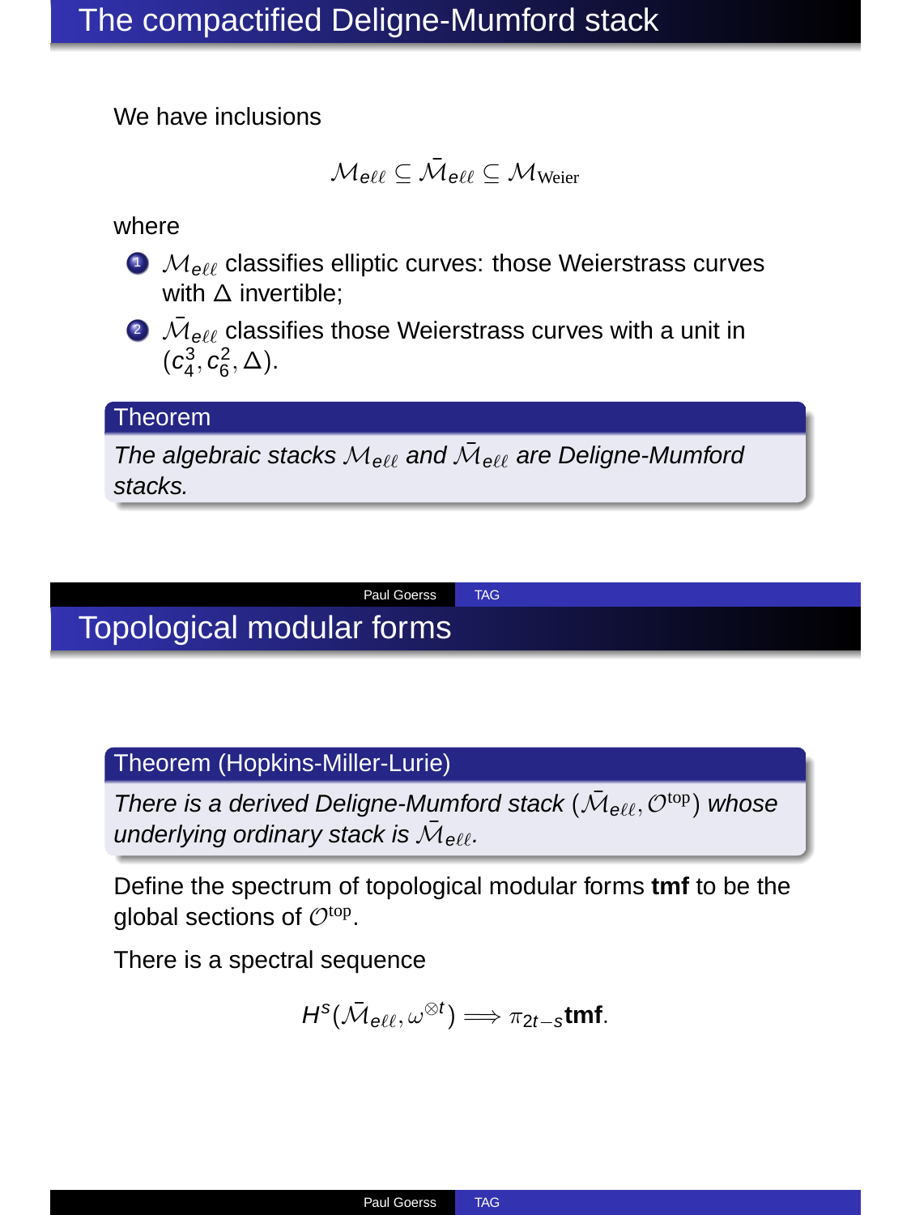# The compactified Deligne-Mumford stack

We have inclusions

$$\mathcal{M}_{e\ell\ell} \subseteq \bar{\mathcal{M}}_{e\ell\ell} \subseteq \mathcal{M}_{\text{Weier}}$$

where

1. $\mathcal{M}_{e\ell\ell}$ classifies elliptic curves: those Weierstrass curves with $\Delta$ invertible;
2. $\bar{\mathcal{M}}_{e\ell\ell}$ classifies those Weierstrass curves with a unit in $(c_4^3, c_6^2, \Delta)$.

**Theorem**

*The algebraic stacks $\mathcal{M}_{e\ell\ell}$ and $\bar{\mathcal{M}}_{e\ell\ell}$ are Deligne-Mumford stacks.*

# Topological modular forms

**Theorem (Hopkins-Miller-Lurie)**

*There is a derived Deligne-Mumford stack $(\bar{\mathcal{M}}_{e\ell\ell}, \mathcal{O}^{\text{top}})$ whose underlying ordinary stack is $\bar{\mathcal{M}}_{e\ell\ell}$.*

Define the spectrum of topological modular forms **tmf** to be the global sections of $\mathcal{O}^{\text{top}}$.

There is a spectral sequence

$$H^s(\bar{\mathcal{M}}_{e\ell\ell}, \omega^{\otimes t}) \Longrightarrow \pi_{2t-s}\mathbf{tmf}.$$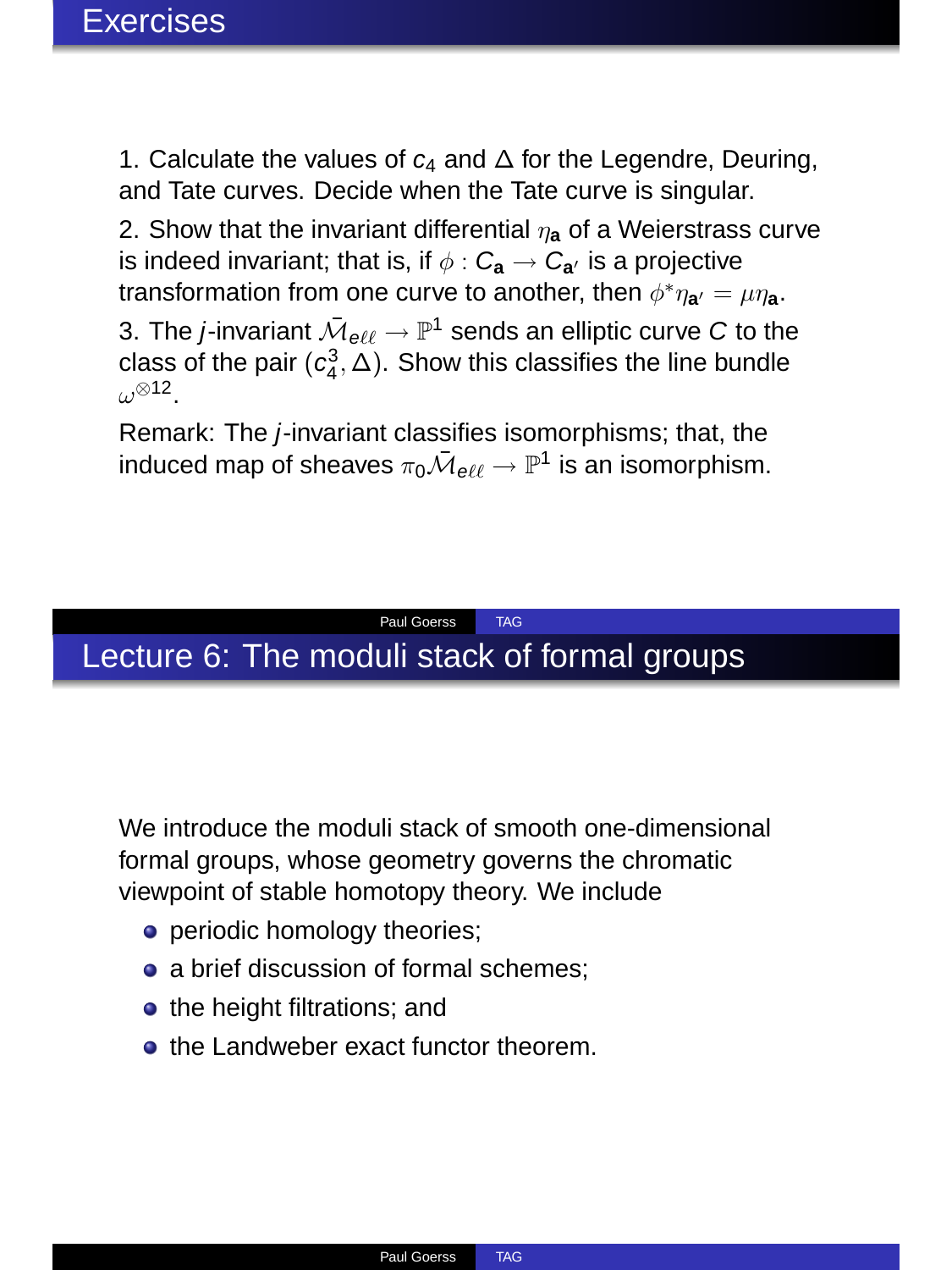# Exercises

1. Calculate the values of $c_4$ and $\Delta$ for the Legendre, Deuring, and Tate curves. Decide when the Tate curve is singular.

2. Show that the invariant differential $\eta_{\mathbf{a}}$ of a Weierstrass curve is indeed invariant; that is, if $\phi : C_{\mathbf{a}} \to C_{\mathbf{a}'}$ is a projective transformation from one curve to another, then $\phi^*\eta_{\mathbf{a}'} = \mu\eta_{\mathbf{a}}$.

3. The $j$-invariant $\bar{\mathcal{M}}_{e\ell\ell} \to \mathbb{P}^1$ sends an elliptic curve $C$ to the class of the pair $(c_4^3, \Delta)$. Show this classifies the line bundle $\omega^{\otimes 12}$.

Remark: The $j$-invariant classifies isomorphisms; that, the induced map of sheaves $\pi_0\bar{\mathcal{M}}_{e\ell\ell} \to \mathbb{P}^1$ is an isomorphism.

# Lecture 6: The moduli stack of formal groups

We introduce the moduli stack of smooth one-dimensional formal groups, whose geometry governs the chromatic viewpoint of stable homotopy theory. We include

- periodic homology theories;
- a brief discussion of formal schemes;
- the height filtrations; and
- the Landweber exact functor theorem.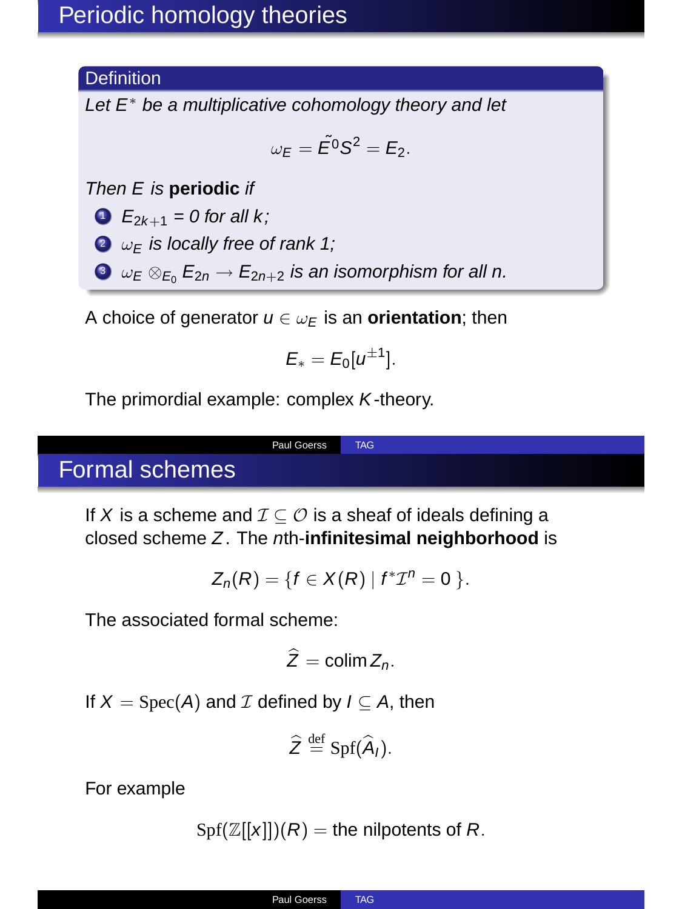# Periodic homology theories

**Definition**

*Let $E^*$ be a multiplicative cohomology theory and let*

$$\omega_E = \tilde{E}^0 S^2 = E_2.$$

*Then $E$ is* ***periodic*** *if*

1. *$E_{2k+1} = 0$ for all $k$;*
2. *$\omega_E$ is locally free of rank 1;*
3. *$\omega_E \otimes_{E_0} E_{2n} \to E_{2n+2}$ is an isomorphism for all $n$.*

A choice of generator $u \in \omega_E$ is an **orientation**; then

$$E_* = E_0[u^{\pm 1}].$$

The primordial example: complex $K$-theory.

# Formal schemes

If $X$ is a scheme and $\mathcal{I} \subseteq \mathcal{O}$ is a sheaf of ideals defining a closed scheme $Z$. The $n$th-**infinitesimal neighborhood** is

$$Z_n(R) = \{ f \in X(R) \mid f^*\mathcal{I}^n = 0 \}.$$

The associated formal scheme:

$$\widehat{Z} = \operatorname{colim} Z_n.$$

If $X = \operatorname{Spec}(A)$ and $\mathcal{I}$ defined by $I \subseteq A$, then

$$\widehat{Z} \overset{\text{def}}{=} \operatorname{Spf}(\widehat{A}_I).$$

For example

$$\operatorname{Spf}(\mathbb{Z}[[x]])(R) = \text{the nilpotents of } R.$$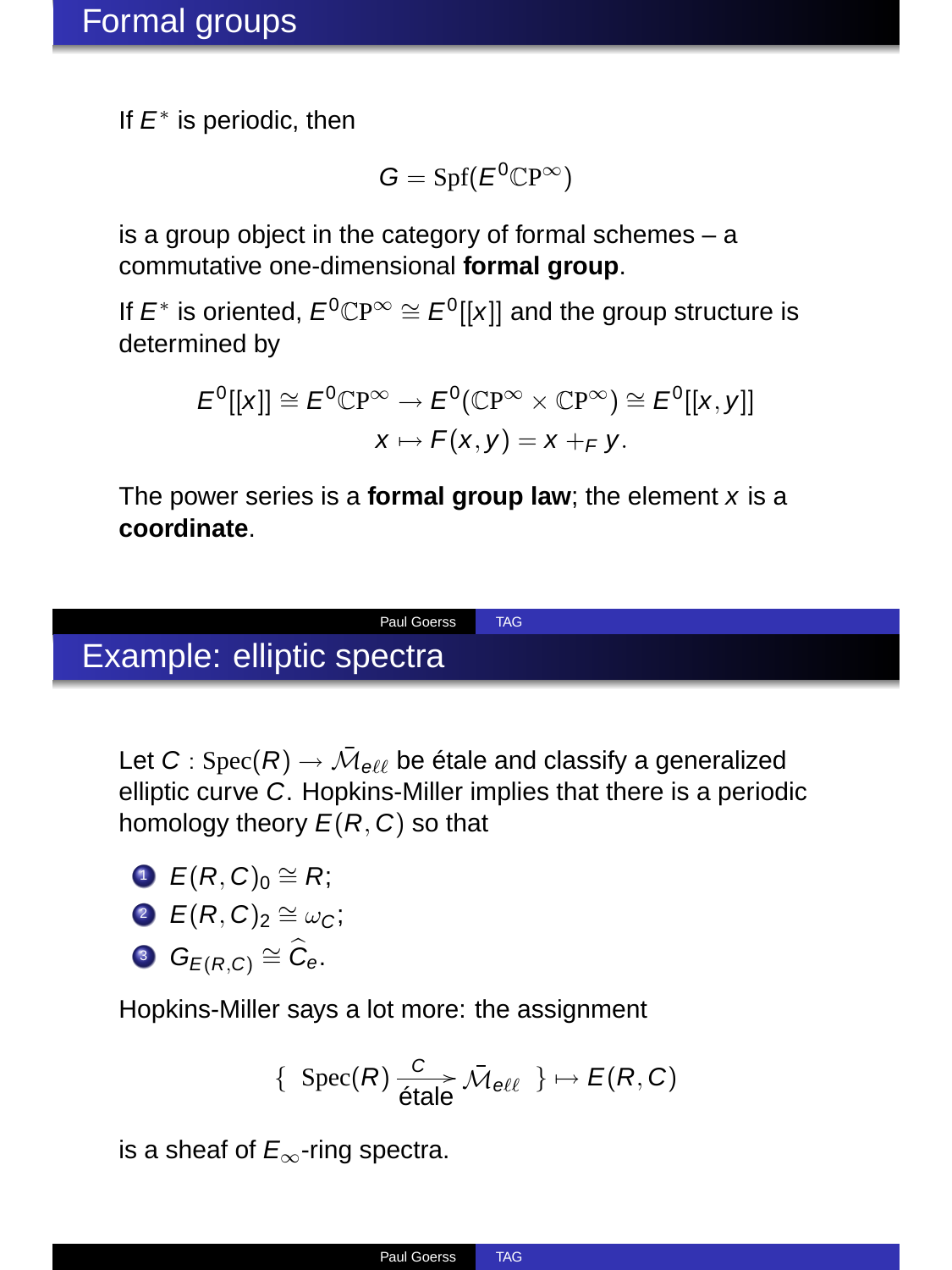# Formal groups

If $E^*$ is periodic, then

$$G = \mathrm{Spf}(E^0\mathbb{CP}^\infty)$$

is a group object in the category of formal schemes – a commutative one-dimensional **formal group**.

If $E^*$ is oriented, $E^0\mathbb{CP}^\infty \cong E^0[[x]]$ and the group structure is determined by

$$E^0[[x]] \cong E^0\mathbb{CP}^\infty \to E^0(\mathbb{CP}^\infty \times \mathbb{CP}^\infty) \cong E^0[[x,y]]$$
$$x \mapsto F(x,y) = x +_F y.$$

The power series is a **formal group law**; the element $x$ is a **coordinate**.

# Example: elliptic spectra

Let $C : \mathrm{Spec}(R) \to \bar{\mathcal{M}}_{e\ell\ell}$ be étale and classify a generalized elliptic curve $C$. Hopkins-Miller implies that there is a periodic homology theory $E(R,C)$ so that

1. $E(R,C)_0 \cong R$;
2. $E(R,C)_2 \cong \omega_C$;
3. $G_{E(R,C)} \cong \widehat{C}_e$.

Hopkins-Miller says a lot more: the assignment

$$\{\ \mathrm{Spec}(R) \xrightarrow[\text{étale}]{C} \bar{\mathcal{M}}_{e\ell\ell}\ \} \mapsto E(R,C)$$

is a sheaf of $E_\infty$-ring spectra.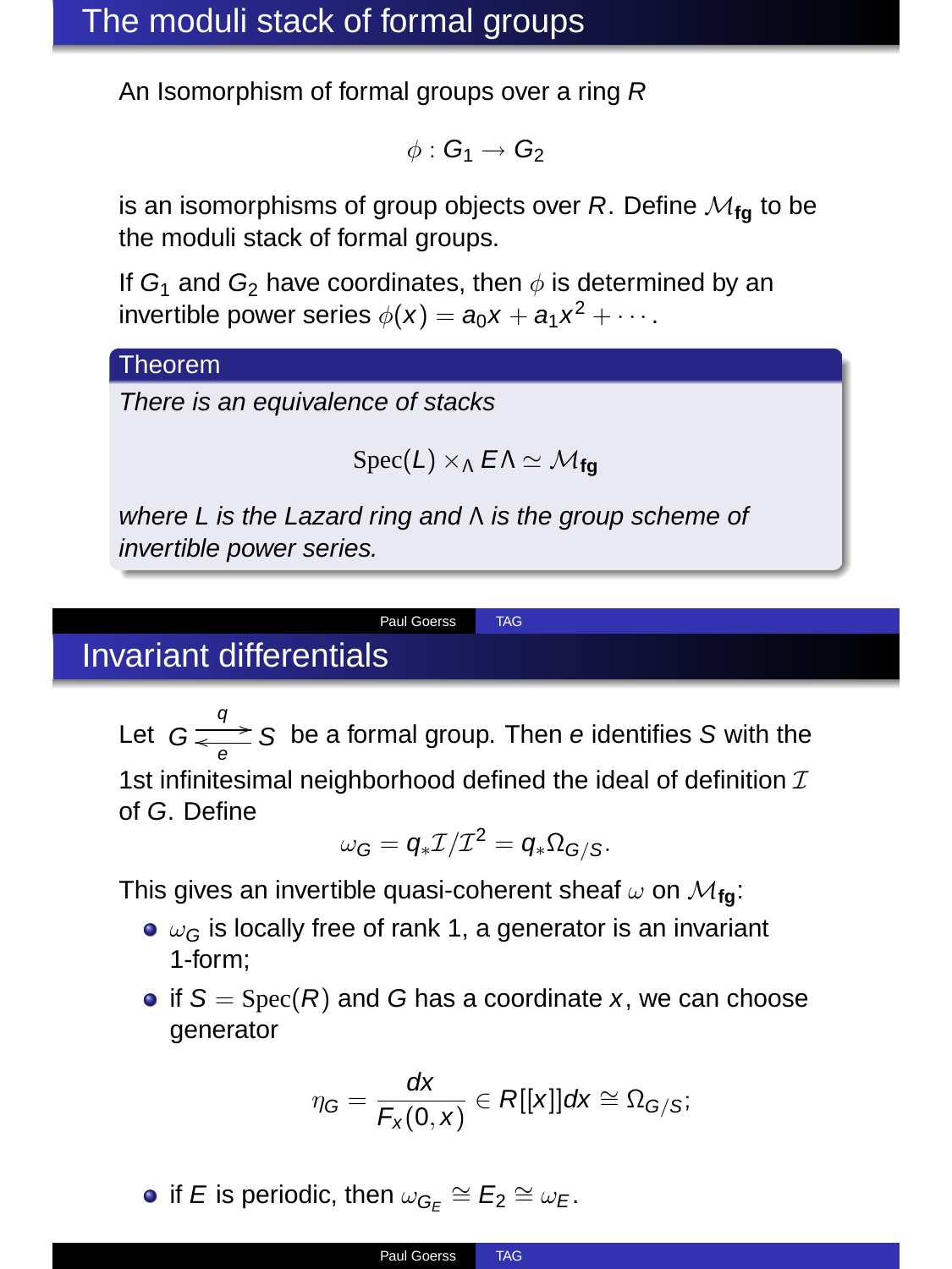## The moduli stack of formal groups

An Isomorphism of formal groups over a ring $R$

$$\phi : G_1 \to G_2$$

is an isomorphisms of group objects over $R$. Define $\mathcal{M}_{\mathbf{fg}}$ to be the moduli stack of formal groups.

If $G_1$ and $G_2$ have coordinates, then $\phi$ is determined by an invertible power series $\phi(x) = a_0 x + a_1 x^2 + \cdots$.

**Theorem**

*There is an equivalence of stacks*

$$\mathrm{Spec}(L) \times_{\Lambda} E\Lambda \simeq \mathcal{M}_{\mathbf{fg}}$$

*where L is the Lazard ring and $\Lambda$ is the group scheme of invertible power series.*

## Invariant differentials

Let $G \underset{e}{\overset{q}{\rightleftarrows}} S$ be a formal group. Then $e$ identifies $S$ with the 1st infinitesimal neighborhood defined the ideal of definition $\mathcal{I}$ of $G$. Define

$$\omega_G = q_* \mathcal{I}/\mathcal{I}^2 = q_* \Omega_{G/S}.$$

This gives an invertible quasi-coherent sheaf $\omega$ on $\mathcal{M}_{\mathbf{fg}}$:

- $\omega_G$ is locally free of rank 1, a generator is an invariant 1-form;
- if $S = \mathrm{Spec}(R)$ and $G$ has a coordinate $x$, we can choose generator

$$\eta_G = \frac{dx}{F_x(0,x)} \in R[[x]]dx \cong \Omega_{G/S};$$

- if $E$ is periodic, then $\omega_{G_E} \cong E_2 \cong \omega_E$.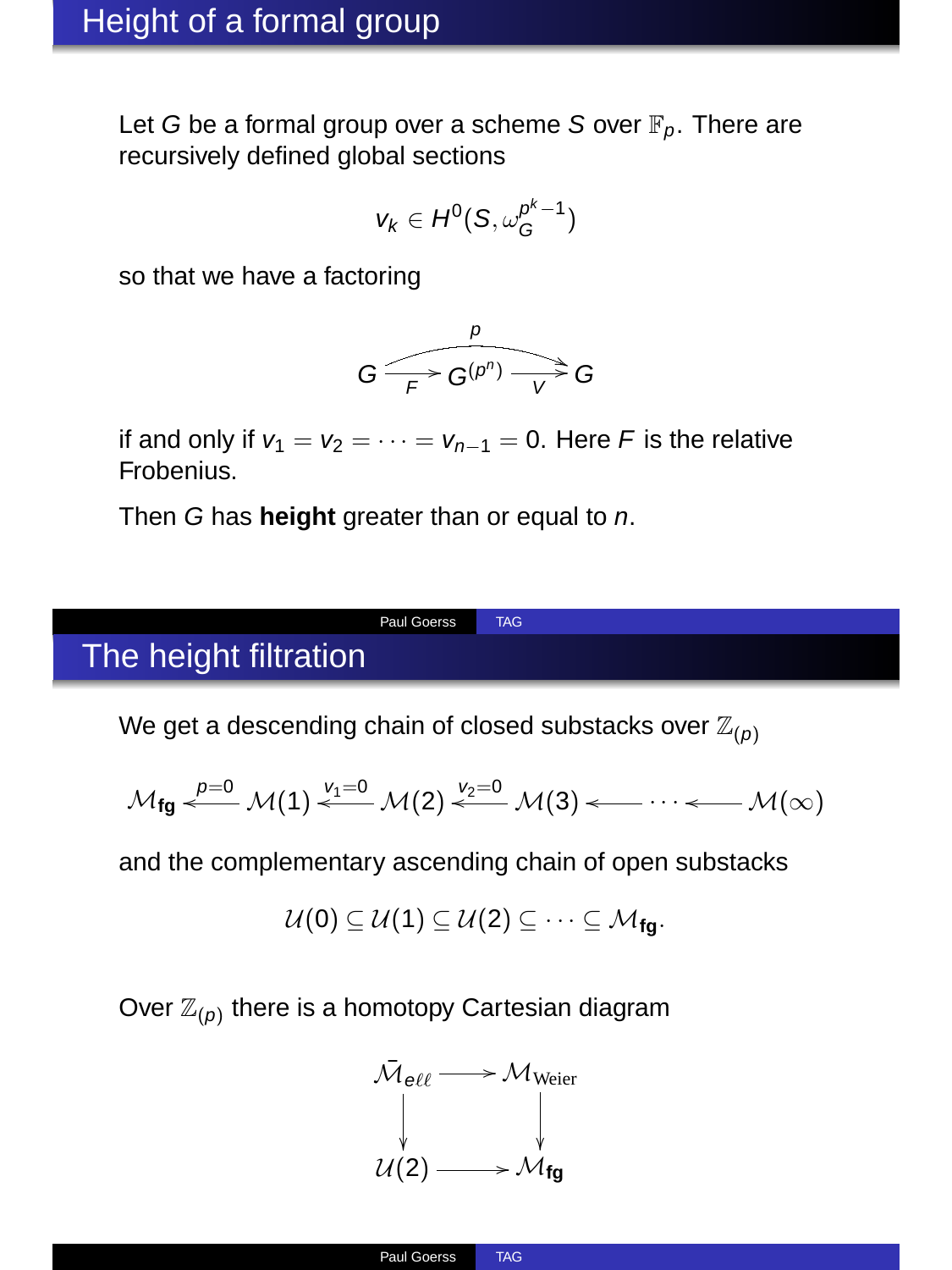# Height of a formal group

Let $G$ be a formal group over a scheme $S$ over $\mathbb{F}_p$. There are recursively defined global sections

$$v_k \in H^0(S, \omega_G^{p^k-1})$$

so that we have a factoring

$$G \xrightarrow{F} G^{(p^n)} \xrightarrow{V} G \quad \text{(composite } p\text{)}$$

if and only if $v_1 = v_2 = \cdots = v_{n-1} = 0$. Here $F$ is the relative Frobenius.

Then $G$ has **height** greater than or equal to $n$.

# The height filtration

We get a descending chain of closed substacks over $\mathbb{Z}_{(p)}$

$$\mathcal{M}_{\mathbf{fg}} \xleftarrow{p=0} \mathcal{M}(1) \xleftarrow{v_1=0} \mathcal{M}(2) \xleftarrow{v_2=0} \mathcal{M}(3) \longleftarrow \cdots \longleftarrow \mathcal{M}(\infty)$$

and the complementary ascending chain of open substacks

$$\mathcal{U}(0) \subseteq \mathcal{U}(1) \subseteq \mathcal{U}(2) \subseteq \cdots \subseteq \mathcal{M}_{\mathbf{fg}}.$$

Over $\mathbb{Z}_{(p)}$ there is a homotopy Cartesian diagram

$$\begin{array}{ccc}
\bar{\mathcal{M}}_{e\ell\ell} & \longrightarrow & \mathcal{M}_{\text{Weier}} \\
\downarrow & & \downarrow \\
\mathcal{U}(2) & \longrightarrow & \mathcal{M}_{\mathbf{fg}}
\end{array}$$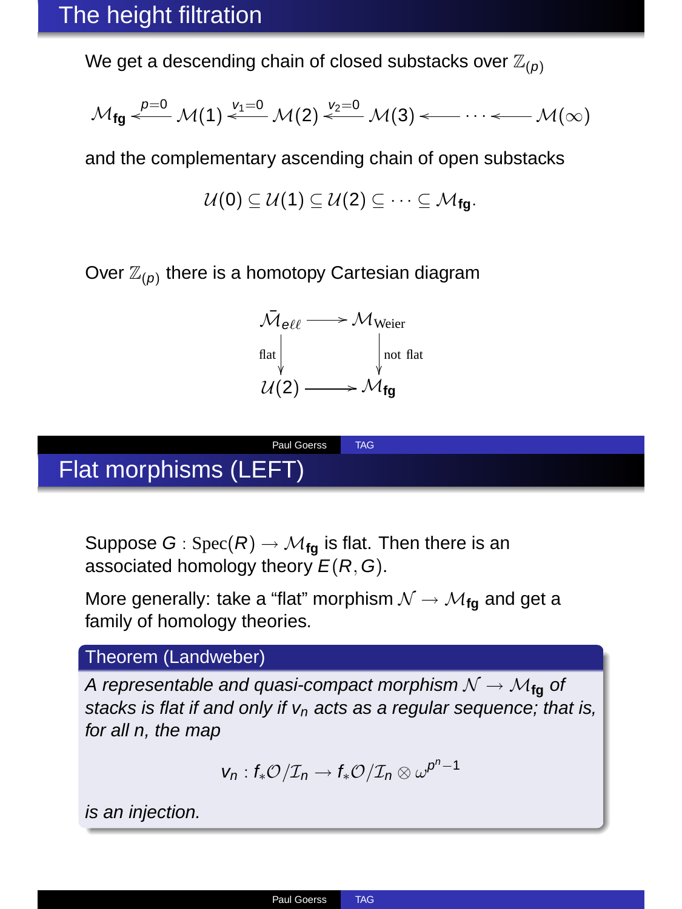# The height filtration

We get a descending chain of closed substacks over $\mathbb{Z}_{(p)}$

$$\mathcal{M}_{\mathbf{fg}} \xleftarrow{p=0} \mathcal{M}(1) \xleftarrow{v_1=0} \mathcal{M}(2) \xleftarrow{v_2=0} \mathcal{M}(3) \longleftarrow \cdots \longleftarrow \mathcal{M}(\infty)$$

and the complementary ascending chain of open substacks

$$\mathcal{U}(0) \subseteq \mathcal{U}(1) \subseteq \mathcal{U}(2) \subseteq \cdots \subseteq \mathcal{M}_{\mathbf{fg}}.$$

Over $\mathbb{Z}_{(p)}$ there is a homotopy Cartesian diagram

$$\begin{array}{ccc}
\bar{\mathcal{M}}_{e\ell\ell} & \longrightarrow & \mathcal{M}_{\text{Weier}} \\
\text{flat} \downarrow & & \downarrow \text{not flat} \\
\mathcal{U}(2) & \longrightarrow & \mathcal{M}_{\mathbf{fg}}
\end{array}$$

# Flat morphisms (LEFT)

Suppose $G : \operatorname{Spec}(R) \to \mathcal{M}_{\mathbf{fg}}$ is flat. Then there is an associated homology theory $E(R, G)$.

More generally: take a "flat" morphism $\mathcal{N} \to \mathcal{M}_{\mathbf{fg}}$ and get a family of homology theories.

**Theorem (Landweber)**

*A representable and quasi-compact morphism $\mathcal{N} \to \mathcal{M}_{\mathbf{fg}}$ of stacks is flat if and only if $v_n$ acts as a regular sequence; that is, for all n, the map*

$$v_n : f_*\mathcal{O}/\mathcal{I}_n \to f_*\mathcal{O}/\mathcal{I}_n \otimes \omega^{p^n-1}$$

*is an injection.*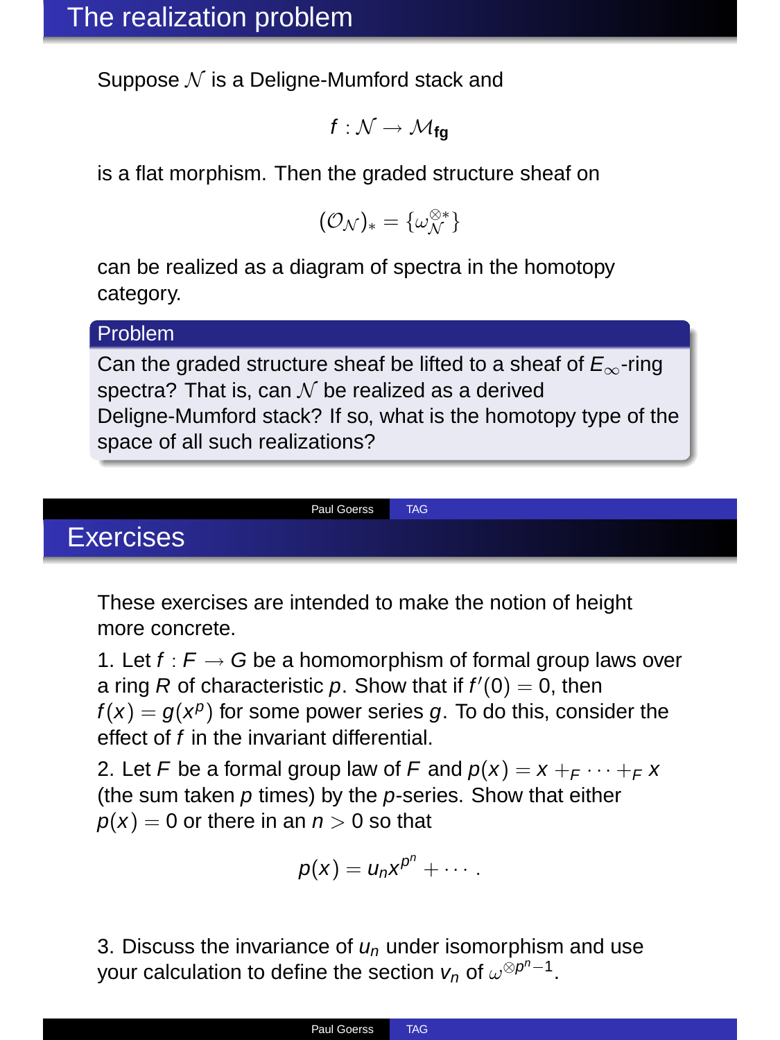# The realization problem

Suppose $\mathcal{N}$ is a Deligne-Mumford stack and

$$f : \mathcal{N} \to \mathcal{M}_{\mathbf{fg}}$$

is a flat morphism. Then the graded structure sheaf on

$$(\mathcal{O}_{\mathcal{N}})_* = \{\omega_{\mathcal{N}}^{\otimes *}\}$$

can be realized as a diagram of spectra in the homotopy category.

**Problem**

Can the graded structure sheaf be lifted to a sheaf of $E_\infty$-ring spectra? That is, can $\mathcal{N}$ be realized as a derived Deligne-Mumford stack? If so, what is the homotopy type of the space of all such realizations?

# Exercises

These exercises are intended to make the notion of height more concrete.

1. Let $f : F \to G$ be a homomorphism of formal group laws over a ring $R$ of characteristic $p$. Show that if $f'(0) = 0$, then $f(x) = g(x^p)$ for some power series $g$. To do this, consider the effect of $f$ in the invariant differential.

2. Let $F$ be a formal group law of $F$ and $p(x) = x +_F \cdots +_F x$ (the sum taken $p$ times) by the $p$-series. Show that either $p(x) = 0$ or there in an $n > 0$ so that

$$p(x) = u_n x^{p^n} + \cdots .$$

3. Discuss the invariance of $u_n$ under isomorphism and use your calculation to define the section $v_n$ of $\omega^{\otimes p^n - 1}$.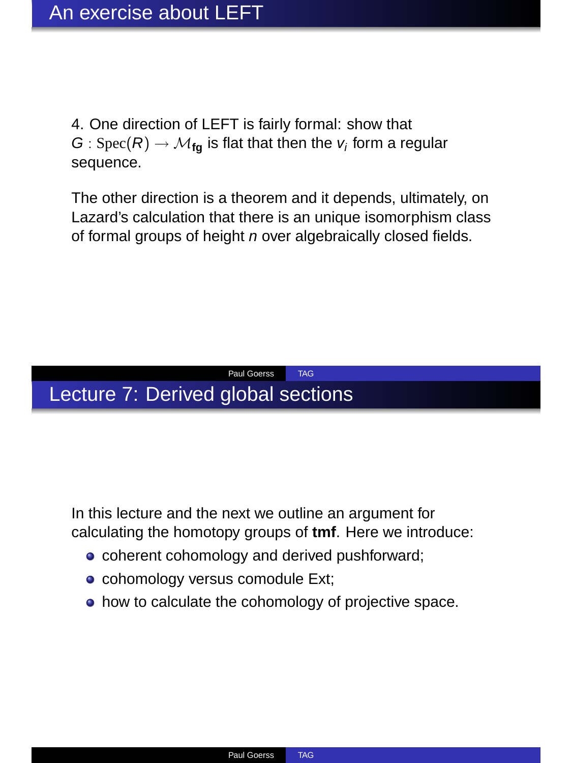# An exercise about LEFT

4. One direction of LEFT is fairly formal: show that $G : \mathrm{Spec}(R) \to \mathcal{M}_{\mathbf{fg}}$ is flat that then the $v_i$ form a regular sequence.

The other direction is a theorem and it depends, ultimately, on Lazard's calculation that there is an unique isomorphism class of formal groups of height $n$ over algebraically closed fields.

# Lecture 7: Derived global sections

In this lecture and the next we outline an argument for calculating the homotopy groups of **tmf**. Here we introduce:

- coherent cohomology and derived pushforward;
- cohomology versus comodule Ext;
- how to calculate the cohomology of projective space.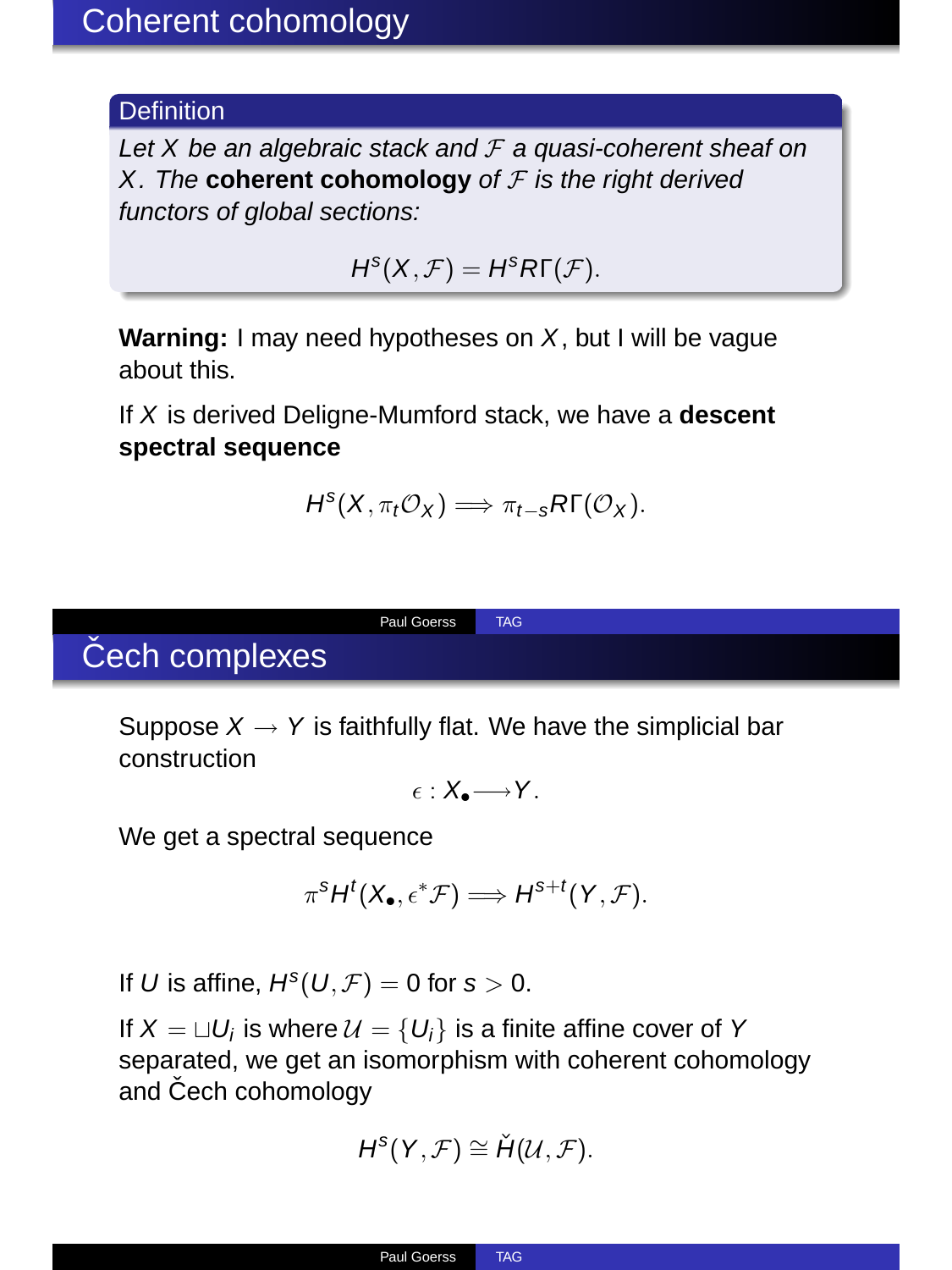# Coherent cohomology

**Definition**

*Let $X$ be an algebraic stack and $\mathcal{F}$ a quasi-coherent sheaf on $X$. The **coherent cohomology** of $\mathcal{F}$ is the right derived functors of global sections:*

$$H^s(X, \mathcal{F}) = H^s R\Gamma(\mathcal{F}).$$

**Warning:** I may need hypotheses on $X$, but I will be vague about this.

If $X$ is derived Deligne-Mumford stack, we have a **descent spectral sequence**

$$H^s(X, \pi_t \mathcal{O}_X) \Longrightarrow \pi_{t-s} R\Gamma(\mathcal{O}_X).$$

# Čech complexes

Suppose $X \to Y$ is faithfully flat. We have the simplicial bar construction

$$\epsilon : X_\bullet \longrightarrow Y.$$

We get a spectral sequence

$$\pi^s H^t(X_\bullet, \epsilon^* \mathcal{F}) \Longrightarrow H^{s+t}(Y, \mathcal{F}).$$

If $U$ is affine, $H^s(U, \mathcal{F}) = 0$ for $s > 0$.

If $X = \sqcup U_i$ is where $\mathcal{U} = \{U_i\}$ is a finite affine cover of $Y$ separated, we get an isomorphism with coherent cohomology and Čech cohomology

$$H^s(Y, \mathcal{F}) \cong \check{H}(\mathcal{U}, \mathcal{F}).$$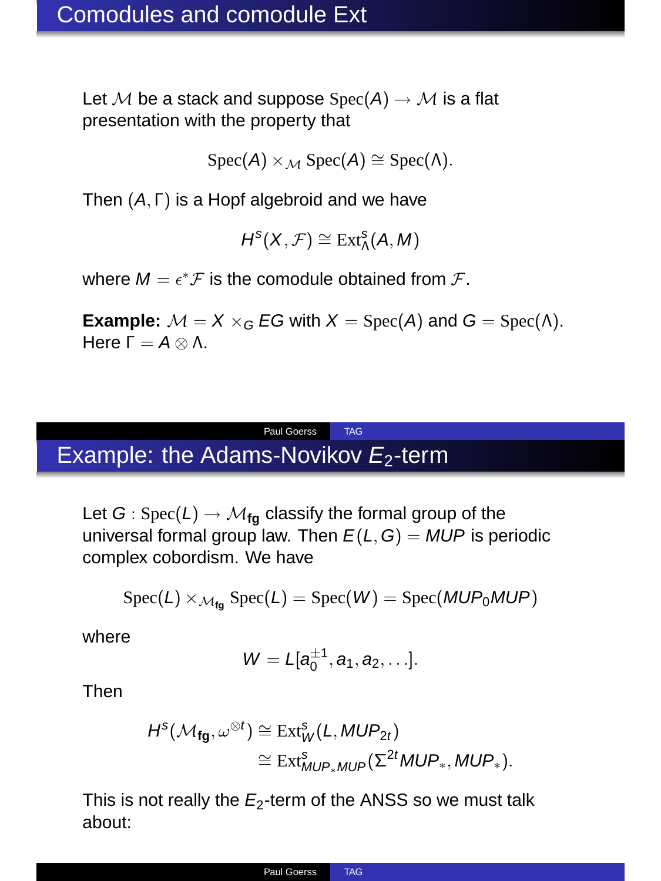## Comodules and comodule Ext

Let $\mathcal{M}$ be a stack and suppose $\mathrm{Spec}(A) \to \mathcal{M}$ is a flat presentation with the property that

$$\mathrm{Spec}(A) \times_{\mathcal{M}} \mathrm{Spec}(A) \cong \mathrm{Spec}(\Lambda).$$

Then $(A, \Gamma)$ is a Hopf algebroid and we have

$$H^s(X, \mathcal{F}) \cong \mathrm{Ext}^s_{\Lambda}(A, M)$$

where $M = \epsilon^* \mathcal{F}$ is the comodule obtained from $\mathcal{F}$.

**Example:** $\mathcal{M} = X \times_G EG$ with $X = \mathrm{Spec}(A)$ and $G = \mathrm{Spec}(\Lambda)$. Here $\Gamma = A \otimes \Lambda$.

## Example: the Adams-Novikov $E_2$-term

Let $G : \mathrm{Spec}(L) \to \mathcal{M}_{\mathbf{fg}}$ classify the formal group of the universal formal group law. Then $E(L, G) = MUP$ is periodic complex cobordism. We have

$$\mathrm{Spec}(L) \times_{\mathcal{M}_{\mathbf{fg}}} \mathrm{Spec}(L) = \mathrm{Spec}(W) = \mathrm{Spec}(MUP_0 MUP)$$

where

$$W = L[a_0^{\pm 1}, a_1, a_2, \ldots].$$

Then

$$\begin{aligned} H^s(\mathcal{M}_{\mathbf{fg}}, \omega^{\otimes t}) &\cong \mathrm{Ext}^s_W(L, MUP_{2t}) \\ &\cong \mathrm{Ext}^s_{MUP_* MUP}(\Sigma^{2t} MUP_*, MUP_*). \end{aligned}$$

This is not really the $E_2$-term of the ANSS so we must talk about: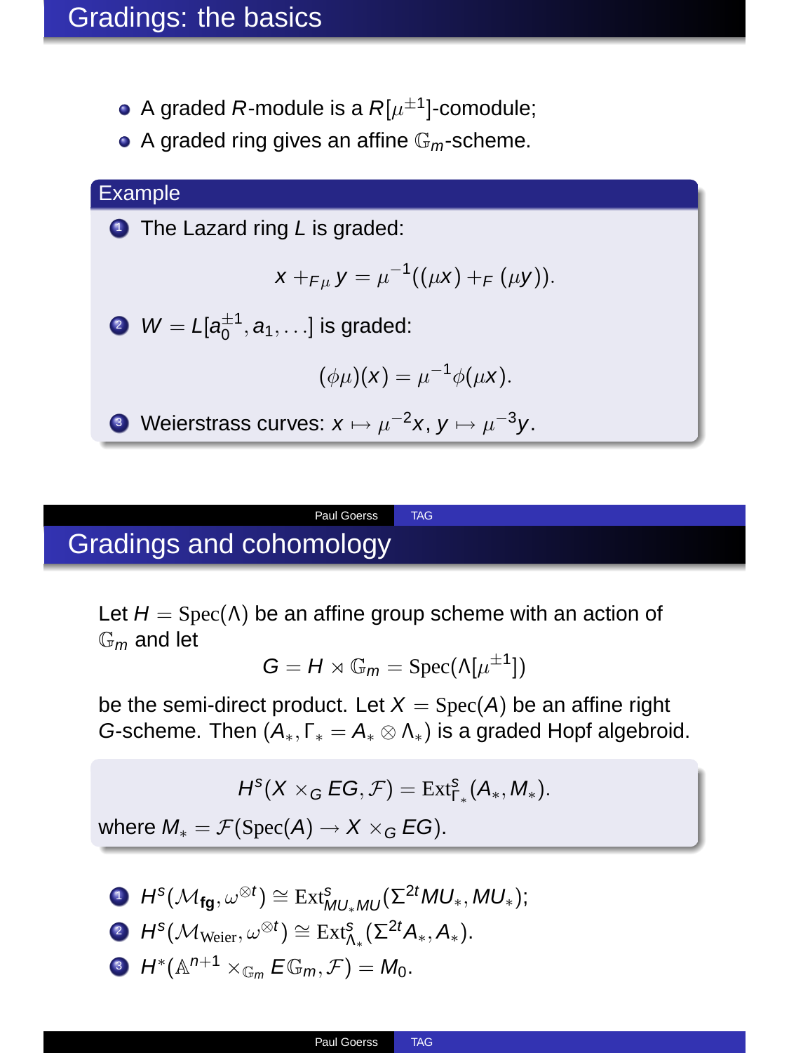# Gradings: the basics

- A graded $R$-module is a $R[\mu^{\pm 1}]$-comodule;
- A graded ring gives an affine $\mathbb{G}_m$-scheme.

**Example**

1. The Lazard ring $L$ is graded:

$$x +_{F_\mu} y = \mu^{-1}((\mu x) +_F (\mu y)).$$

2. $W = L[a_0^{\pm 1}, a_1, \ldots]$ is graded:

$$(\phi\mu)(x) = \mu^{-1}\phi(\mu x).$$

3. Weierstrass curves: $x \mapsto \mu^{-2}x$, $y \mapsto \mu^{-3}y$.

# Gradings and cohomology

Let $H = \mathrm{Spec}(\Lambda)$ be an affine group scheme with an action of $\mathbb{G}_m$ and let

$$G = H \rtimes \mathbb{G}_m = \mathrm{Spec}(\Lambda[\mu^{\pm 1}])$$

be the semi-direct product. Let $X = \mathrm{Spec}(A)$ be an affine right $G$-scheme. Then $(A_*, \Gamma_* = A_* \otimes \Lambda_*)$ is a graded Hopf algebroid.

$$H^s(X \times_G EG, \mathcal{F}) = \mathrm{Ext}^s_{\Gamma_*}(A_*, M_*).$$

where $M_* = \mathcal{F}(\mathrm{Spec}(A) \to X \times_G EG)$.

1. $H^s(\mathcal{M}_{\mathbf{fg}}, \omega^{\otimes t}) \cong \mathrm{Ext}^s_{MU_*MU}(\Sigma^{2t}MU_*, MU_*)$;
2. $H^s(\mathcal{M}_{\mathrm{Weier}}, \omega^{\otimes t}) \cong \mathrm{Ext}^s_{\Lambda_*}(\Sigma^{2t}A_*, A_*)$.
3. $H^*(\mathbb{A}^{n+1} \times_{\mathbb{G}_m} E\mathbb{G}_m, \mathcal{F}) = M_0$.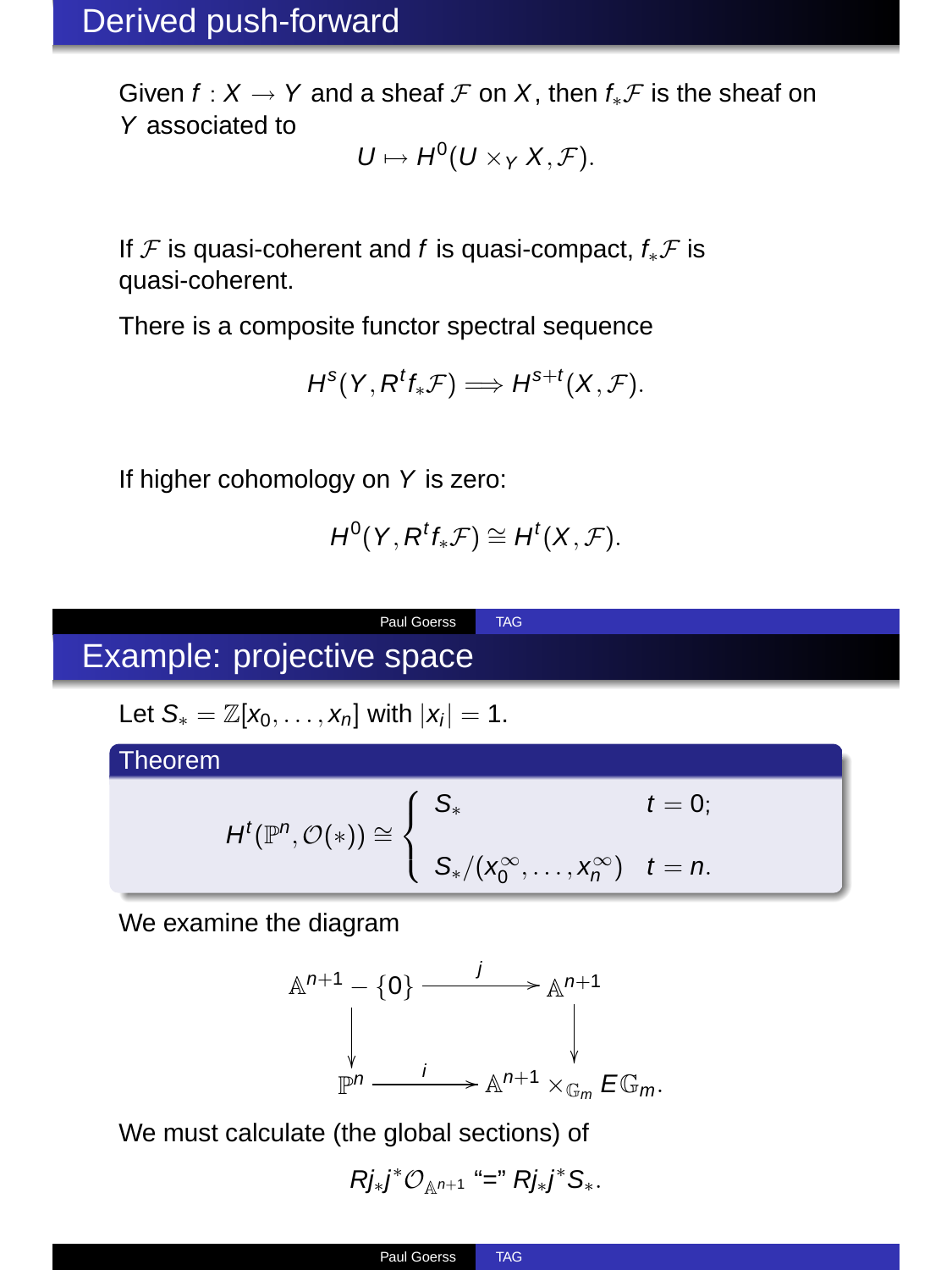## Derived push-forward

Given $f : X \to Y$ and a sheaf $\mathcal{F}$ on $X$, then $f_*\mathcal{F}$ is the sheaf on $Y$ associated to

$$U \mapsto H^0(U \times_Y X, \mathcal{F}).$$

If $\mathcal{F}$ is quasi-coherent and $f$ is quasi-compact, $f_*\mathcal{F}$ is quasi-coherent.

There is a composite functor spectral sequence

$$H^s(Y, R^t f_*\mathcal{F}) \Longrightarrow H^{s+t}(X, \mathcal{F}).$$

If higher cohomology on $Y$ is zero:

$$H^0(Y, R^t f_*\mathcal{F}) \cong H^t(X, \mathcal{F}).$$

## Example: projective space

Let $S_* = \mathbb{Z}[x_0, \ldots, x_n]$ with $|x_i| = 1$.

**Theorem**

$$H^t(\mathbb{P}^n, \mathcal{O}(*)) \cong \begin{cases} S_* & t = 0; \\ S_*/(x_0^\infty, \ldots, x_n^\infty) & t = n. \end{cases}$$

We examine the diagram

$$\begin{array}{ccc} \mathbb{A}^{n+1} - \{0\} & \xrightarrow{j} & \mathbb{A}^{n+1} \\ \downarrow & & \downarrow \\ \mathbb{P}^n & \xrightarrow{i} & \mathbb{A}^{n+1} \times_{\mathbb{G}_m} E\mathbb{G}_m. \end{array}$$

We must calculate (the global sections) of

$$Rj_*j^*\mathcal{O}_{\mathbb{A}^{n+1}} \text{ “=” } Rj_*j^*S_*.$$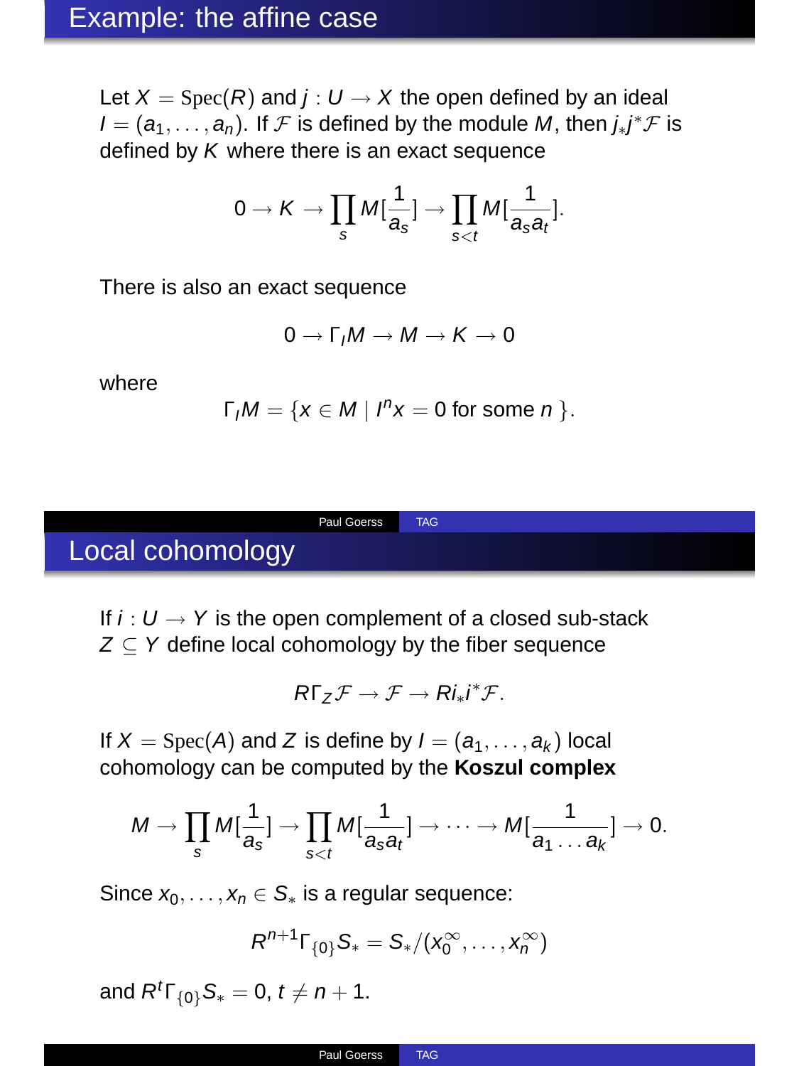## Example: the affine case

Let $X = \mathrm{Spec}(R)$ and $j : U \to X$ the open defined by an ideal $I = (a_1, \ldots, a_n)$. If $\mathcal{F}$ is defined by the module $M$, then $j_* j^* \mathcal{F}$ is defined by $K$ where there is an exact sequence

$$0 \to K \to \prod_s M[\frac{1}{a_s}] \to \prod_{s<t} M[\frac{1}{a_s a_t}].$$

There is also an exact sequence

$$0 \to \Gamma_I M \to M \to K \to 0$$

where

$$\Gamma_I M = \{ x \in M \mid I^n x = 0 \text{ for some } n \}.$$

## Local cohomology

If $i : U \to Y$ is the open complement of a closed sub-stack $Z \subseteq Y$ define local cohomology by the fiber sequence

$$R\Gamma_Z \mathcal{F} \to \mathcal{F} \to Ri_* i^* \mathcal{F}.$$

If $X = \mathrm{Spec}(A)$ and $Z$ is define by $I = (a_1, \ldots, a_k)$ local cohomology can be computed by the **Koszul complex**

$$M \to \prod_s M[\frac{1}{a_s}] \to \prod_{s<t} M[\frac{1}{a_s a_t}] \to \cdots \to M[\frac{1}{a_1 \ldots a_k}] \to 0.$$

Since $x_0, \ldots, x_n \in S_*$ is a regular sequence:

$$R^{n+1}\Gamma_{\{0\}} S_* = S_*/(x_0^\infty, \ldots, x_n^\infty)$$

and $R^t \Gamma_{\{0\}} S_* = 0$, $t \neq n+1$.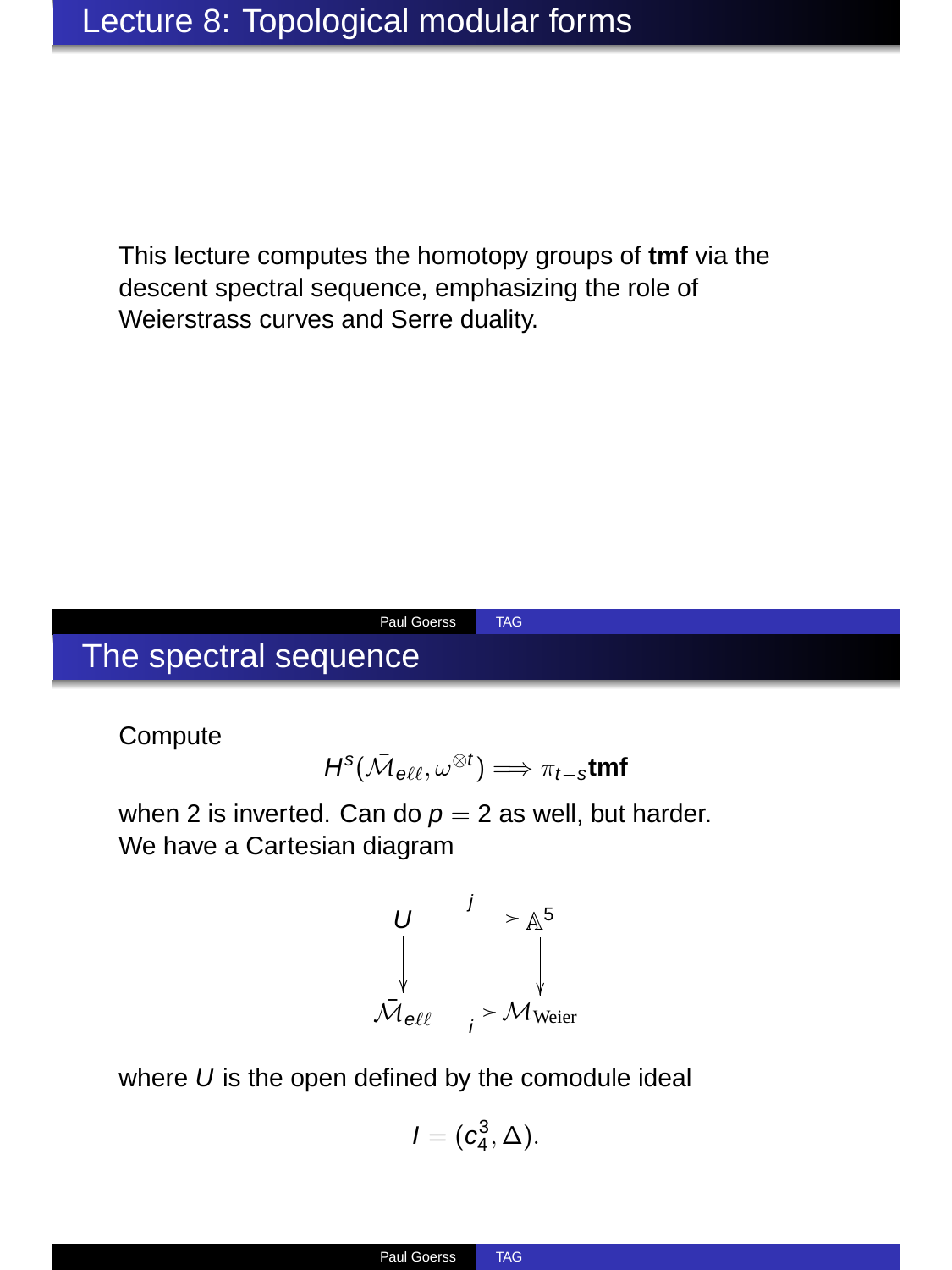# Lecture 8: Topological modular forms

This lecture computes the homotopy groups of **tmf** via the descent spectral sequence, emphasizing the role of Weierstrass curves and Serre duality.

# The spectral sequence

Compute

$$H^s(\bar{\mathcal{M}}_{e\ell\ell}, \omega^{\otimes t}) \Longrightarrow \pi_{t-s}\mathbf{tmf}$$

when 2 is inverted. Can do $p = 2$ as well, but harder.
We have a Cartesian diagram

$$\begin{array}{ccc} U & \xrightarrow{j} & \mathbb{A}^5 \\ \downarrow & & \downarrow \\ \bar{\mathcal{M}}_{e\ell\ell} & \xrightarrow[i]{} & \mathcal{M}_{\text{Weier}} \end{array}$$

where $U$ is the open defined by the comodule ideal

$$I = (c_4^3, \Delta).$$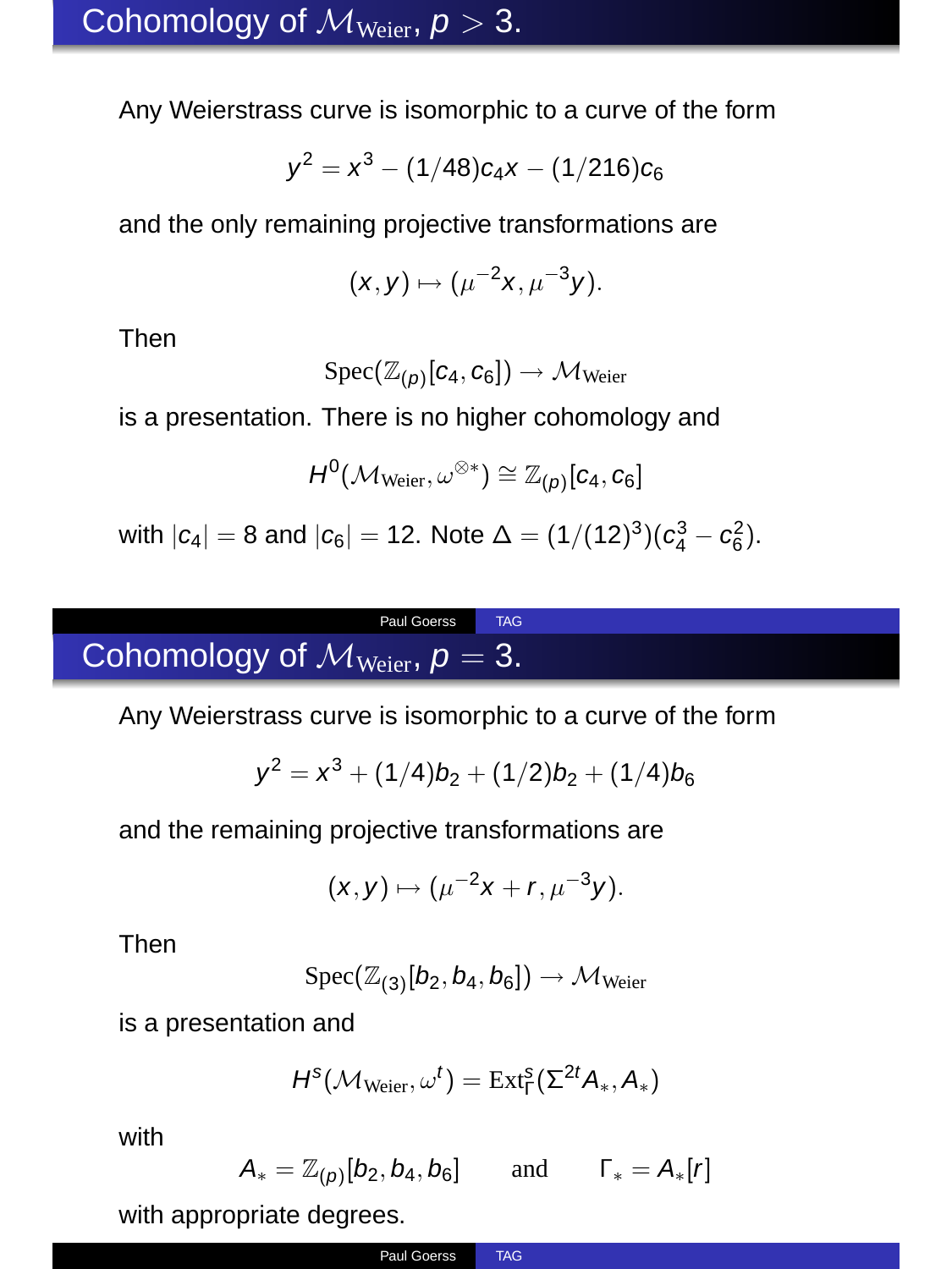## Cohomology of $\mathcal{M}_{\text{Weier}}$, $p > 3$.

Any Weierstrass curve is isomorphic to a curve of the form

$$y^2 = x^3 - (1/48)c_4 x - (1/216)c_6$$

and the only remaining projective transformations are

$$(x, y) \mapsto (\mu^{-2}x, \mu^{-3}y).$$

Then

$$\text{Spec}(\mathbb{Z}_{(p)}[c_4, c_6]) \to \mathcal{M}_{\text{Weier}}$$

is a presentation. There is no higher cohomology and

$$H^0(\mathcal{M}_{\text{Weier}}, \omega^{\otimes *}) \cong \mathbb{Z}_{(p)}[c_4, c_6]$$

with $|c_4| = 8$ and $|c_6| = 12$. Note $\Delta = (1/(12)^3)(c_4^3 - c_6^2)$.

## Cohomology of $\mathcal{M}_{\text{Weier}}$, $p = 3$.

Any Weierstrass curve is isomorphic to a curve of the form

$$y^2 = x^3 + (1/4)b_2 + (1/2)b_2 + (1/4)b_6$$

and the remaining projective transformations are

$$(x, y) \mapsto (\mu^{-2}x + r, \mu^{-3}y).$$

Then

$$\text{Spec}(\mathbb{Z}_{(3)}[b_2, b_4, b_6]) \to \mathcal{M}_{\text{Weier}}$$

is a presentation and

$$H^s(\mathcal{M}_{\text{Weier}}, \omega^t) = \text{Ext}^s_\Gamma(\Sigma^{2t}A_*, A_*)$$

with

$$A_* = \mathbb{Z}_{(p)}[b_2, b_4, b_6] \qquad \text{and} \qquad \Gamma_* = A_*[r]$$

with appropriate degrees.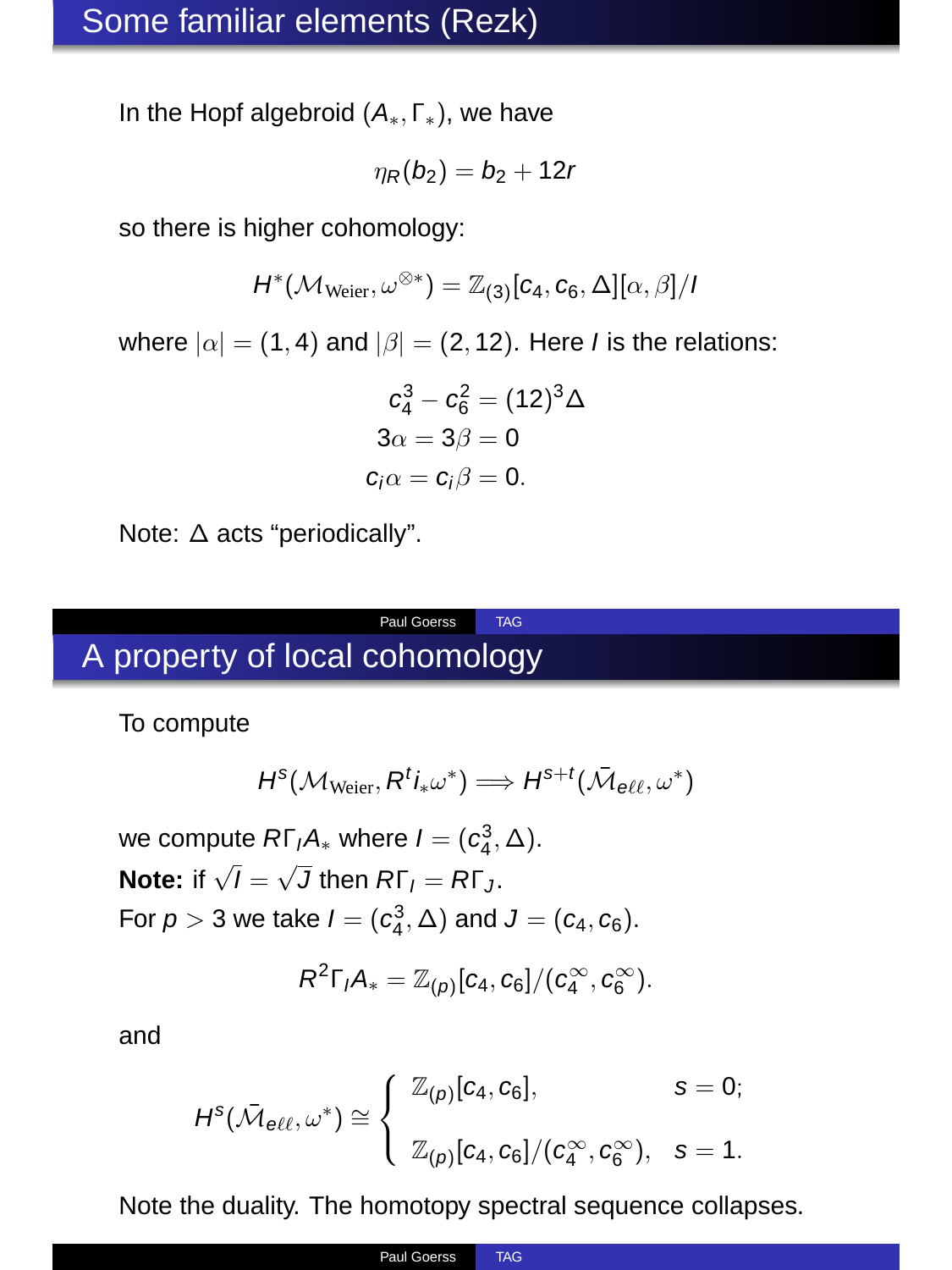## Some familiar elements (Rezk)

In the Hopf algebroid $(A_*, \Gamma_*)$, we have

$$\eta_R(b_2) = b_2 + 12r$$

so there is higher cohomology:

$$H^*(\mathcal{M}_{\text{Weier}}, \omega^{\otimes *}) = \mathbb{Z}_{(3)}[c_4, c_6, \Delta][\alpha, \beta]/I$$

where $|\alpha| = (1, 4)$ and $|\beta| = (2, 12)$. Here $I$ is the relations:

$$c_4^3 - c_6^2 = (12)^3\Delta$$
$$3\alpha = 3\beta = 0$$
$$c_i\alpha = c_i\beta = 0.$$

Note: $\Delta$ acts "periodically".

## A property of local cohomology

To compute

$$H^s(\mathcal{M}_{\text{Weier}}, R^t i_* \omega^*) \Longrightarrow H^{s+t}(\bar{\mathcal{M}}_{e\ell\ell}, \omega^*)$$

we compute $R\Gamma_I A_*$ where $I = (c_4^3, \Delta)$.
**Note:** if $\sqrt{I} = \sqrt{J}$ then $R\Gamma_I = R\Gamma_J$.
For $p > 3$ we take $I = (c_4^3, \Delta)$ and $J = (c_4, c_6)$.

$$R^2\Gamma_I A_* = \mathbb{Z}_{(p)}[c_4, c_6]/(c_4^\infty, c_6^\infty).$$

and

$$H^s(\bar{\mathcal{M}}_{e\ell\ell}, \omega^*) \cong \begin{cases} \mathbb{Z}_{(p)}[c_4, c_6], & s = 0; \\ \mathbb{Z}_{(p)}[c_4, c_6]/(c_4^\infty, c_6^\infty), & s = 1. \end{cases}$$

Note the duality. The homotopy spectral sequence collapses.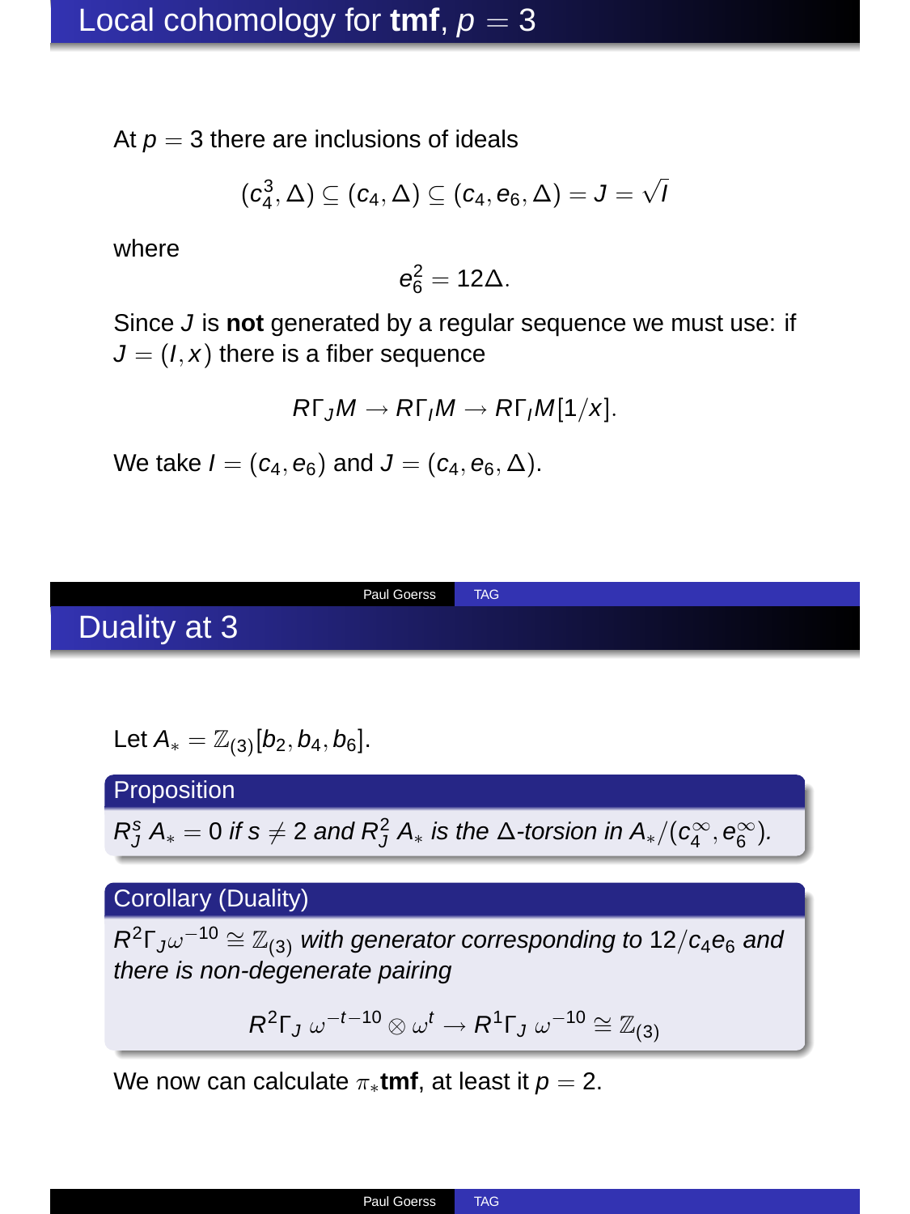## Local cohomology for **tmf**, $p = 3$

At $p = 3$ there are inclusions of ideals

$$(c_4^3, \Delta) \subseteq (c_4, \Delta) \subseteq (c_4, e_6, \Delta) = J = \sqrt{I}$$

where

$$e_6^2 = 12\Delta.$$

Since $J$ is **not** generated by a regular sequence we must use: if $J = (I, x)$ there is a fiber sequence

$$R\Gamma_J M \to R\Gamma_I M \to R\Gamma_I M[1/x].$$

We take $I = (c_4, e_6)$ and $J = (c_4, e_6, \Delta)$.

## Duality at 3

Let $A_* = \mathbb{Z}_{(3)}[b_2, b_4, b_6]$.

**Proposition**

*$R_J^s A_* = 0$ if $s \neq 2$ and $R_J^2 A_*$ is the $\Delta$-torsion in $A_*/(c_4^\infty, e_6^\infty)$.*

**Corollary (Duality)**

*$R^2\Gamma_J \omega^{-10} \cong \mathbb{Z}_{(3)}$ with generator corresponding to $12/c_4 e_6$ and there is non-degenerate pairing*

$$R^2\Gamma_J\, \omega^{-t-10} \otimes \omega^t \to R^1\Gamma_J\, \omega^{-10} \cong \mathbb{Z}_{(3)}$$

We now can calculate $\pi_*$**tmf**, at least it $p = 2$.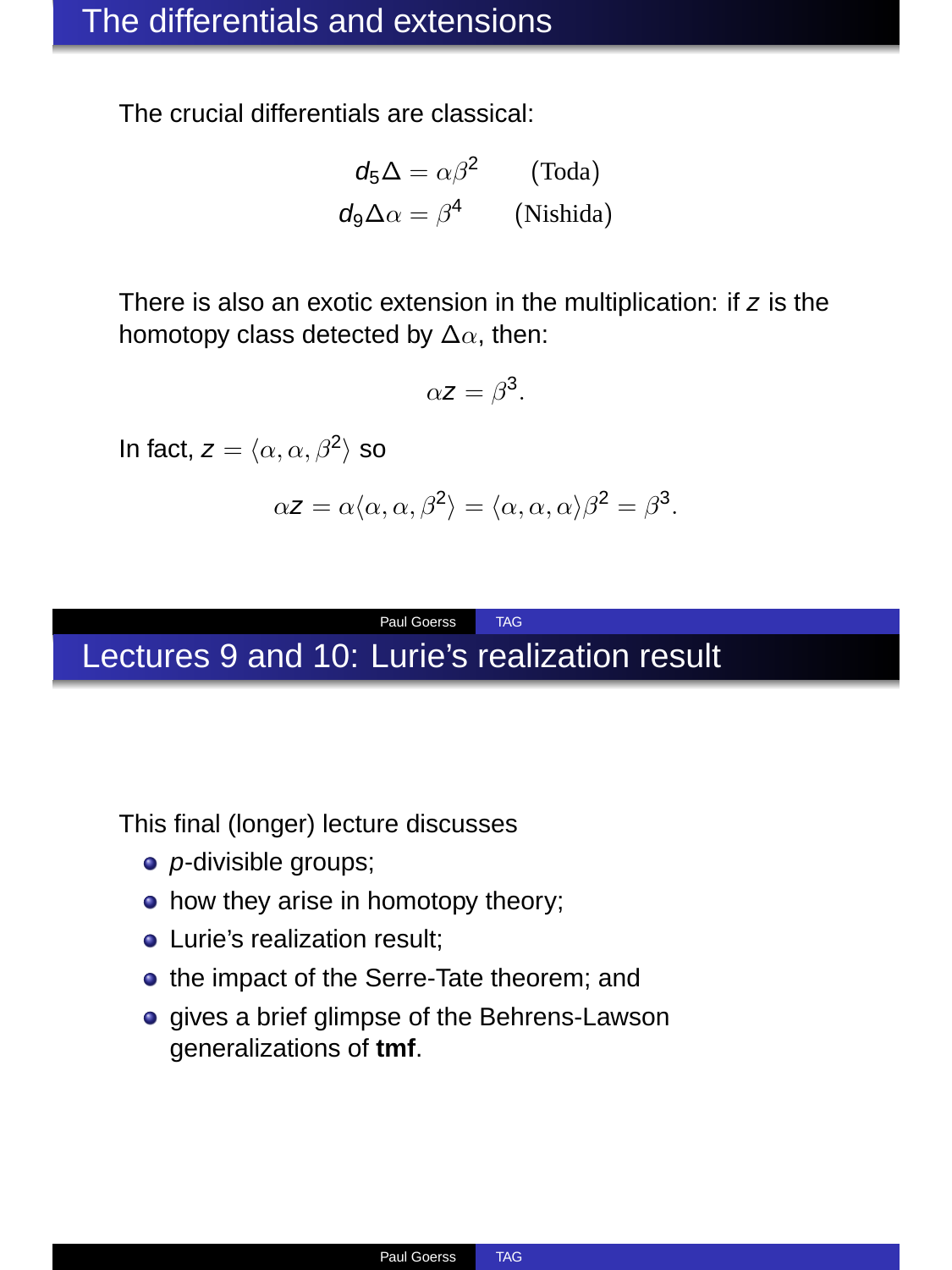## The differentials and extensions

The crucial differentials are classical:

$$d_5\Delta = \alpha\beta^2 \qquad \text{(Toda)}$$
$$d_9\Delta\alpha = \beta^4 \qquad \text{(Nishida)}$$

There is also an exotic extension in the multiplication: if $z$ is the homotopy class detected by $\Delta\alpha$, then:

$$\alpha z = \beta^3.$$

In fact, $z = \langle \alpha, \alpha, \beta^2 \rangle$ so

$$\alpha z = \alpha\langle \alpha, \alpha, \beta^2 \rangle = \langle \alpha, \alpha, \alpha \rangle \beta^2 = \beta^3.$$

## Lectures 9 and 10: Lurie's realization result

This final (longer) lecture discusses

- $p$-divisible groups;
- how they arise in homotopy theory;
- Lurie's realization result;
- the impact of the Serre-Tate theorem; and
- gives a brief glimpse of the Behrens-Lawson generalizations of **tmf**.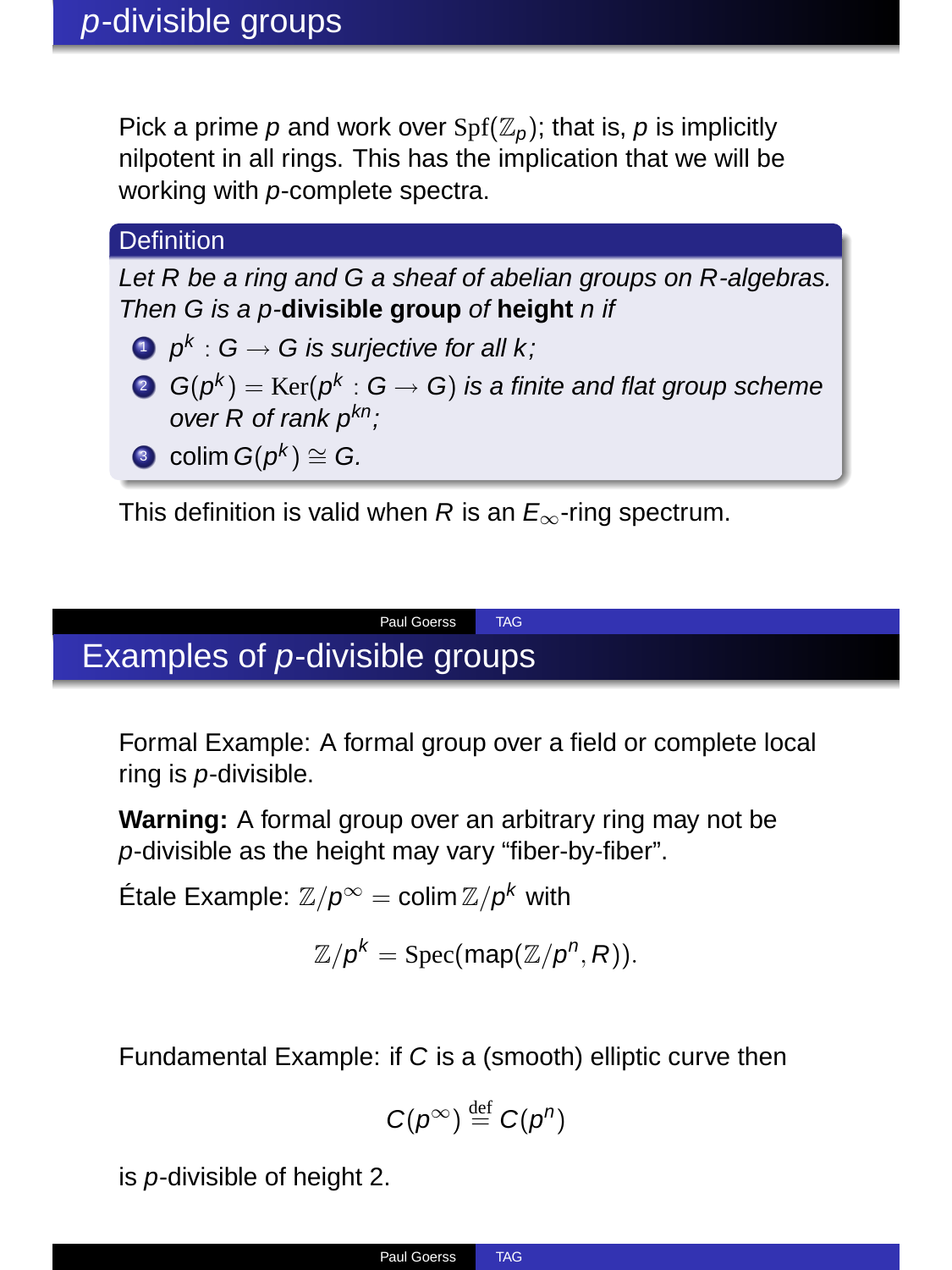# $p$-divisible groups

Pick a prime $p$ and work over $\mathrm{Spf}(\mathbb{Z}_p)$; that is, $p$ is implicitly nilpotent in all rings. This has the implication that we will be working with $p$-complete spectra.

**Definition**

*Let $R$ be a ring and $G$ a sheaf of abelian groups on $R$-algebras. Then $G$ is a $p$-**divisible group** of **height** $n$ if*

1. $p^k : G \to G$ *is surjective for all* $k$;
2. $G(p^k) = \mathrm{Ker}(p^k : G \to G)$ *is a finite and flat group scheme over $R$ of rank* $p^{kn}$;
3. $\operatorname{colim} G(p^k) \cong G$.

This definition is valid when $R$ is an $E_\infty$-ring spectrum.

# Examples of $p$-divisible groups

Formal Example: A formal group over a field or complete local ring is $p$-divisible.

**Warning:** A formal group over an arbitrary ring may not be $p$-divisible as the height may vary "fiber-by-fiber".

Étale Example: $\mathbb{Z}/p^\infty = \operatorname{colim} \mathbb{Z}/p^k$ with

$$\mathbb{Z}/p^k = \mathrm{Spec}(\mathrm{map}(\mathbb{Z}/p^n, R)).$$

Fundamental Example: if $C$ is a (smooth) elliptic curve then

$$C(p^\infty) \stackrel{\text{def}}{=} C(p^n)$$

is $p$-divisible of height 2.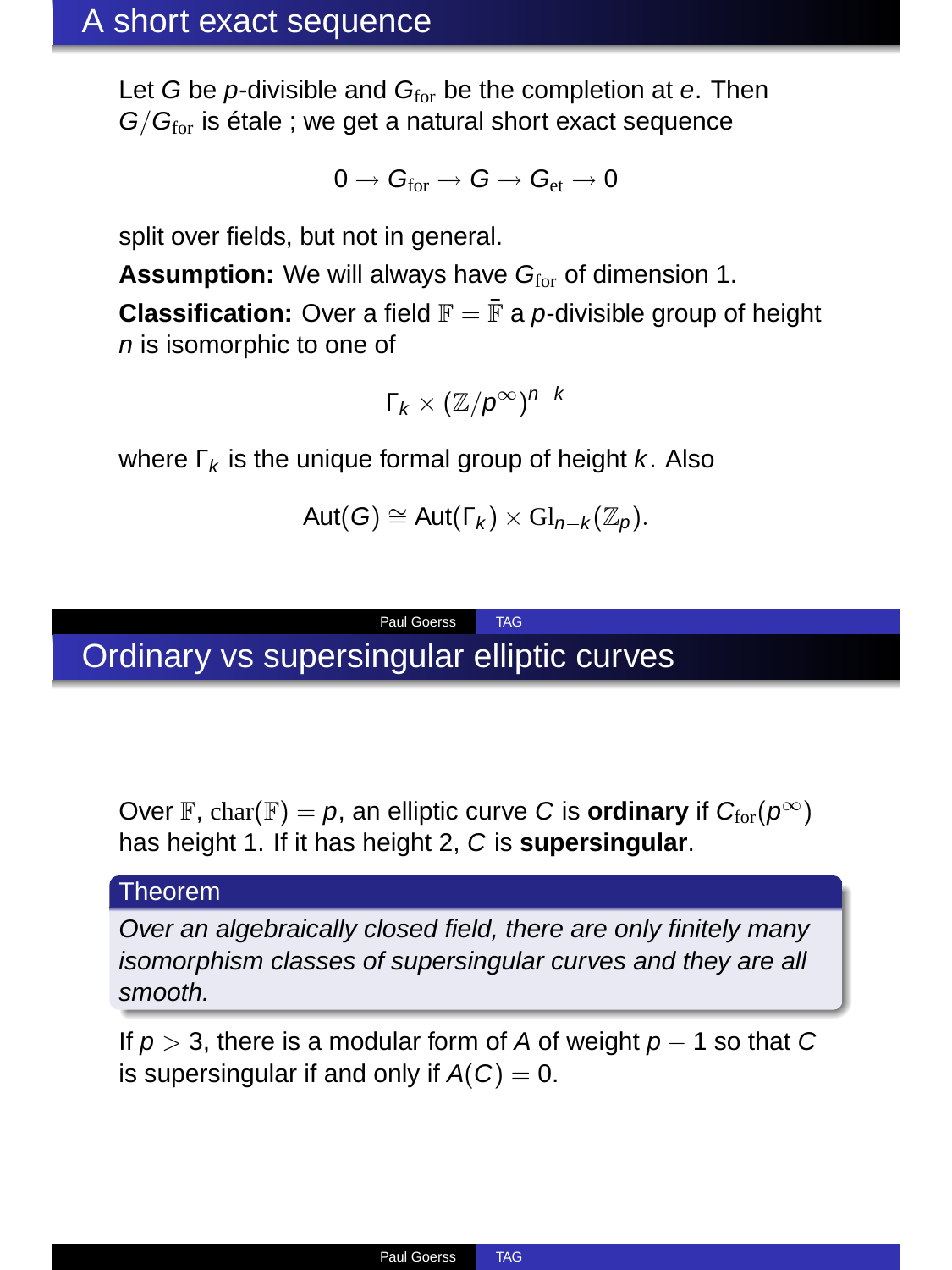## A short exact sequence

Let $G$ be $p$-divisible and $G_{\text{for}}$ be the completion at $e$. Then $G/G_{\text{for}}$ is étale ; we get a natural short exact sequence

$$0 \to G_{\text{for}} \to G \to G_{\text{et}} \to 0$$

split over fields, but not in general.

**Assumption:** We will always have $G_{\text{for}}$ of dimension 1.

**Classification:** Over a field $\mathbb{F} = \bar{\mathbb{F}}$ a $p$-divisible group of height $n$ is isomorphic to one of

$$\Gamma_k \times (\mathbb{Z}/p^\infty)^{n-k}$$

where $\Gamma_k$ is the unique formal group of height $k$. Also

$$\text{Aut}(G) \cong \text{Aut}(\Gamma_k) \times \text{Gl}_{n-k}(\mathbb{Z}_p).$$

## Ordinary vs supersingular elliptic curves

Over $\mathbb{F}$, $\text{char}(\mathbb{F}) = p$, an elliptic curve $C$ is **ordinary** if $C_{\text{for}}(p^\infty)$ has height 1. If it has height 2, $C$ is **supersingular**.

**Theorem**

*Over an algebraically closed field, there are only finitely many isomorphism classes of supersingular curves and they are all smooth.*

If $p > 3$, there is a modular form of $A$ of weight $p - 1$ so that $C$ is supersingular if and only if $A(C) = 0$.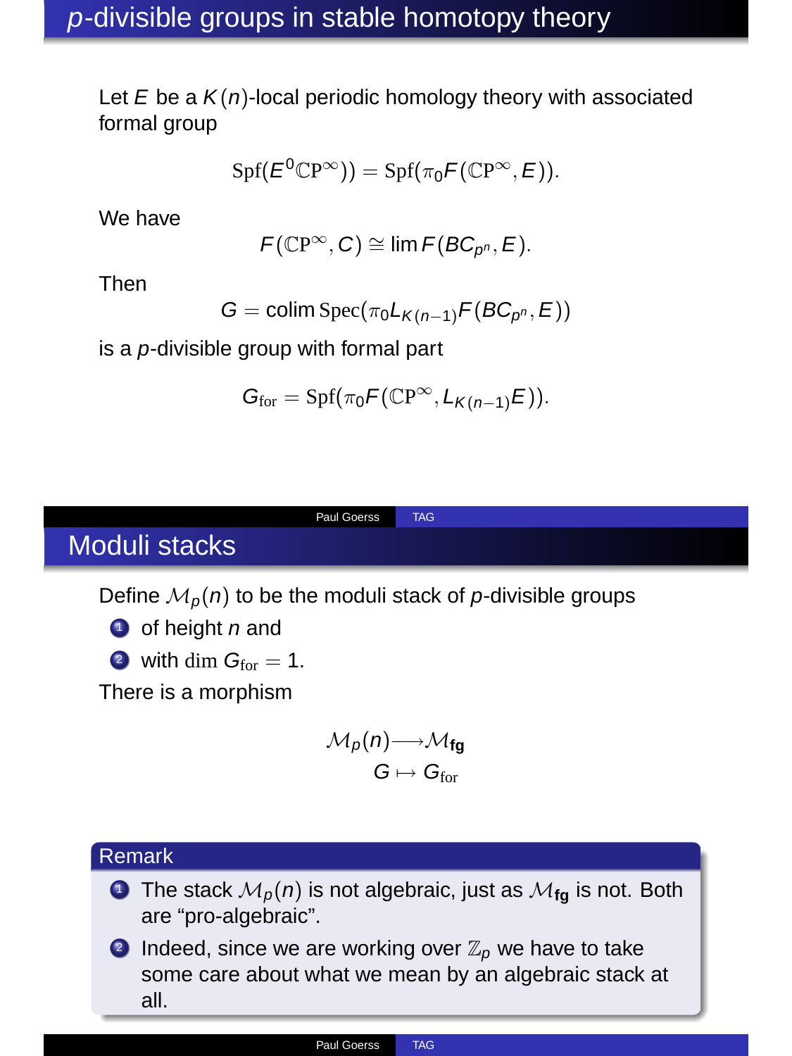# $p$-divisible groups in stable homotopy theory

Let $E$ be a $K(n)$-local periodic homology theory with associated formal group

$$\mathrm{Spf}(E^0\mathbb{C}\mathrm{P}^\infty)) = \mathrm{Spf}(\pi_0 F(\mathbb{C}\mathrm{P}^\infty, E)).$$

We have

$$F(\mathbb{C}\mathrm{P}^\infty, C) \cong \lim F(BC_{p^n}, E).$$

Then

$$G = \operatorname{colim} \mathrm{Spec}(\pi_0 L_{K(n-1)} F(BC_{p^n}, E))$$

is a $p$-divisible group with formal part

$$G_{\mathrm{for}} = \mathrm{Spf}(\pi_0 F(\mathbb{C}\mathrm{P}^\infty, L_{K(n-1)} E)).$$

# Moduli stacks

Define $\mathcal{M}_p(n)$ to be the moduli stack of $p$-divisible groups

1. of height $n$ and
2. with $\dim G_{\mathrm{for}} = 1$.

There is a morphism

$$\begin{aligned} \mathcal{M}_p(n) &\longrightarrow \mathcal{M}_{\mathbf{fg}} \\ G &\mapsto G_{\mathrm{for}} \end{aligned}$$

**Remark**

1. The stack $\mathcal{M}_p(n)$ is not algebraic, just as $\mathcal{M}_{\mathbf{fg}}$ is not. Both are "pro-algebraic".
2. Indeed, since we are working over $\mathbb{Z}_p$ we have to take some care about what we mean by an algebraic stack at all.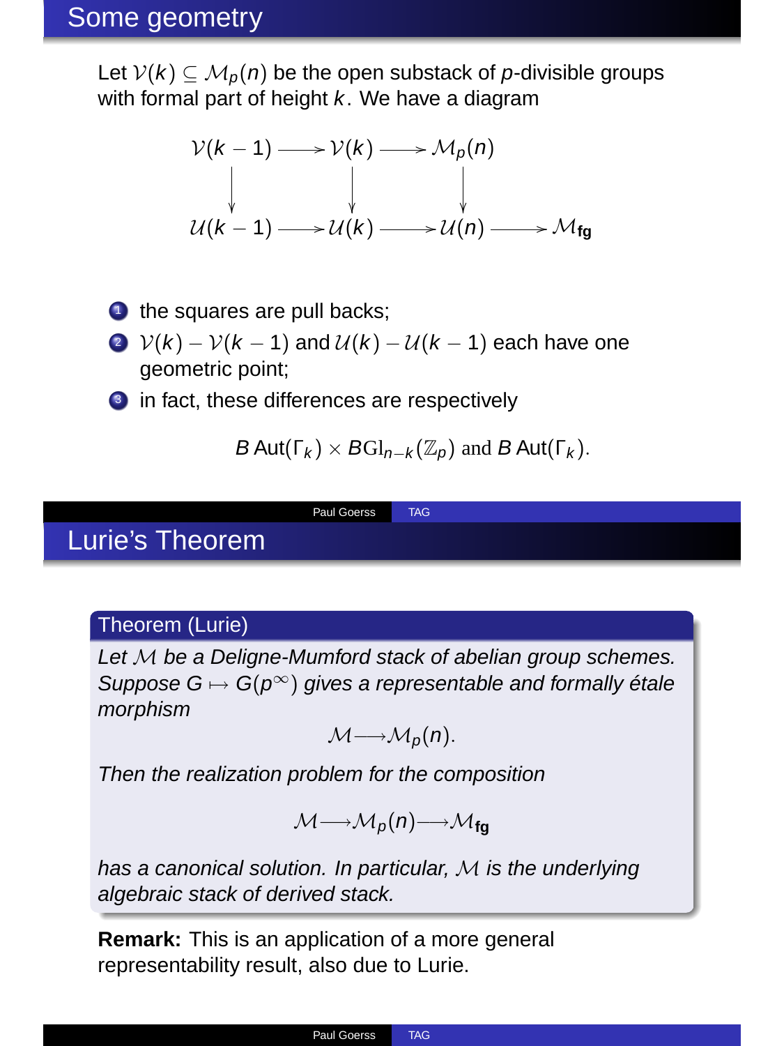## Some geometry

Let $\mathcal{V}(k) \subseteq \mathcal{M}_p(n)$ be the open substack of $p$-divisible groups with formal part of height $k$. We have a diagram

$$\begin{array}{ccccccc}
\mathcal{V}(k-1) & \longrightarrow & \mathcal{V}(k) & \longrightarrow & \mathcal{M}_p(n) & & \\
\downarrow & & \downarrow & & \downarrow & & \\
\mathcal{U}(k-1) & \longrightarrow & \mathcal{U}(k) & \longrightarrow & \mathcal{U}(n) & \longrightarrow & \mathcal{M}_{\mathbf{fg}}
\end{array}$$

1. the squares are pull backs;
2. $\mathcal{V}(k) - \mathcal{V}(k-1)$ and $\mathcal{U}(k) - \mathcal{U}(k-1)$ each have one geometric point;
3. in fact, these differences are respectively

$$B\,\mathrm{Aut}(\Gamma_k) \times B\mathrm{Gl}_{n-k}(\mathbb{Z}_p) \text{ and } B\,\mathrm{Aut}(\Gamma_k).$$

## Lurie's Theorem

**Theorem (Lurie)**

*Let $\mathcal{M}$ be a Deligne-Mumford stack of abelian group schemes. Suppose $G \mapsto G(p^\infty)$ gives a representable and formally étale morphism*

$$\mathcal{M} \longrightarrow \mathcal{M}_p(n).$$

*Then the realization problem for the composition*

$$\mathcal{M} \longrightarrow \mathcal{M}_p(n) \longrightarrow \mathcal{M}_{\mathbf{fg}}$$

*has a canonical solution. In particular, $\mathcal{M}$ is the underlying algebraic stack of derived stack.*

**Remark:** This is an application of a more general representability result, also due to Lurie.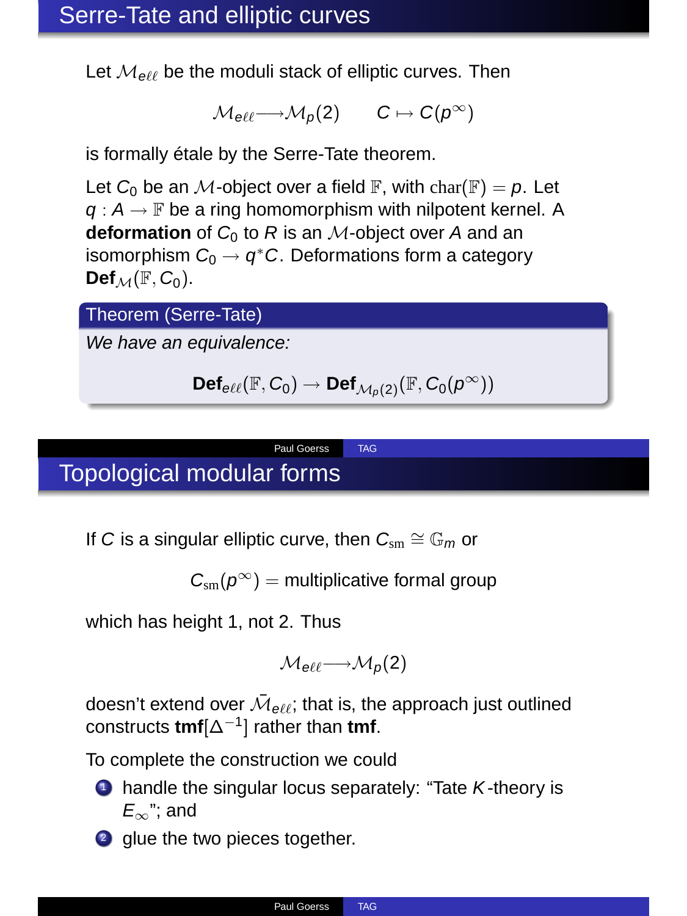## Serre-Tate and elliptic curves

Let $\mathcal{M}_{e\ell\ell}$ be the moduli stack of elliptic curves. Then

$$\mathcal{M}_{e\ell\ell} \longrightarrow \mathcal{M}_p(2) \qquad C \mapsto C(p^\infty)$$

is formally étale by the Serre-Tate theorem.

Let $C_0$ be an $\mathcal{M}$-object over a field $\mathbb{F}$, with $\mathrm{char}(\mathbb{F}) = p$. Let $q : A \to \mathbb{F}$ be a ring homomorphism with nilpotent kernel. A **deformation** of $C_0$ to $R$ is an $\mathcal{M}$-object over $A$ and an isomorphism $C_0 \to q^*C$. Deformations form a category $\mathbf{Def}_{\mathcal{M}}(\mathbb{F}, C_0)$.

**Theorem (Serre-Tate)**

*We have an equivalence:*

$$\mathbf{Def}_{e\ell\ell}(\mathbb{F}, C_0) \to \mathbf{Def}_{\mathcal{M}_p(2)}(\mathbb{F}, C_0(p^\infty))$$

## Topological modular forms

If $C$ is a singular elliptic curve, then $C_{\mathrm{sm}} \cong \mathbb{G}_m$ or

$$C_{\mathrm{sm}}(p^\infty) = \text{multiplicative formal group}$$

which has height 1, not 2. Thus

$$\mathcal{M}_{e\ell\ell} \longrightarrow \mathcal{M}_p(2)$$

doesn't extend over $\bar{\mathcal{M}}_{e\ell\ell}$; that is, the approach just outlined constructs $\mathbf{tmf}[\Delta^{-1}]$ rather than $\mathbf{tmf}$.

To complete the construction we could

1. handle the singular locus separately: "Tate $K$-theory is $E_\infty$"; and
2. glue the two pieces together.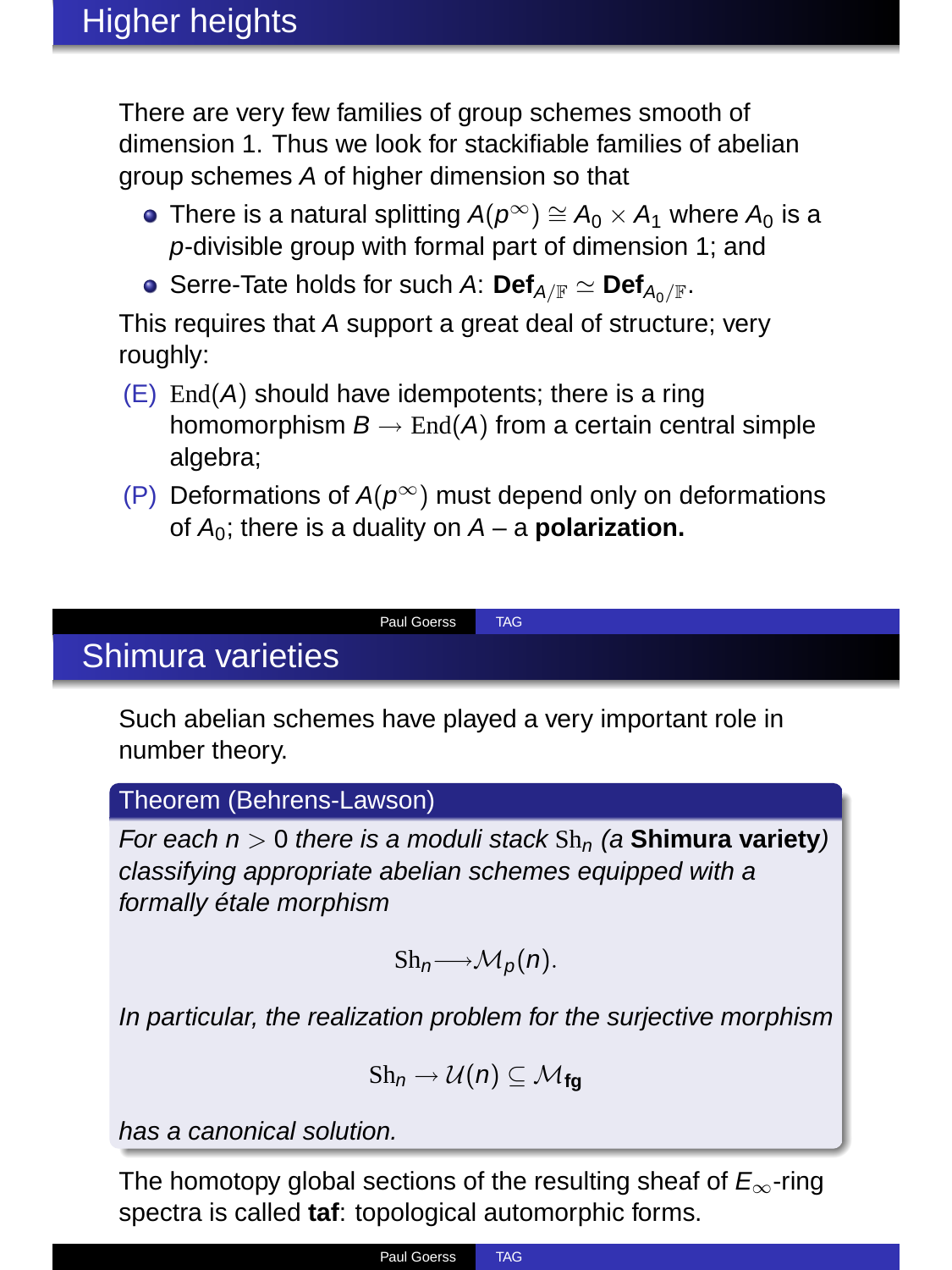## Higher heights

There are very few families of group schemes smooth of dimension 1. Thus we look for stackifiable families of abelian group schemes $A$ of higher dimension so that

- There is a natural splitting $A(p^\infty) \cong A_0 \times A_1$ where $A_0$ is a $p$-divisible group with formal part of dimension 1; and
- Serre-Tate holds for such $A$: $\mathbf{Def}_{A/\mathbb{F}} \simeq \mathbf{Def}_{A_0/\mathbb{F}}$.

This requires that $A$ support a great deal of structure; very roughly:

(E) $\mathrm{End}(A)$ should have idempotents; there is a ring homomorphism $B \to \mathrm{End}(A)$ from a certain central simple algebra;

(P) Deformations of $A(p^\infty)$ must depend only on deformations of $A_0$; there is a duality on $A$ – a **polarization.**

## Shimura varieties

Such abelian schemes have played a very important role in number theory.

**Theorem (Behrens-Lawson)**

*For each $n > 0$ there is a moduli stack $\mathrm{Sh}_n$ (a **Shimura variety**) classifying appropriate abelian schemes equipped with a formally étale morphism*

$$\mathrm{Sh}_n \longrightarrow \mathcal{M}_p(n).$$

*In particular, the realization problem for the surjective morphism*

$$\mathrm{Sh}_n \to \mathcal{U}(n) \subseteq \mathcal{M}_{\mathbf{fg}}$$

*has a canonical solution.*

The homotopy global sections of the resulting sheaf of $E_\infty$-ring spectra is called **taf**: topological automorphic forms.